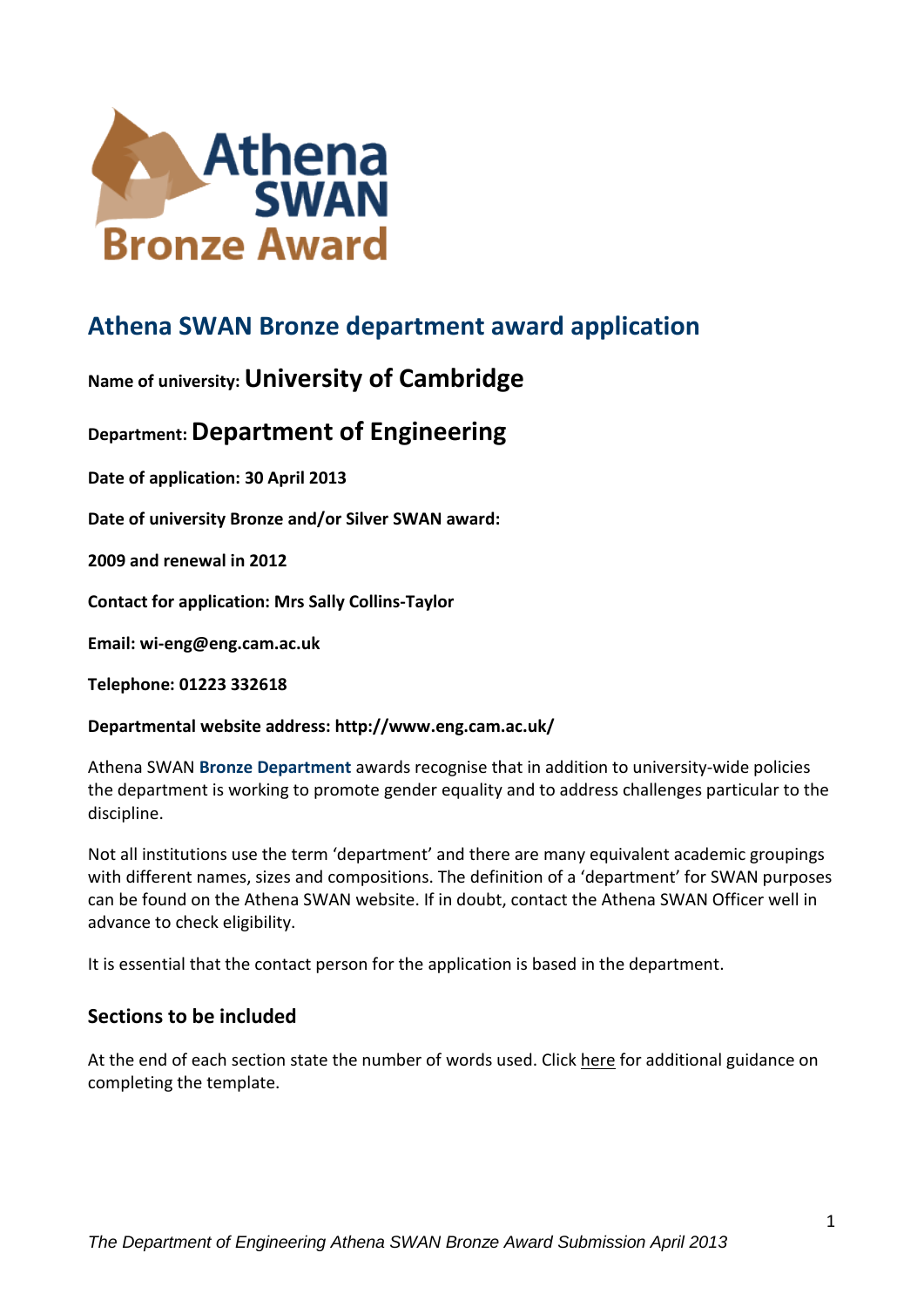# Athena SWAN Bronze Award

## Athena SWAN Bronze department award application

**Name of university: University of Cambridge**

**Department: Department of Engineering**

**Date of application: 30 April 2013**

**Date of university Bronze and/or Silver SWAN award:**

**2009 and renewal in 2012**

**Contact for application: Mrs Sally Collins-Taylor**

**Email: wi-eng@eng.cam.ac.uk**

**Telephone: 01223 332618**

**Departmental website address: http://www.eng.cam.ac.uk/**

Athena SWAN **Bronze Department** awards recognise that in addition to university-wide policies the department is working to promote gender equality and to address challenges particular to the discipline.

Not all institutions use the term 'department' and there are many equivalent academic groupings with different names, sizes and compositions. The definition of a 'department' for SWAN purposes can be found on the Athena SWAN website. If in doubt, contact the Athena SWAN Officer well in advance to check eligibility.

It is essential that the contact person for the application is based in the department.

### Sections to be included

At the end of each section state the number of words used. Click here for additional guidance on completing the template.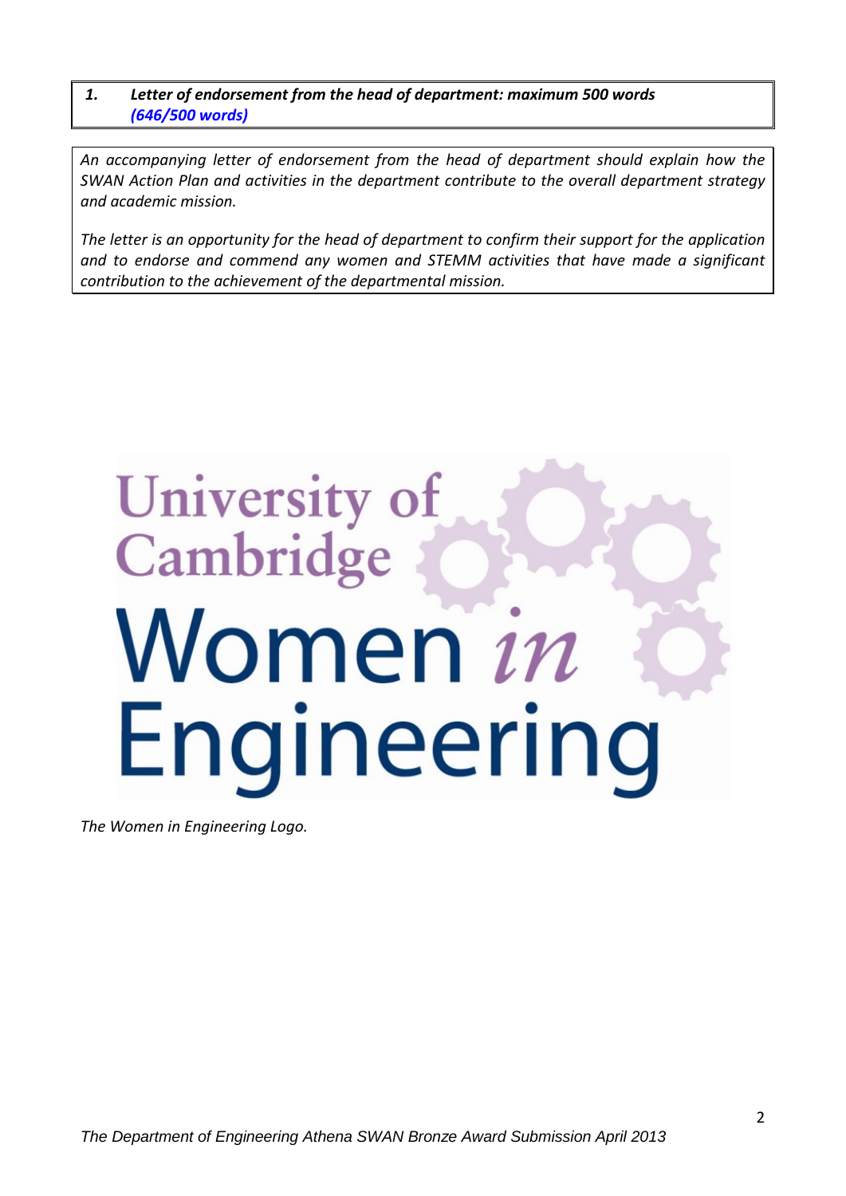## 1. Letter of endorsement from the head of department: maximum 500 words (646/500 words)

*An accompanying letter of endorsement from the head of department should explain how the SWAN Action Plan and activities in the department contribute to the overall department strategy and academic mission.*

*The letter is an opportunity for the head of department to confirm their support for the application and to endorse and commend any women and STEMM activities that have made a significant contribution to the achievement of the departmental mission.*

*The Women in Engineering Logo.*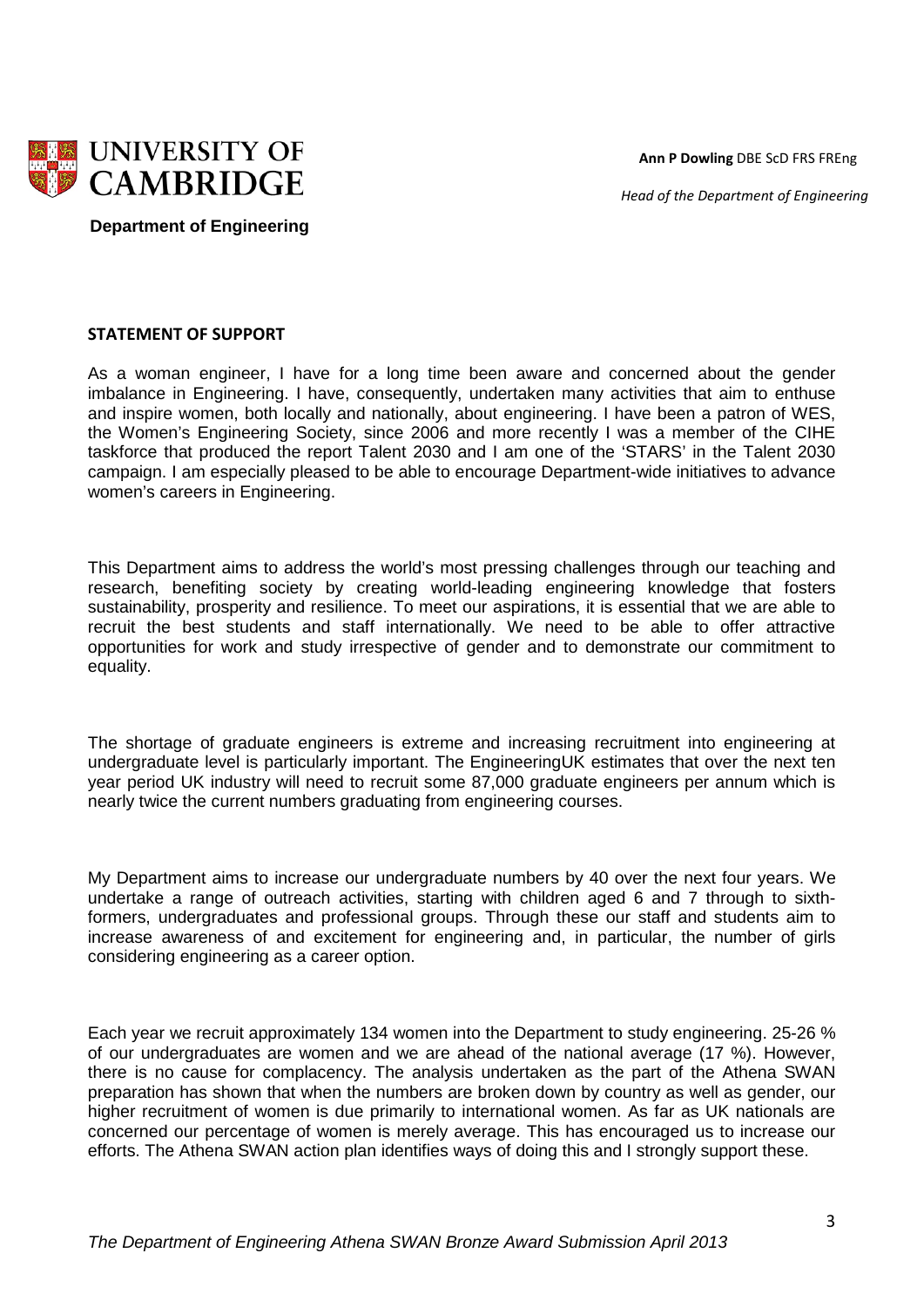UNIVERSITY OF CAMBRIDGE

**Department of Engineering**

**Ann P Dowling** DBE ScD FRS FREng

*Head of the Department of Engineering*

## STATEMENT OF SUPPORT

As a woman engineer, I have for a long time been aware and concerned about the gender imbalance in Engineering. I have, consequently, undertaken many activities that aim to enthuse and inspire women, both locally and nationally, about engineering. I have been a patron of WES, the Women's Engineering Society, since 2006 and more recently I was a member of the CIHE taskforce that produced the report Talent 2030 and I am one of the 'STARS' in the Talent 2030 campaign. I am especially pleased to be able to encourage Department-wide initiatives to advance women's careers in Engineering.

This Department aims to address the world's most pressing challenges through our teaching and research, benefiting society by creating world-leading engineering knowledge that fosters sustainability, prosperity and resilience. To meet our aspirations, it is essential that we are able to recruit the best students and staff internationally. We need to be able to offer attractive opportunities for work and study irrespective of gender and to demonstrate our commitment to equality.

The shortage of graduate engineers is extreme and increasing recruitment into engineering at undergraduate level is particularly important. The EngineeringUK estimates that over the next ten year period UK industry will need to recruit some 87,000 graduate engineers per annum which is nearly twice the current numbers graduating from engineering courses.

My Department aims to increase our undergraduate numbers by 40 over the next four years. We undertake a range of outreach activities, starting with children aged 6 and 7 through to sixth-formers, undergraduates and professional groups. Through these our staff and students aim to increase awareness of and excitement for engineering and, in particular, the number of girls considering engineering as a career option.

Each year we recruit approximately 134 women into the Department to study engineering. 25-26 % of our undergraduates are women and we are ahead of the national average (17 %). However, there is no cause for complacency. The analysis undertaken as the part of the Athena SWAN preparation has shown that when the numbers are broken down by country as well as gender, our higher recruitment of women is due primarily to international women. As far as UK nationals are concerned our percentage of women is merely average. This has encouraged us to increase our efforts. The Athena SWAN action plan identifies ways of doing this and I strongly support these.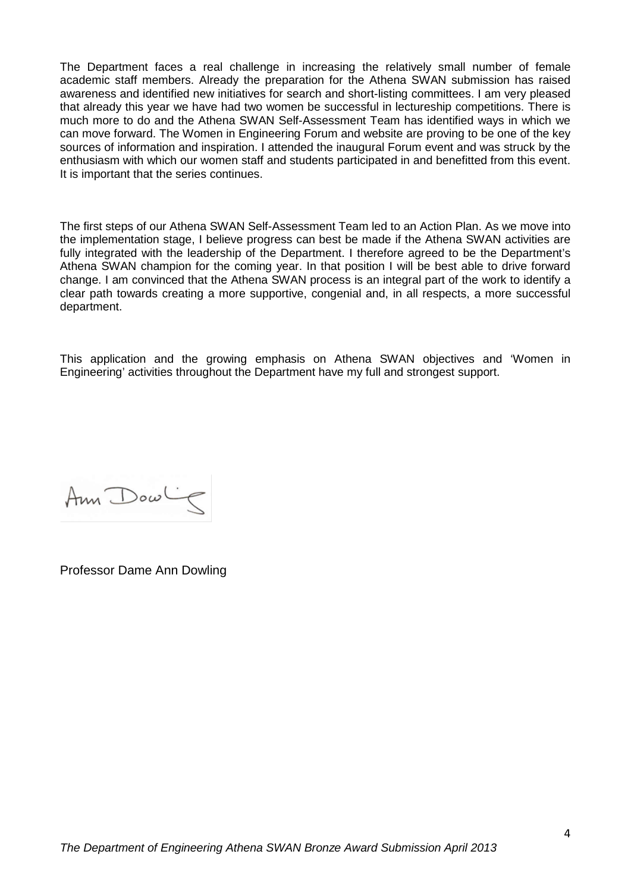The Department faces a real challenge in increasing the relatively small number of female academic staff members. Already the preparation for the Athena SWAN submission has raised awareness and identified new initiatives for search and short-listing committees. I am very pleased that already this year we have had two women be successful in lectureship competitions. There is much more to do and the Athena SWAN Self-Assessment Team has identified ways in which we can move forward. The Women in Engineering Forum and website are proving to be one of the key sources of information and inspiration. I attended the inaugural Forum event and was struck by the enthusiasm with which our women staff and students participated in and benefitted from this event. It is important that the series continues.

The first steps of our Athena SWAN Self-Assessment Team led to an Action Plan. As we move into the implementation stage, I believe progress can best be made if the Athena SWAN activities are fully integrated with the leadership of the Department. I therefore agreed to be the Department's Athena SWAN champion for the coming year. In that position I will be best able to drive forward change. I am convinced that the Athena SWAN process is an integral part of the work to identify a clear path towards creating a more supportive, congenial and, in all respects, a more successful department.

This application and the growing emphasis on Athena SWAN objectives and 'Women in Engineering' activities throughout the Department have my full and strongest support.

Ann Dowling

Professor Dame Ann Dowling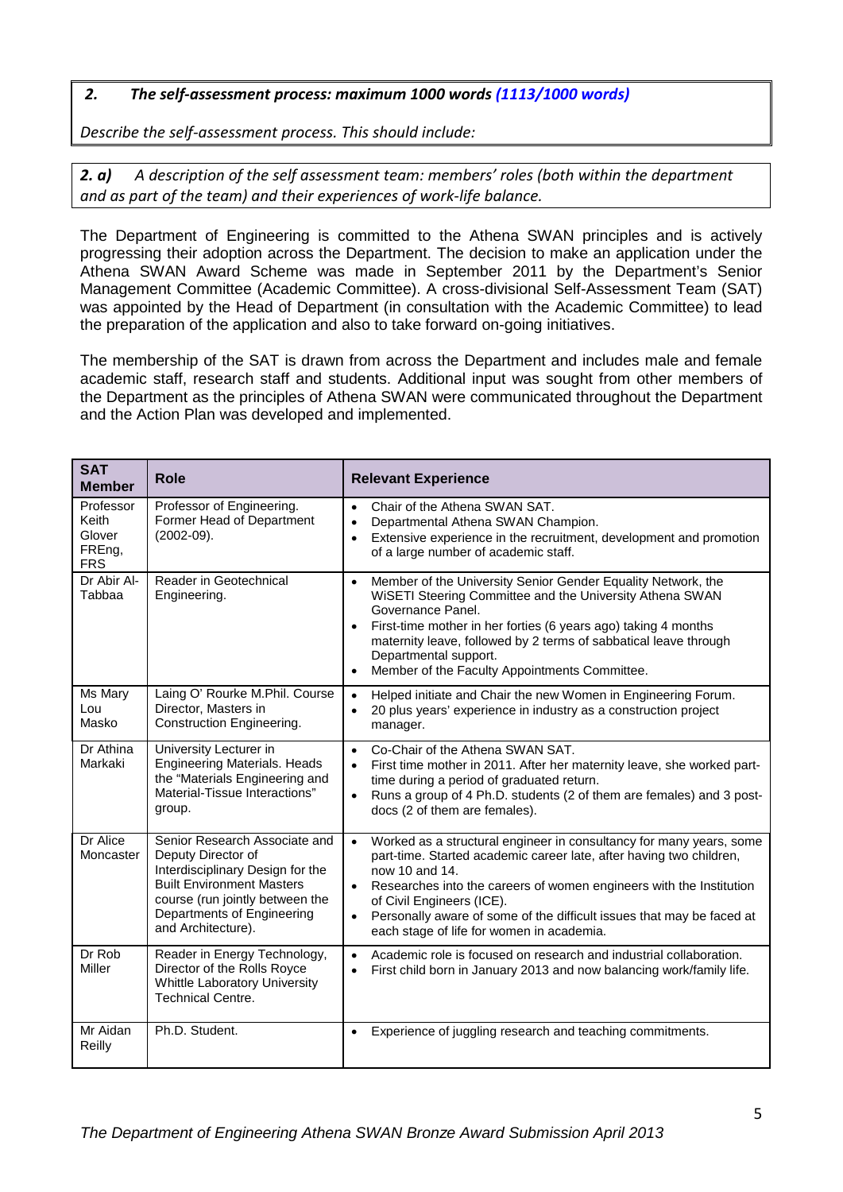## *2. The self-assessment process: maximum 1000 words (1113/1000 words)*

*Describe the self-assessment process. This should include:*

### ***2. a)** A description of the self assessment team: members' roles (both within the department and as part of the team) and their experiences of work-life balance.*

The Department of Engineering is committed to the Athena SWAN principles and is actively progressing their adoption across the Department. The decision to make an application under the Athena SWAN Award Scheme was made in September 2011 by the Department's Senior Management Committee (Academic Committee). A cross-divisional Self-Assessment Team (SAT) was appointed by the Head of Department (in consultation with the Academic Committee) to lead the preparation of the application and also to take forward on-going initiatives.

The membership of the SAT is drawn from across the Department and includes male and female academic staff, research staff and students. Additional input was sought from other members of the Department as the principles of Athena SWAN were communicated throughout the Department and the Action Plan was developed and implemented.

| SAT Member | Role | Relevant Experience |
|---|---|---|
| Professor Keith Glover FREng, FRS | Professor of Engineering. Former Head of Department (2002-09). | • Chair of the Athena SWAN SAT.<br>• Departmental Athena SWAN Champion.<br>• Extensive experience in the recruitment, development and promotion of a large number of academic staff. |
| Dr Abir Al-Tabbaa | Reader in Geotechnical Engineering. | • Member of the University Senior Gender Equality Network, the WiSETI Steering Committee and the University Athena SWAN Governance Panel.<br>• First-time mother in her forties (6 years ago) taking 4 months maternity leave, followed by 2 terms of sabbatical leave through Departmental support.<br>• Member of the Faculty Appointments Committee. |
| Ms Mary Lou Masko | Laing O' Rourke M.Phil. Course Director, Masters in Construction Engineering. | • Helped initiate and Chair the new Women in Engineering Forum.<br>• 20 plus years' experience in industry as a construction project manager. |
| Dr Athina Markaki | University Lecturer in Engineering Materials. Heads the "Materials Engineering and Material-Tissue Interactions" group. | • Co-Chair of the Athena SWAN SAT.<br>• First time mother in 2011. After her maternity leave, she worked part-time during a period of graduated return.<br>• Runs a group of 4 Ph.D. students (2 of them are females) and 3 post-docs (2 of them are females). |
| Dr Alice Moncaster | Senior Research Associate and Deputy Director of Interdisciplinary Design for the Built Environment Masters course (run jointly between the Departments of Engineering and Architecture). | • Worked as a structural engineer in consultancy for many years, some part-time. Started academic career late, after having two children, now 10 and 14.<br>• Researches into the careers of women engineers with the Institution of Civil Engineers (ICE).<br>• Personally aware of some of the difficult issues that may be faced at each stage of life for women in academia. |
| Dr Rob Miller | Reader in Energy Technology, Director of the Rolls Royce Whittle Laboratory University Technical Centre. | • Academic role is focused on research and industrial collaboration.<br>• First child born in January 2013 and now balancing work/family life. |
| Mr Aidan Reilly | Ph.D. Student. | • Experience of juggling research and teaching commitments. |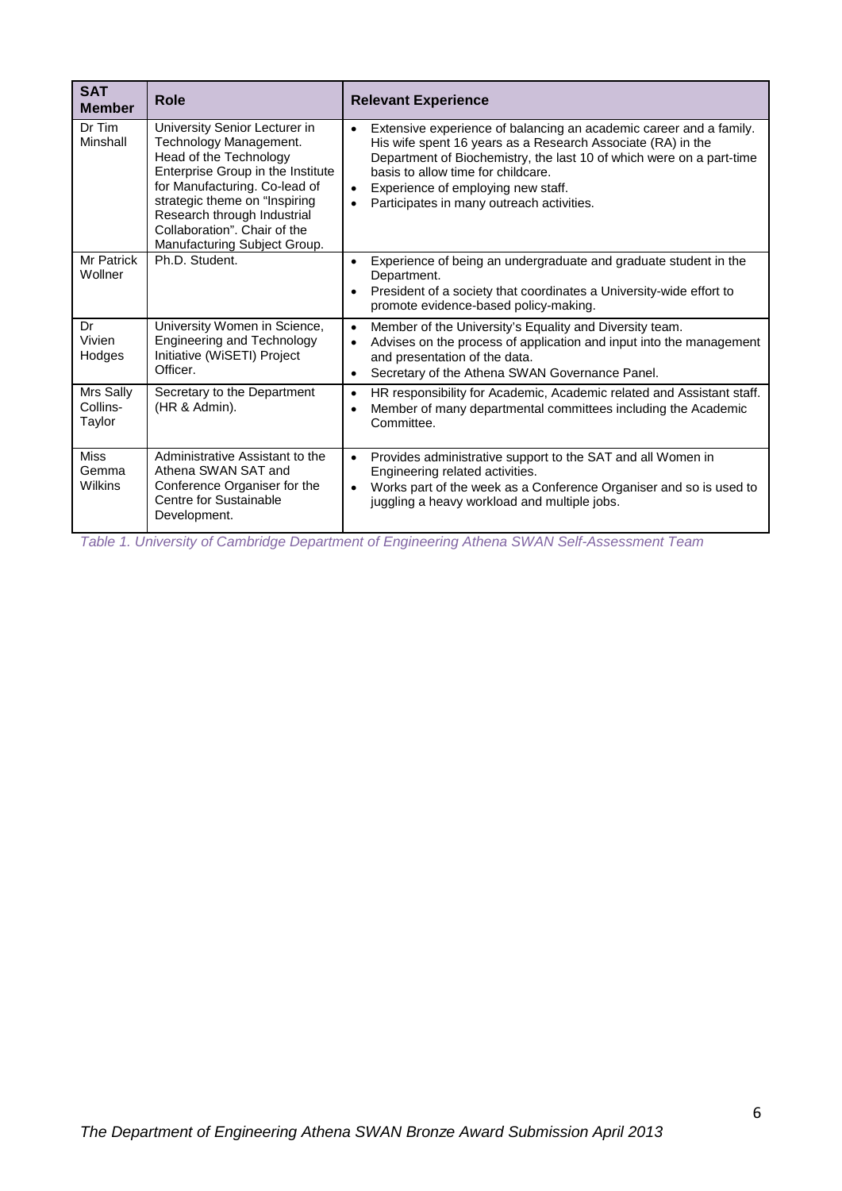| SAT Member | Role | Relevant Experience |
|---|---|---|
| Dr Tim Minshall | University Senior Lecturer in Technology Management. Head of the Technology Enterprise Group in the Institute for Manufacturing. Co-lead of strategic theme on "Inspiring Research through Industrial Collaboration". Chair of the Manufacturing Subject Group. | • Extensive experience of balancing an academic career and a family. His wife spent 16 years as a Research Associate (RA) in the Department of Biochemistry, the last 10 of which were on a part-time basis to allow time for childcare.<br>• Experience of employing new staff.<br>• Participates in many outreach activities. |
| Mr Patrick Wollner | Ph.D. Student. | • Experience of being an undergraduate and graduate student in the Department.<br>• President of a society that coordinates a University-wide effort to promote evidence-based policy-making. |
| Dr Vivien Hodges | University Women in Science, Engineering and Technology Initiative (WiSETI) Project Officer. | • Member of the University's Equality and Diversity team.<br>• Advises on the process of application and input into the management and presentation of the data.<br>• Secretary of the Athena SWAN Governance Panel. |
| Mrs Sally Collins-Taylor | Secretary to the Department (HR & Admin). | • HR responsibility for Academic, Academic related and Assistant staff.<br>• Member of many departmental committees including the Academic Committee. |
| Miss Gemma Wilkins | Administrative Assistant to the Athena SWAN SAT and Conference Organiser for the Centre for Sustainable Development. | • Provides administrative support to the SAT and all Women in Engineering related activities.<br>• Works part of the week as a Conference Organiser and so is used to juggling a heavy workload and multiple jobs. |

*Table 1. University of Cambridge Department of Engineering Athena SWAN Self-Assessment Team*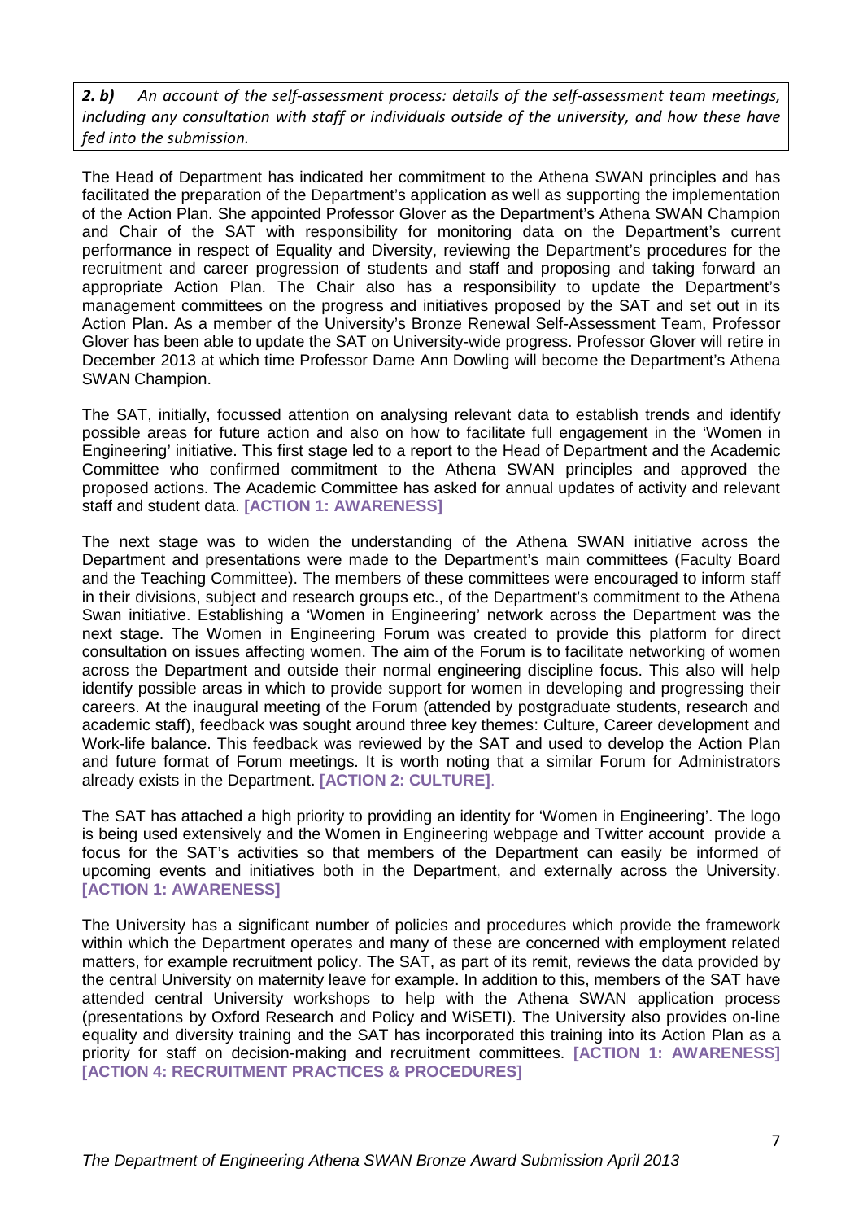***2. b)*** *An account of the self-assessment process: details of the self-assessment team meetings, including any consultation with staff or individuals outside of the university, and how these have fed into the submission.*

The Head of Department has indicated her commitment to the Athena SWAN principles and has facilitated the preparation of the Department's application as well as supporting the implementation of the Action Plan. She appointed Professor Glover as the Department's Athena SWAN Champion and Chair of the SAT with responsibility for monitoring data on the Department's current performance in respect of Equality and Diversity, reviewing the Department's procedures for the recruitment and career progression of students and staff and proposing and taking forward an appropriate Action Plan. The Chair also has a responsibility to update the Department's management committees on the progress and initiatives proposed by the SAT and set out in its Action Plan. As a member of the University's Bronze Renewal Self-Assessment Team, Professor Glover has been able to update the SAT on University-wide progress. Professor Glover will retire in December 2013 at which time Professor Dame Ann Dowling will become the Department's Athena SWAN Champion.

The SAT, initially, focussed attention on analysing relevant data to establish trends and identify possible areas for future action and also on how to facilitate full engagement in the 'Women in Engineering' initiative. This first stage led to a report to the Head of Department and the Academic Committee who confirmed commitment to the Athena SWAN principles and approved the proposed actions. The Academic Committee has asked for annual updates of activity and relevant staff and student data. **[ACTION 1: AWARENESS]**

The next stage was to widen the understanding of the Athena SWAN initiative across the Department and presentations were made to the Department's main committees (Faculty Board and the Teaching Committee). The members of these committees were encouraged to inform staff in their divisions, subject and research groups etc., of the Department's commitment to the Athena Swan initiative. Establishing a 'Women in Engineering' network across the Department was the next stage. The Women in Engineering Forum was created to provide this platform for direct consultation on issues affecting women. The aim of the Forum is to facilitate networking of women across the Department and outside their normal engineering discipline focus. This also will help identify possible areas in which to provide support for women in developing and progressing their careers. At the inaugural meeting of the Forum (attended by postgraduate students, research and academic staff), feedback was sought around three key themes: Culture, Career development and Work-life balance. This feedback was reviewed by the SAT and used to develop the Action Plan and future format of Forum meetings. It is worth noting that a similar Forum for Administrators already exists in the Department. **[ACTION 2: CULTURE]**.

The SAT has attached a high priority to providing an identity for 'Women in Engineering'. The logo is being used extensively and the Women in Engineering webpage and Twitter account provide a focus for the SAT's activities so that members of the Department can easily be informed of upcoming events and initiatives both in the Department, and externally across the University. **[ACTION 1: AWARENESS]**

The University has a significant number of policies and procedures which provide the framework within which the Department operates and many of these are concerned with employment related matters, for example recruitment policy. The SAT, as part of its remit, reviews the data provided by the central University on maternity leave for example. In addition to this, members of the SAT have attended central University workshops to help with the Athena SWAN application process (presentations by Oxford Research and Policy and WiSETI). The University also provides on-line equality and diversity training and the SAT has incorporated this training into its Action Plan as a priority for staff on decision-making and recruitment committees. **[ACTION 1: AWARENESS] [ACTION 4: RECRUITMENT PRACTICES & PROCEDURES]**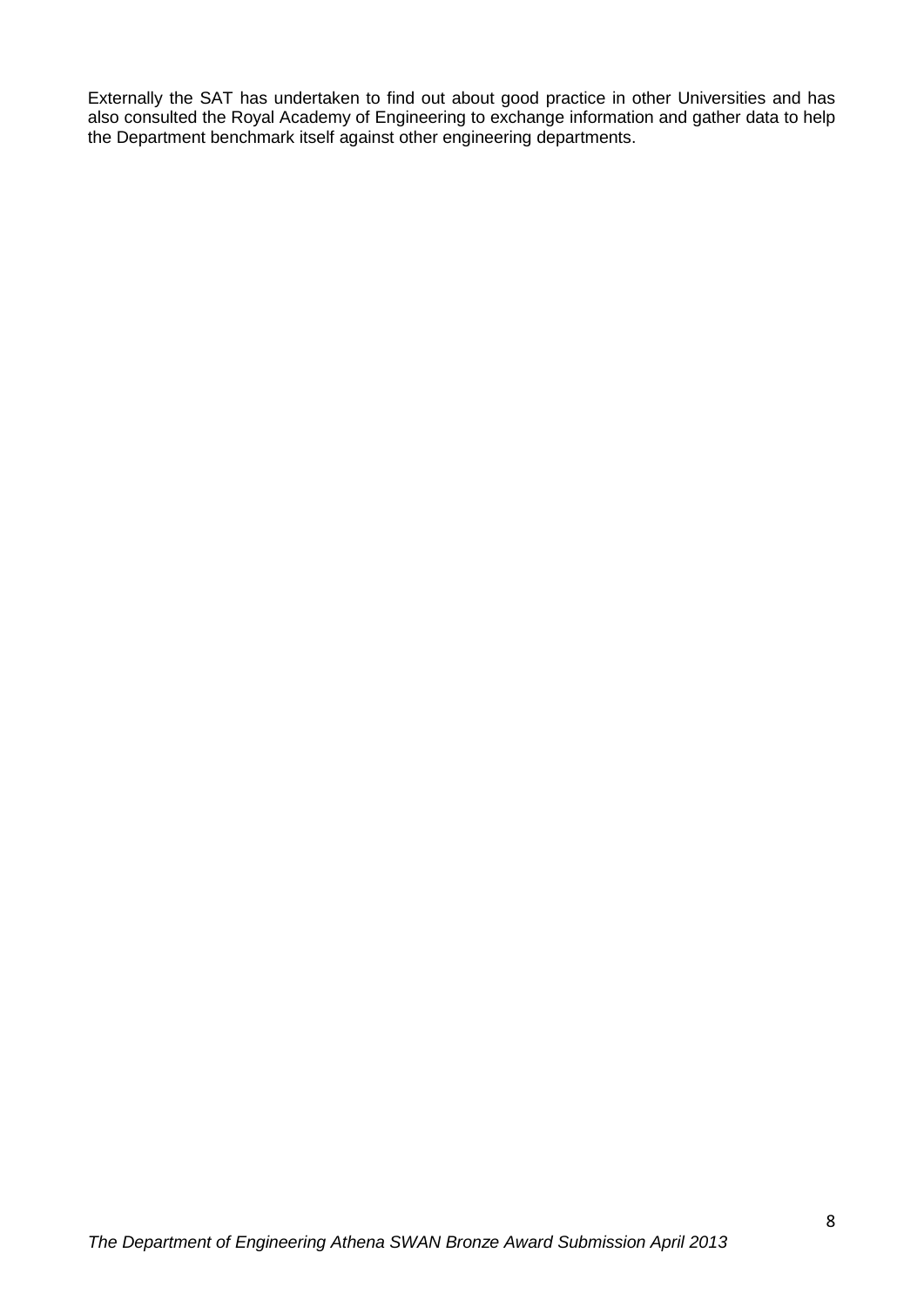Externally the SAT has undertaken to find out about good practice in other Universities and has also consulted the Royal Academy of Engineering to exchange information and gather data to help the Department benchmark itself against other engineering departments.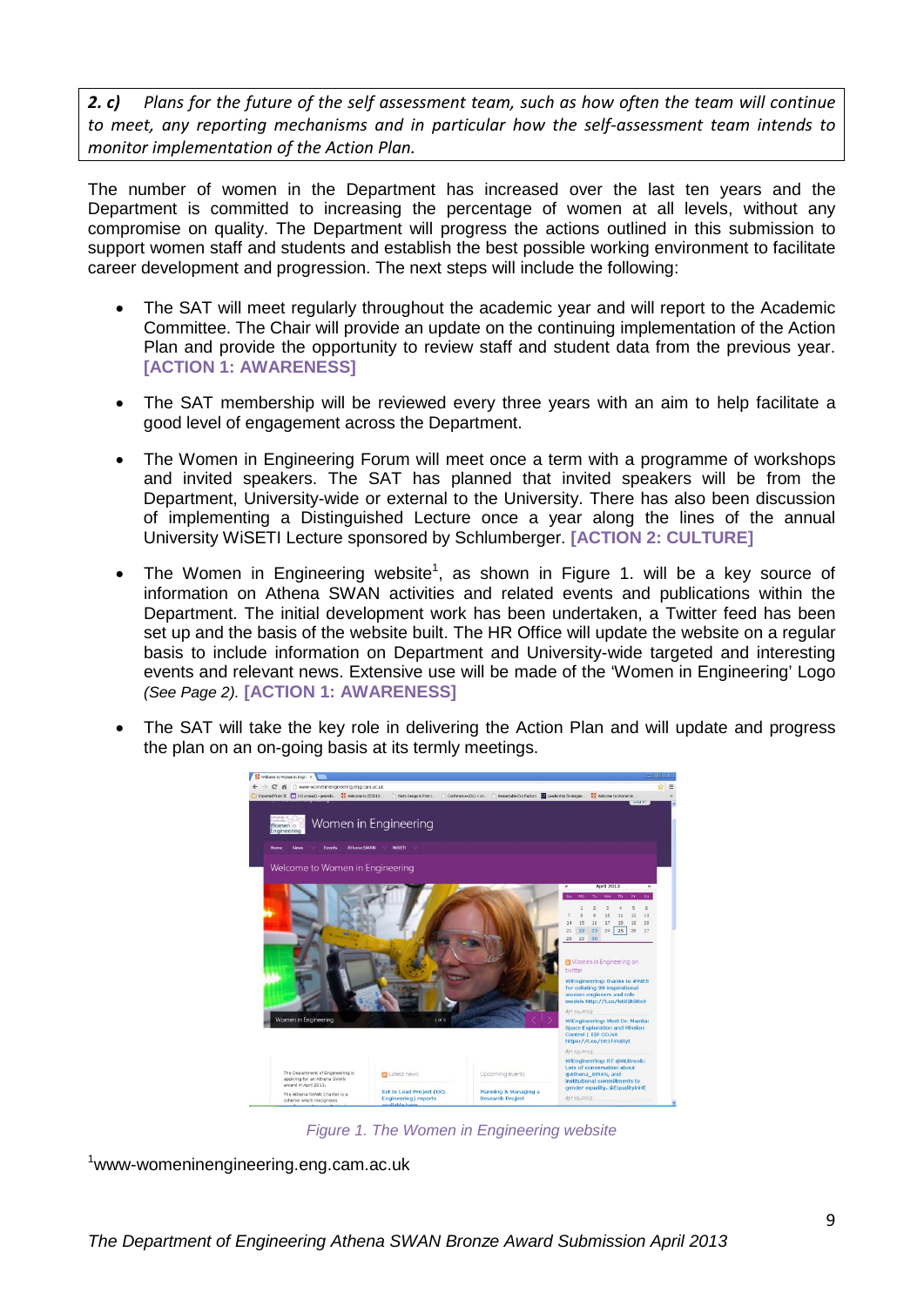**2. c)** *Plans for the future of the self assessment team, such as how often the team will continue to meet, any reporting mechanisms and in particular how the self-assessment team intends to monitor implementation of the Action Plan.*

The number of women in the Department has increased over the last ten years and the Department is committed to increasing the percentage of women at all levels, without any compromise on quality. The Department will progress the actions outlined in this submission to support women staff and students and establish the best possible working environment to facilitate career development and progression. The next steps will include the following:

- The SAT will meet regularly throughout the academic year and will report to the Academic Committee. The Chair will provide an update on the continuing implementation of the Action Plan and provide the opportunity to review staff and student data from the previous year. **[ACTION 1: AWARENESS]**

- The SAT membership will be reviewed every three years with an aim to help facilitate a good level of engagement across the Department.

- The Women in Engineering Forum will meet once a term with a programme of workshops and invited speakers. The SAT has planned that invited speakers will be from the Department, University-wide or external to the University. There has also been discussion of implementing a Distinguished Lecture once a year along the lines of the annual University WiSETI Lecture sponsored by Schlumberger. **[ACTION 2: CULTURE]**

- The Women in Engineering website[1], as shown in Figure 1. will be a key source of information on Athena SWAN activities and related events and publications within the Department. The initial development work has been undertaken, a Twitter feed has been set up and the basis of the website built. The HR Office will update the website on a regular basis to include information on Department and University-wide targeted and interesting events and relevant news. Extensive use will be made of the 'Women in Engineering' Logo *(See Page 2).* **[ACTION 1: AWARENESS]**

- The SAT will take the key role in delivering the Action Plan and will update and progress the plan on an on-going basis at its termly meetings.

*Figure 1. The Women in Engineering website*

[1]www-womeninengineering.eng.cam.ac.uk

*The Department of Engineering Athena SWAN Bronze Award Submission April 2013*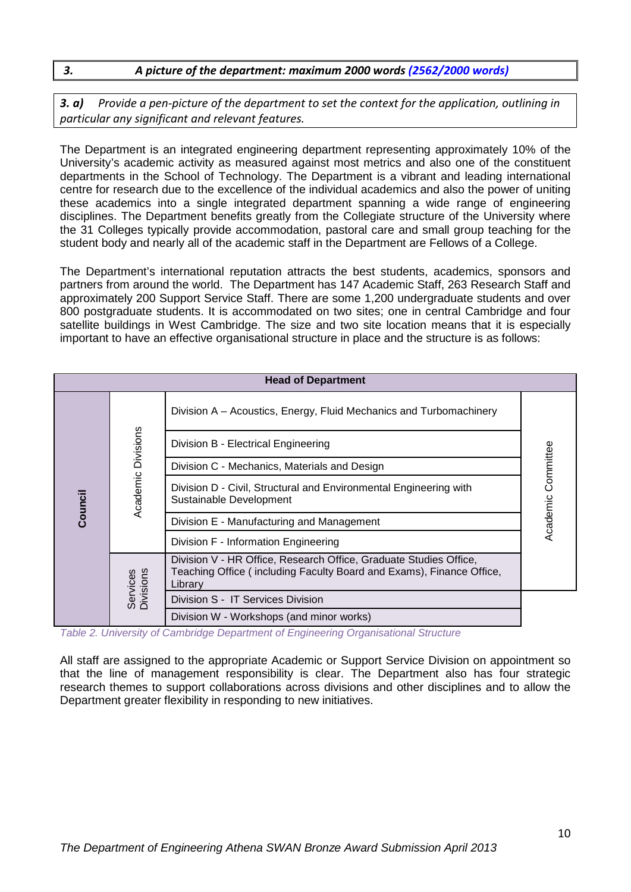## 3. *A picture of the department: maximum 2000 words (2562/2000 words)*

***3. a)** Provide a pen-picture of the department to set the context for the application, outlining in particular any significant and relevant features.*

The Department is an integrated engineering department representing approximately 10% of the University's academic activity as measured against most metrics and also one of the constituent departments in the School of Technology. The Department is a vibrant and leading international centre for research due to the excellence of the individual academics and also the power of uniting these academics into a single integrated department spanning a wide range of engineering disciplines. The Department benefits greatly from the Collegiate structure of the University where the 31 Colleges typically provide accommodation, pastoral care and small group teaching for the student body and nearly all of the academic staff in the Department are Fellows of a College.

The Department's international reputation attracts the best students, academics, sponsors and partners from around the world. The Department has 147 Academic Staff, 263 Research Staff and approximately 200 Support Service Staff. There are some 1,200 undergraduate students and over 800 postgraduate students. It is accommodated on two sites; one in central Cambridge and four satellite buildings in West Cambridge. The size and two site location means that it is especially important to have an effective organisational structure in place and the structure is as follows:

| **Head of Department** | | | |
|---|---|---|---|
| **Council** | Academic Divisions | Division A – Acoustics, Energy, Fluid Mechanics and Turbomachinery | Academic Committee |
| | | Division B - Electrical Engineering | |
| | | Division C - Mechanics, Materials and Design | |
| | | Division D - Civil, Structural and Environmental Engineering with Sustainable Development | |
| | | Division E - Manufacturing and Management | |
| | | Division F - Information Engineering | |
| | Services Divisions | Division V - HR Office, Research Office, Graduate Studies Office, Teaching Office ( including Faculty Board and Exams), Finance Office, Library | |
| | | Division S - IT Services Division | |
| | | Division W - Workshops (and minor works) | |

*Table 2. University of Cambridge Department of Engineering Organisational Structure*

All staff are assigned to the appropriate Academic or Support Service Division on appointment so that the line of management responsibility is clear. The Department also has four strategic research themes to support collaborations across divisions and other disciplines and to allow the Department greater flexibility in responding to new initiatives.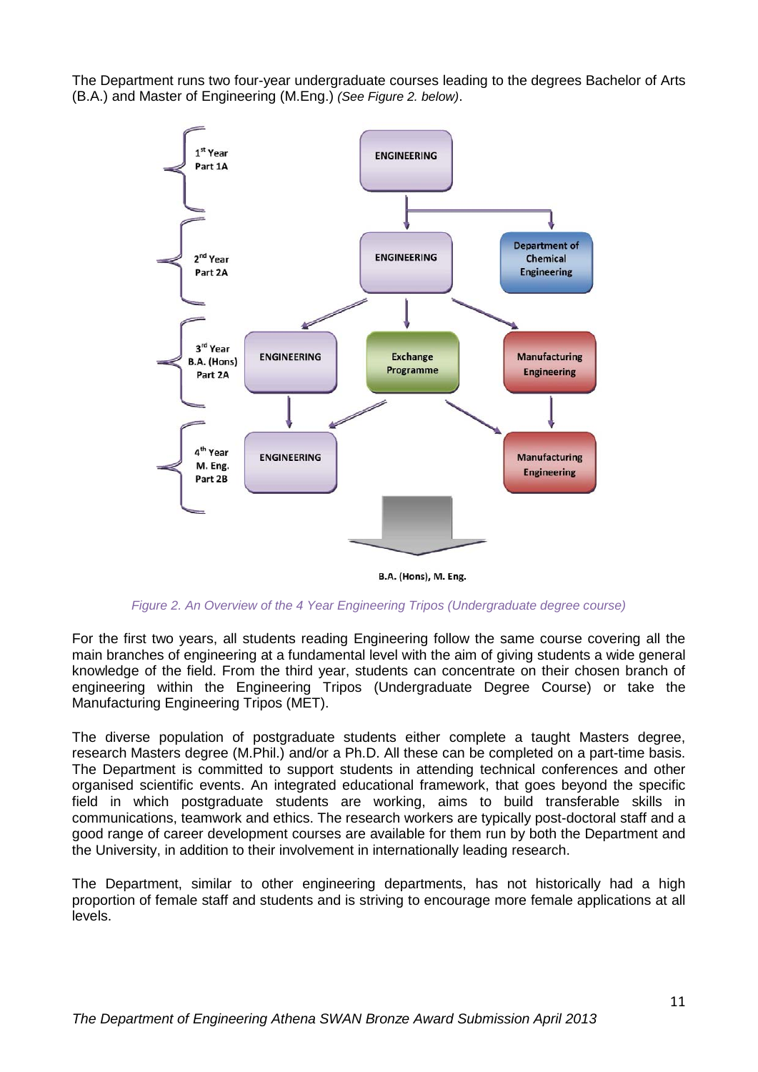The Department runs two four-year undergraduate courses leading to the degrees Bachelor of Arts (B.A.) and Master of Engineering (M.Eng.) *(See Figure 2. below)*.

*Figure 2. An Overview of the 4 Year Engineering Tripos (Undergraduate degree course)*

For the first two years, all students reading Engineering follow the same course covering all the main branches of engineering at a fundamental level with the aim of giving students a wide general knowledge of the field. From the third year, students can concentrate on their chosen branch of engineering within the Engineering Tripos (Undergraduate Degree Course) or take the Manufacturing Engineering Tripos (MET).

The diverse population of postgraduate students either complete a taught Masters degree, research Masters degree (M.Phil.) and/or a Ph.D. All these can be completed on a part-time basis. The Department is committed to support students in attending technical conferences and other organised scientific events. An integrated educational framework, that goes beyond the specific field in which postgraduate students are working, aims to build transferable skills in communications, teamwork and ethics. The research workers are typically post-doctoral staff and a good range of career development courses are available for them run by both the Department and the University, in addition to their involvement in internationally leading research.

The Department, similar to other engineering departments, has not historically had a high proportion of female staff and students and is striving to encourage more female applications at all levels.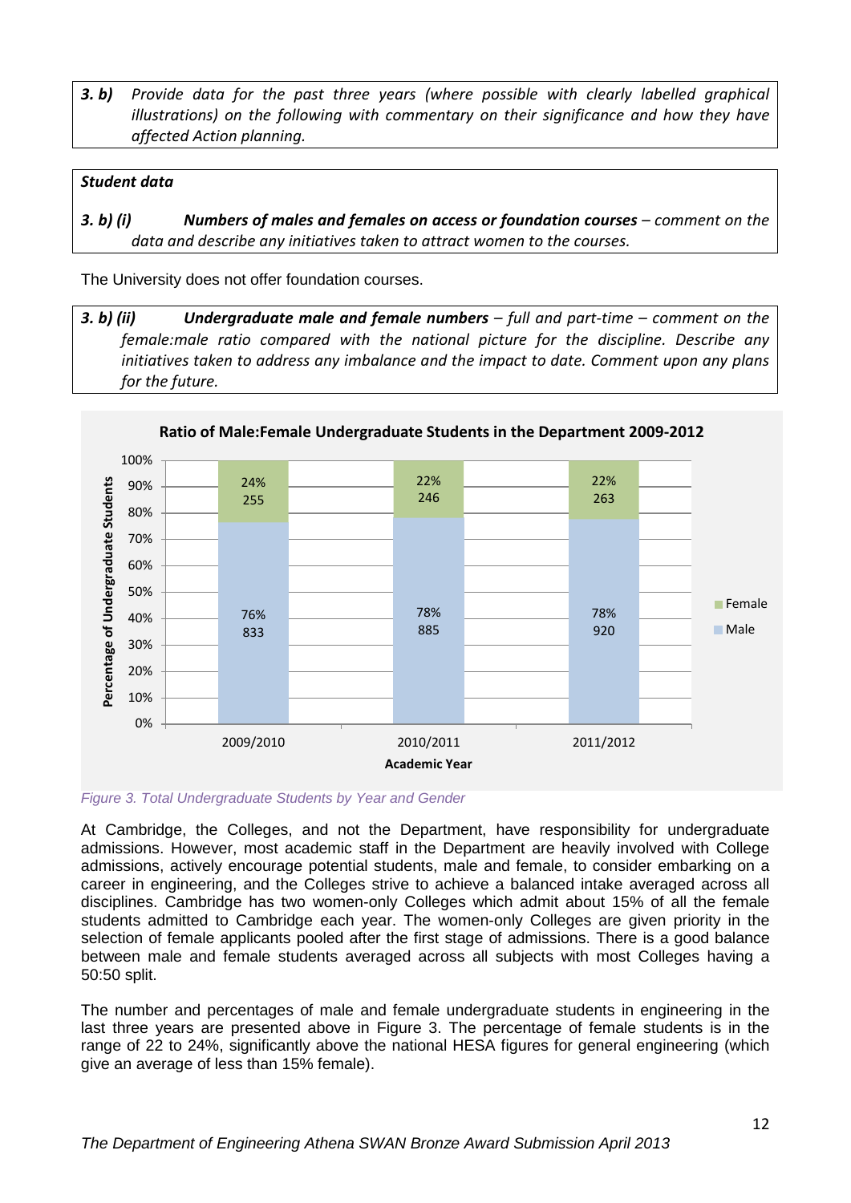***3. b) Provide data for the past three years (where possible with clearly labelled graphical illustrations) on the following with commentary on their significance and how they have affected Action planning.***

***Student data***

***3. b) (i) Numbers of males and females on access or foundation courses** – comment on the data and describe any initiatives taken to attract women to the courses.*

The University does not offer foundation courses.

***3. b) (ii) Undergraduate male and female numbers** – full and part-time – comment on the female:male ratio compared with the national picture for the discipline. Describe any initiatives taken to address any imbalance and the impact to date. Comment upon any plans for the future.*

**Ratio of Male:Female Undergraduate Students in the Department 2009-2012**

| Academic Year | Male | Female |
|---|---|---|
| 2009/2010 | 76% (833) | 24% (255) |
| 2010/2011 | 78% (885) | 22% (246) |
| 2011/2012 | 78% (920) | 22% (263) |

*Figure 3. Total Undergraduate Students by Year and Gender*

At Cambridge, the Colleges, and not the Department, have responsibility for undergraduate admissions. However, most academic staff in the Department are heavily involved with College admissions, actively encourage potential students, male and female, to consider embarking on a career in engineering, and the Colleges strive to achieve a balanced intake averaged across all disciplines. Cambridge has two women-only Colleges which admit about 15% of all the female students admitted to Cambridge each year. The women-only Colleges are given priority in the selection of female applicants pooled after the first stage of admissions. There is a good balance between male and female students averaged across all subjects with most Colleges having a 50:50 split.

The number and percentages of male and female undergraduate students in engineering in the last three years are presented above in Figure 3. The percentage of female students is in the range of 22 to 24%, significantly above the national HESA figures for general engineering (which give an average of less than 15% female).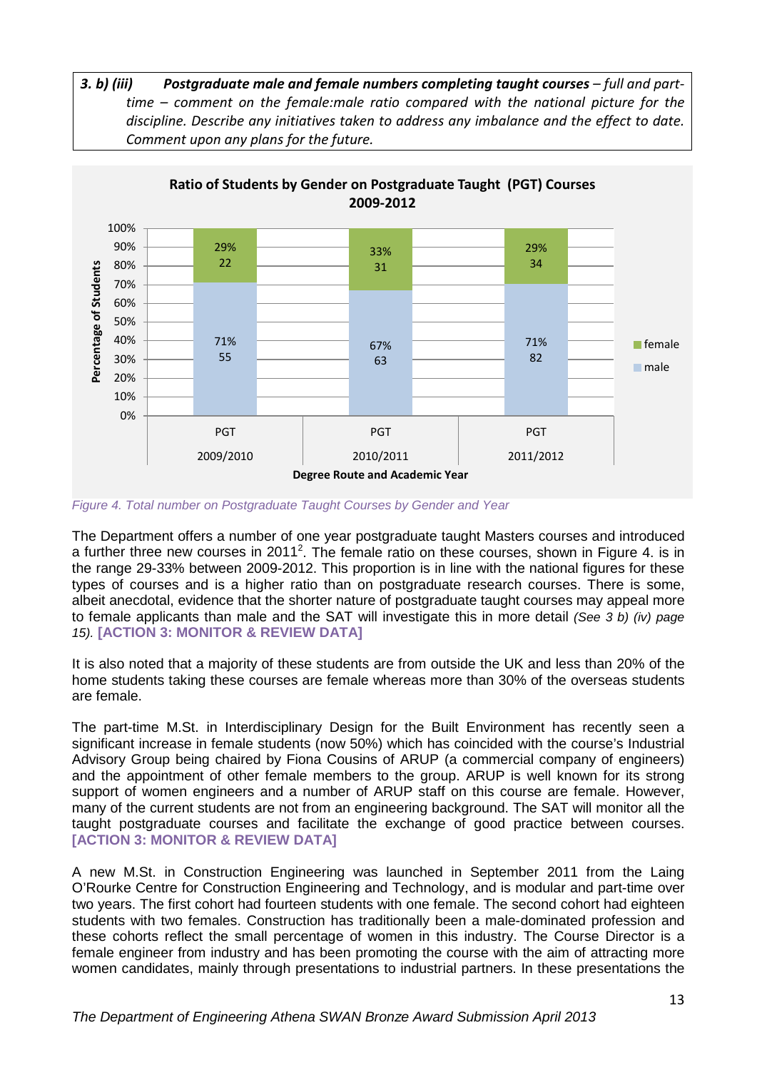***3. b) (iii) Postgraduate male and female numbers completing taught courses** – full and part-time – comment on the female:male ratio compared with the national picture for the discipline. Describe any initiatives taken to address any imbalance and the effect to date. Comment upon any plans for the future.*

**Ratio of Students by Gender on Postgraduate Taught (PGT) Courses 2009-2012**

| Degree Route and Academic Year | Female | Male |
|---|---|---|
| PGT 2009/2010 | 29% (22) | 71% (55) |
| PGT 2010/2011 | 33% (31) | 67% (63) |
| PGT 2011/2012 | 29% (34) | 71% (82) |

*Figure 4. Total number on Postgraduate Taught Courses by Gender and Year*

The Department offers a number of one year postgraduate taught Masters courses and introduced a further three new courses in 2011[2]. The female ratio on these courses, shown in Figure 4. is in the range 29-33% between 2009-2012. This proportion is in line with the national figures for these types of courses and is a higher ratio than on postgraduate research courses. There is some, albeit anecdotal, evidence that the shorter nature of postgraduate taught courses may appeal more to female applicants than male and the SAT will investigate this in more detail *(See 3 b) (iv) page 15).* **[ACTION 3: MONITOR & REVIEW DATA]**

It is also noted that a majority of these students are from outside the UK and less than 20% of the home students taking these courses are female whereas more than 30% of the overseas students are female.

The part-time M.St. in Interdisciplinary Design for the Built Environment has recently seen a significant increase in female students (now 50%) which has coincided with the course's Industrial Advisory Group being chaired by Fiona Cousins of ARUP (a commercial company of engineers) and the appointment of other female members to the group. ARUP is well known for its strong support of women engineers and a number of ARUP staff on this course are female. However, many of the current students are not from an engineering background. The SAT will monitor all the taught postgraduate courses and facilitate the exchange of good practice between courses. **[ACTION 3: MONITOR & REVIEW DATA]**

A new M.St. in Construction Engineering was launched in September 2011 from the Laing O'Rourke Centre for Construction Engineering and Technology, and is modular and part-time over two years. The first cohort had fourteen students with one female. The second cohort had eighteen students with two females. Construction has traditionally been a male-dominated profession and these cohorts reflect the small percentage of women in this industry. The Course Director is a female engineer from industry and has been promoting the course with the aim of attracting more women candidates, mainly through presentations to industrial partners. In these presentations the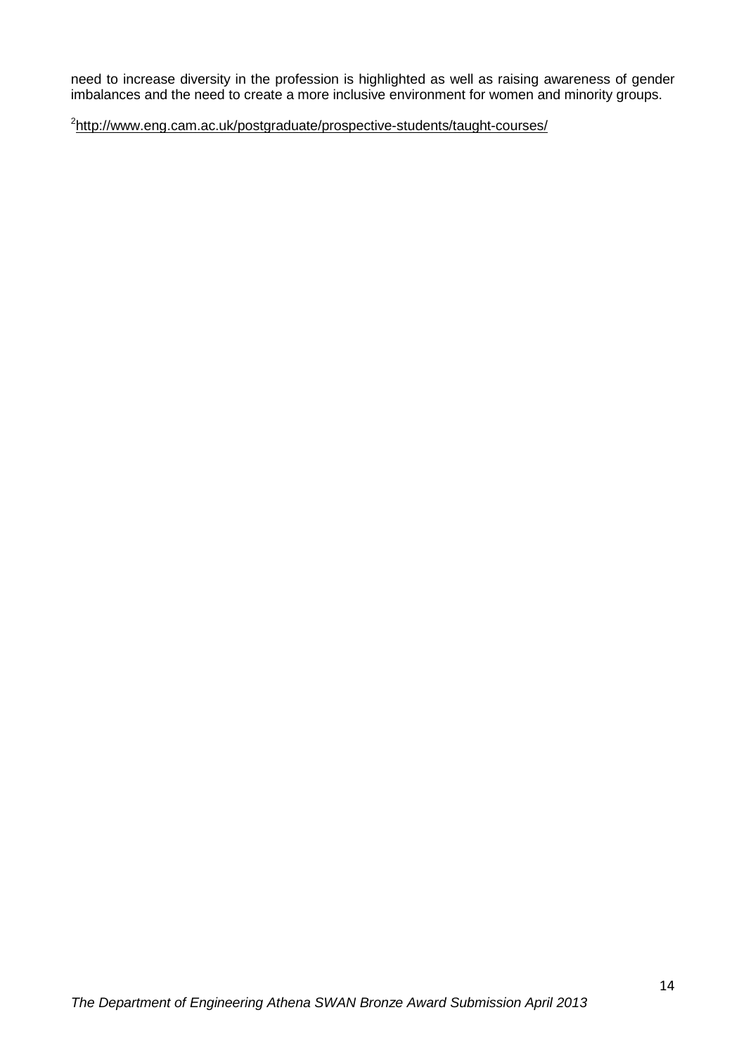need to increase diversity in the profession is highlighted as well as raising awareness of gender imbalances and the need to create a more inclusive environment for women and minority groups.

[2] http://www.eng.cam.ac.uk/postgraduate/prospective-students/taught-courses/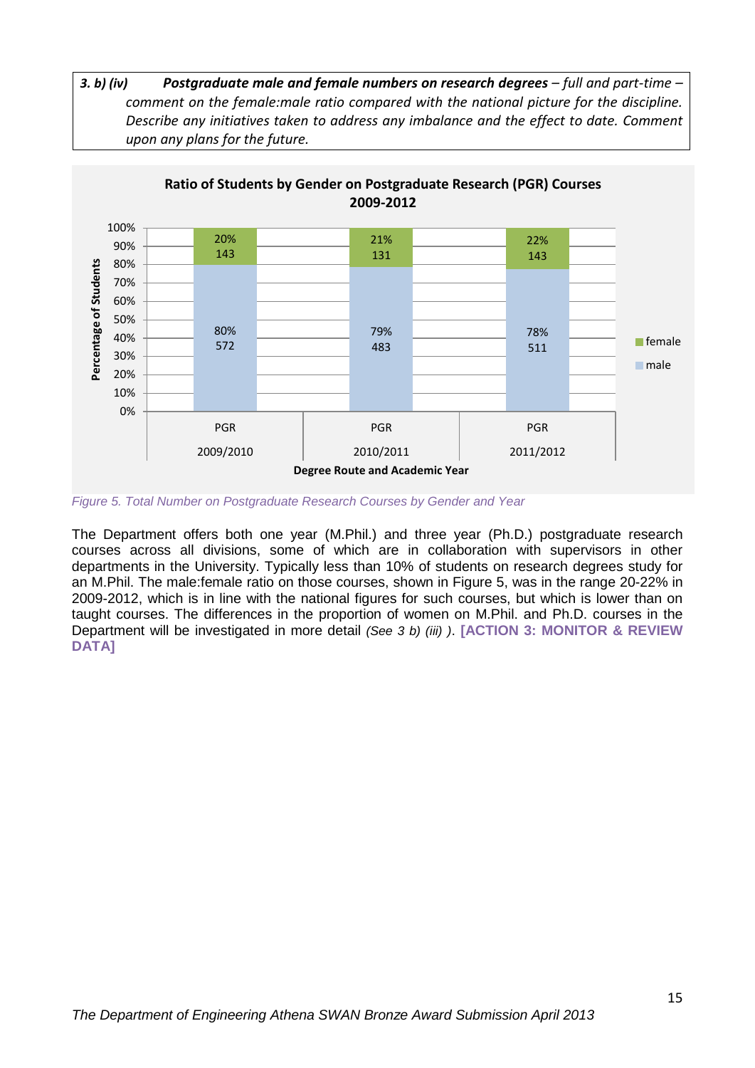***3. b) (iv)*** ***Postgraduate male and female numbers on research degrees*** *– full and part-time – comment on the female:male ratio compared with the national picture for the discipline. Describe any initiatives taken to address any imbalance and the effect to date. Comment upon any plans for the future.*

**Ratio of Students by Gender on Postgraduate Research (PGR) Courses 2009-2012**

| Degree Route and Academic Year | male | female |
|---|---|---|
| PGR 2009/2010 | 80% (572) | 20% (143) |
| PGR 2010/2011 | 79% (483) | 21% (131) |
| PGR 2011/2012 | 78% (511) | 22% (143) |

*Figure 5. Total Number on Postgraduate Research Courses by Gender and Year*

The Department offers both one year (M.Phil.) and three year (Ph.D.) postgraduate research courses across all divisions, some of which are in collaboration with supervisors in other departments in the University. Typically less than 10% of students on research degrees study for an M.Phil. The male:female ratio on those courses, shown in Figure 5, was in the range 20-22% in 2009-2012, which is in line with the national figures for such courses, but which is lower than on taught courses. The differences in the proportion of women on M.Phil. and Ph.D. courses in the Department will be investigated in more detail *(See 3 b) (iii) )*. **[ACTION 3: MONITOR & REVIEW DATA]**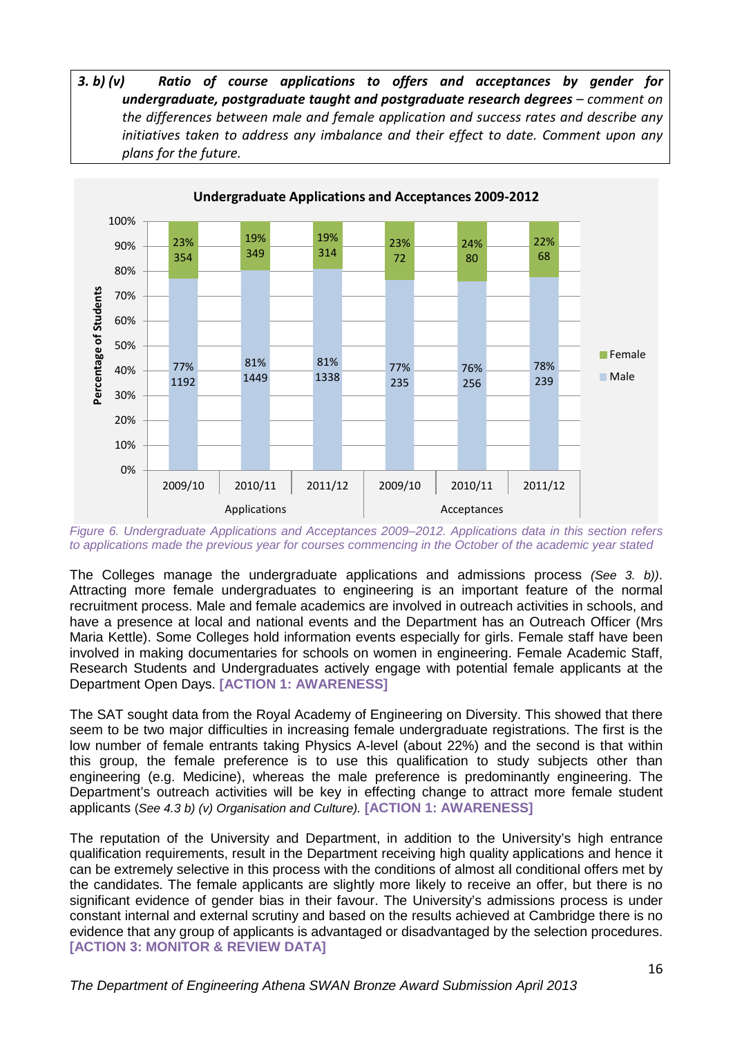***3. b) (v) Ratio of course applications to offers and acceptances by gender for undergraduate, postgraduate taught and postgraduate research degrees** – comment on the differences between male and female application and success rates and describe any initiatives taken to address any imbalance and their effect to date. Comment upon any plans for the future.*

**Undergraduate Applications and Acceptances 2009-2012**

| | Applications 2009/10 | Applications 2010/11 | Applications 2011/12 | Acceptances 2009/10 | Acceptances 2010/11 | Acceptances 2011/12 |
|---|---|---|---|---|---|---|
| Female | 23% 354 | 19% 349 | 19% 314 | 23% 72 | 24% 80 | 22% 68 |
| Male | 77% 1192 | 81% 1449 | 81% 1338 | 77% 235 | 76% 256 | 78% 239 |

*Figure 6. Undergraduate Applications and Acceptances 2009–2012. Applications data in this section refers to applications made the previous year for courses commencing in the October of the academic year stated*

The Colleges manage the undergraduate applications and admissions process *(See 3. b))*. Attracting more female undergraduates to engineering is an important feature of the normal recruitment process. Male and female academics are involved in outreach activities in schools, and have a presence at local and national events and the Department has an Outreach Officer (Mrs Maria Kettle). Some Colleges hold information events especially for girls. Female staff have been involved in making documentaries for schools on women in engineering. Female Academic Staff, Research Students and Undergraduates actively engage with potential female applicants at the Department Open Days. **[ACTION 1: AWARENESS]**

The SAT sought data from the Royal Academy of Engineering on Diversity. This showed that there seem to be two major difficulties in increasing female undergraduate registrations. The first is the low number of female entrants taking Physics A-level (about 22%) and the second is that within this group, the female preference is to use this qualification to study subjects other than engineering (e.g. Medicine), whereas the male preference is predominantly engineering. The Department's outreach activities will be key in effecting change to attract more female student applicants (*See 4.3 b) (v) Organisation and Culture).* **[ACTION 1: AWARENESS]**

The reputation of the University and Department, in addition to the University's high entrance qualification requirements, result in the Department receiving high quality applications and hence it can be extremely selective in this process with the conditions of almost all conditional offers met by the candidates. The female applicants are slightly more likely to receive an offer, but there is no significant evidence of gender bias in their favour. The University's admissions process is under constant internal and external scrutiny and based on the results achieved at Cambridge there is no evidence that any group of applicants is advantaged or disadvantaged by the selection procedures. **[ACTION 3: MONITOR & REVIEW DATA]**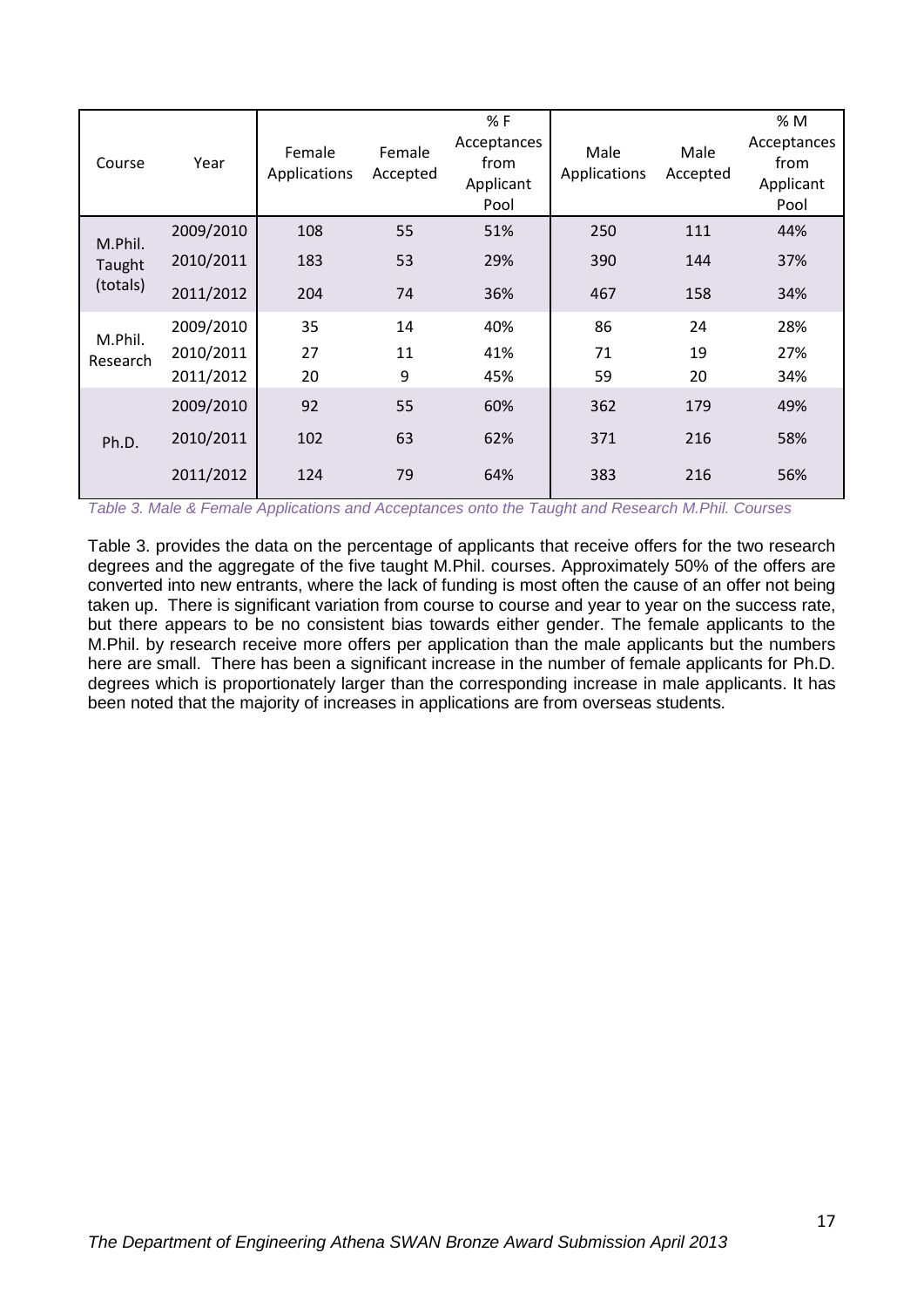| Course | Year | Female Applications | Female Accepted | % F Acceptances from Applicant Pool | Male Applications | Male Accepted | % M Acceptances from Applicant Pool |
|---|---|---|---|---|---|---|---|
| M.Phil. Taught (totals) | 2009/2010 | 108 | 55 | 51% | 250 | 111 | 44% |
| | 2010/2011 | 183 | 53 | 29% | 390 | 144 | 37% |
| | 2011/2012 | 204 | 74 | 36% | 467 | 158 | 34% |
| M.Phil. Research | 2009/2010 | 35 | 14 | 40% | 86 | 24 | 28% |
| | 2010/2011 | 27 | 11 | 41% | 71 | 19 | 27% |
| | 2011/2012 | 20 | 9 | 45% | 59 | 20 | 34% |
| Ph.D. | 2009/2010 | 92 | 55 | 60% | 362 | 179 | 49% |
| | 2010/2011 | 102 | 63 | 62% | 371 | 216 | 58% |
| | 2011/2012 | 124 | 79 | 64% | 383 | 216 | 56% |

*Table 3. Male & Female Applications and Acceptances onto the Taught and Research M.Phil. Courses*

Table 3. provides the data on the percentage of applicants that receive offers for the two research degrees and the aggregate of the five taught M.Phil. courses. Approximately 50% of the offers are converted into new entrants, where the lack of funding is most often the cause of an offer not being taken up. There is significant variation from course to course and year to year on the success rate, but there appears to be no consistent bias towards either gender. The female applicants to the M.Phil. by research receive more offers per application than the male applicants but the numbers here are small. There has been a significant increase in the number of female applicants for Ph.D. degrees which is proportionately larger than the corresponding increase in male applicants. It has been noted that the majority of increases in applications are from overseas students.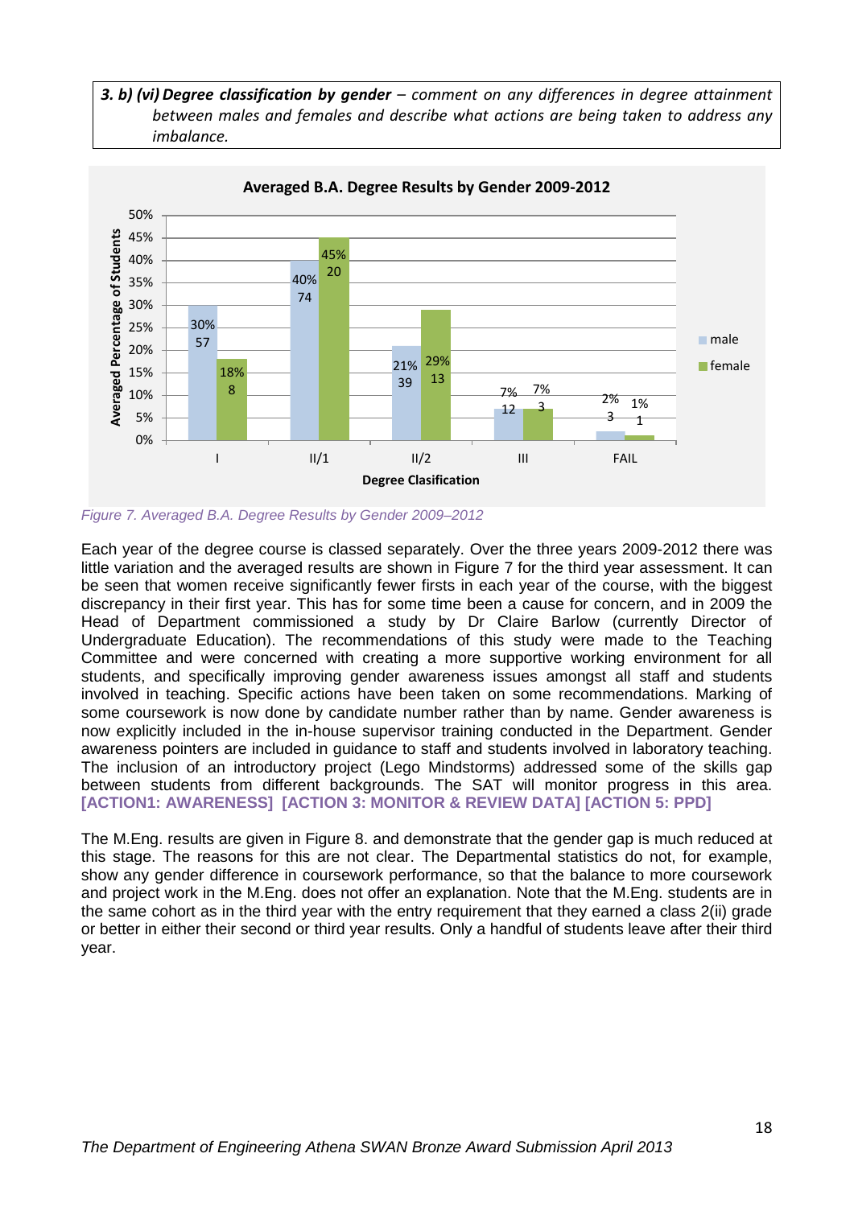**3. b) (vi) Degree classification by gender** – *comment on any differences in degree attainment between males and females and describe what actions are being taken to address any imbalance.*

**Averaged B.A. Degree Results by Gender 2009-2012**

| Degree Clasification | male | female |
|---|---|---|
| I | 30% (57) | 18% (8) |
| II/1 | 40% (74) | 45% (20) |
| II/2 | 21% (39) | 29% (13) |
| III | 7% (12) | 7% (3) |
| FAIL | 2% (3) | 1% (1) |

*Figure 7. Averaged B.A. Degree Results by Gender 2009–2012*

Each year of the degree course is classed separately. Over the three years 2009-2012 there was little variation and the averaged results are shown in Figure 7 for the third year assessment. It can be seen that women receive significantly fewer firsts in each year of the course, with the biggest discrepancy in their first year. This has for some time been a cause for concern, and in 2009 the Head of Department commissioned a study by Dr Claire Barlow (currently Director of Undergraduate Education). The recommendations of this study were made to the Teaching Committee and were concerned with creating a more supportive working environment for all students, and specifically improving gender awareness issues amongst all staff and students involved in teaching. Specific actions have been taken on some recommendations. Marking of some coursework is now done by candidate number rather than by name. Gender awareness is now explicitly included in the in-house supervisor training conducted in the Department. Gender awareness pointers are included in guidance to staff and students involved in laboratory teaching. The inclusion of an introductory project (Lego Mindstorms) addressed some of the skills gap between students from different backgrounds. The SAT will monitor progress in this area. **[ACTION1: AWARENESS] [ACTION 3: MONITOR & REVIEW DATA] [ACTION 5: PPD]**

The M.Eng. results are given in Figure 8. and demonstrate that the gender gap is much reduced at this stage. The reasons for this are not clear. The Departmental statistics do not, for example, show any gender difference in coursework performance, so that the balance to more coursework and project work in the M.Eng. does not offer an explanation. Note that the M.Eng. students are in the same cohort as in the third year with the entry requirement that they earned a class 2(ii) grade or better in either their second or third year results. Only a handful of students leave after their third year.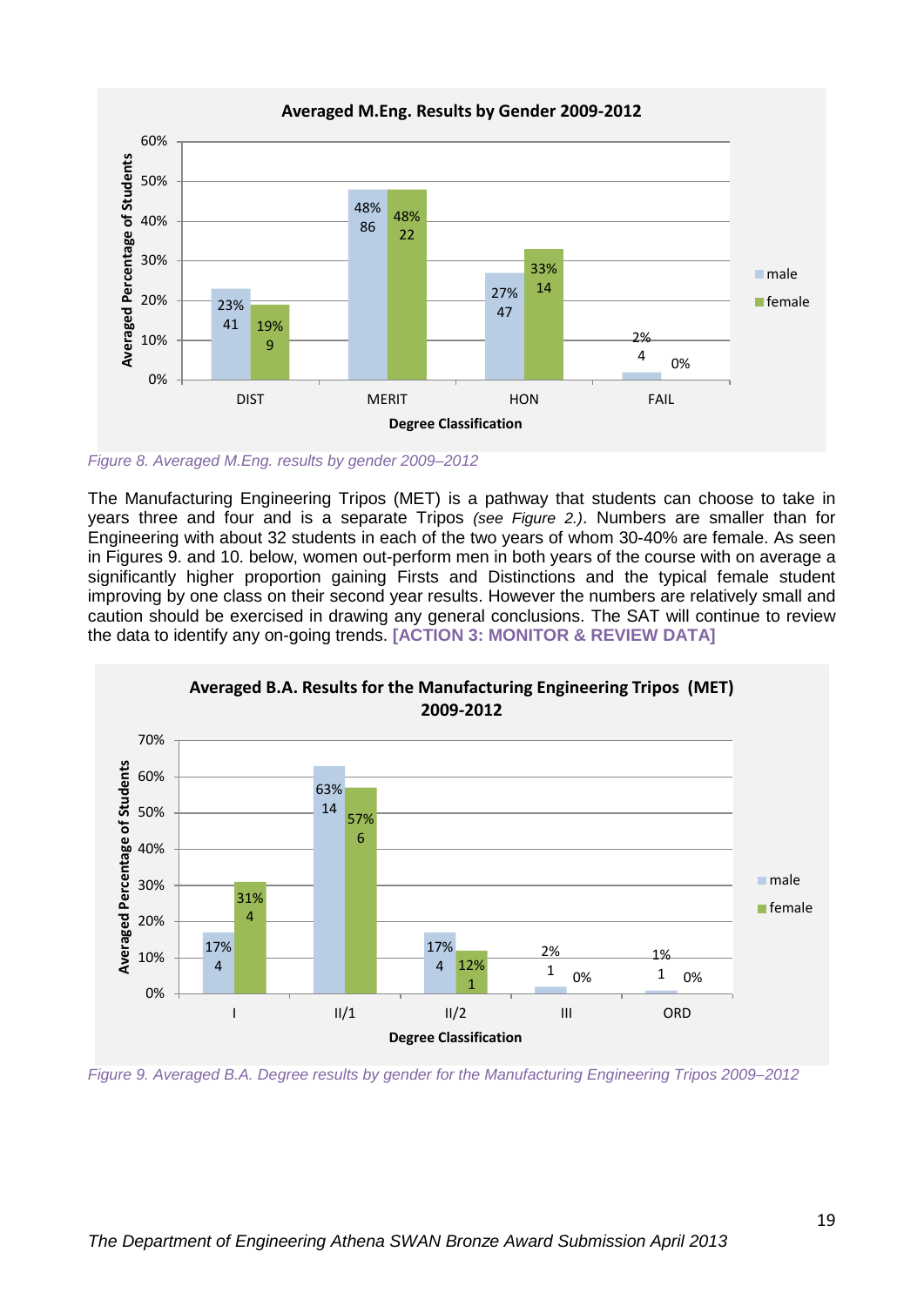**Averaged M.Eng. Results by Gender 2009-2012**

| Degree Classification | male | female |
|---|---|---|
| DIST | 23% (41) | 19% (9) |
| MERIT | 48% (86) | 48% (22) |
| HON | 27% (47) | 33% (14) |
| FAIL | 2% (4) | 0% |

*Figure 8. Averaged M.Eng. results by gender 2009–2012*

The Manufacturing Engineering Tripos (MET) is a pathway that students can choose to take in years three and four and is a separate Tripos *(see Figure 2.)*. Numbers are smaller than for Engineering with about 32 students in each of the two years of whom 30-40% are female. As seen in Figures 9. and 10. below, women out-perform men in both years of the course with on average a significantly higher proportion gaining Firsts and Distinctions and the typical female student improving by one class on their second year results. However the numbers are relatively small and caution should be exercised in drawing any general conclusions. The SAT will continue to review the data to identify any on-going trends. **[ACTION 3: MONITOR & REVIEW DATA]**

**Averaged B.A. Results for the Manufacturing Engineering Tripos (MET) 2009-2012**

| Degree Classification | male | female |
|---|---|---|
| I | 17% (4) | 31% (4) |
| II/1 | 63% (14) | 57% (6) |
| II/2 | 17% (4) | 12% (1) |
| III | 2% (1) | 0% |
| ORD | 1% (1) | 0% |

*Figure 9. Averaged B.A. Degree results by gender for the Manufacturing Engineering Tripos 2009–2012*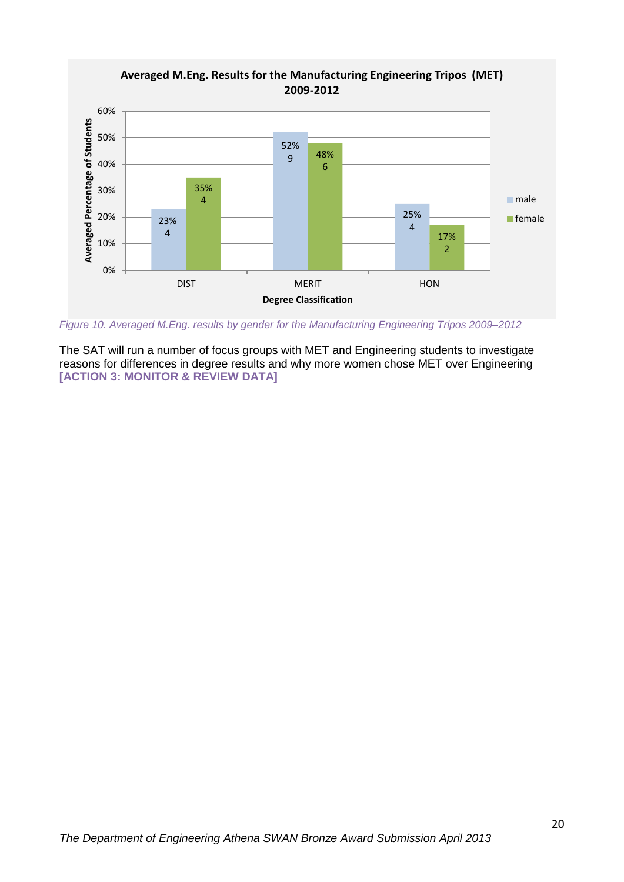**Averaged M.Eng. Results for the Manufacturing Engineering Tripos (MET) 2009-2012**

| Degree Classification | male | female |
| --- | --- | --- |
| DIST | 23% (4) | 35% (4) |
| MERIT | 52% (9) | 48% (6) |
| HON | 25% (4) | 17% (2) |

*Figure 10. Averaged M.Eng. results by gender for the Manufacturing Engineering Tripos 2009–2012*

The SAT will run a number of focus groups with MET and Engineering students to investigate reasons for differences in degree results and why more women chose MET over Engineering **[ACTION 3: MONITOR & REVIEW DATA]**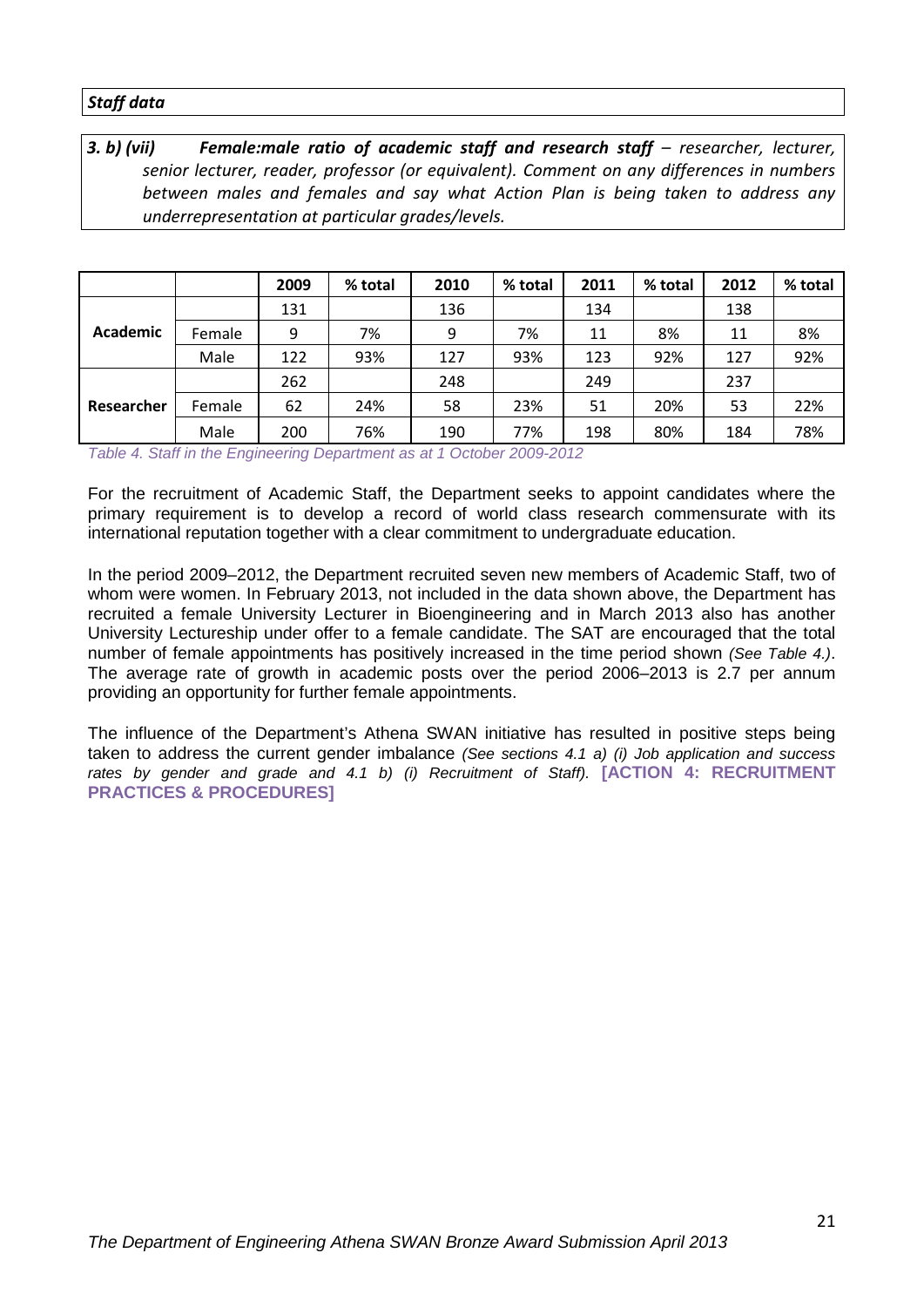***Staff data***

***3. b) (vii) Female:male ratio of academic staff and research staff** – researcher, lecturer, senior lecturer, reader, professor (or equivalent). Comment on any differences in numbers between males and females and say what Action Plan is being taken to address any underrepresentation at particular grades/levels.*

| | | 2009 | % total | 2010 | % total | 2011 | % total | 2012 | % total |
|---|---|---|---|---|---|---|---|---|---|
| **Academic** | | 131 | | 136 | | 134 | | 138 | |
| | Female | 9 | 7% | 9 | 7% | 11 | 8% | 11 | 8% |
| | Male | 122 | 93% | 127 | 93% | 123 | 92% | 127 | 92% |
| **Researcher** | | 262 | | 248 | | 249 | | 237 | |
| | Female | 62 | 24% | 58 | 23% | 51 | 20% | 53 | 22% |
| | Male | 200 | 76% | 190 | 77% | 198 | 80% | 184 | 78% |

*Table 4. Staff in the Engineering Department as at 1 October 2009-2012*

For the recruitment of Academic Staff, the Department seeks to appoint candidates where the primary requirement is to develop a record of world class research commensurate with its international reputation together with a clear commitment to undergraduate education.

In the period 2009–2012, the Department recruited seven new members of Academic Staff, two of whom were women. In February 2013, not included in the data shown above, the Department has recruited a female University Lecturer in Bioengineering and in March 2013 also has another University Lectureship under offer to a female candidate. The SAT are encouraged that the total number of female appointments has positively increased in the time period shown *(See Table 4.)*. The average rate of growth in academic posts over the period 2006–2013 is 2.7 per annum providing an opportunity for further female appointments.

The influence of the Department's Athena SWAN initiative has resulted in positive steps being taken to address the current gender imbalance *(See sections 4.1 a) (i) Job application and success rates by gender and grade and 4.1 b) (i) Recruitment of Staff).* **[ACTION 4: RECRUITMENT PRACTICES & PROCEDURES]**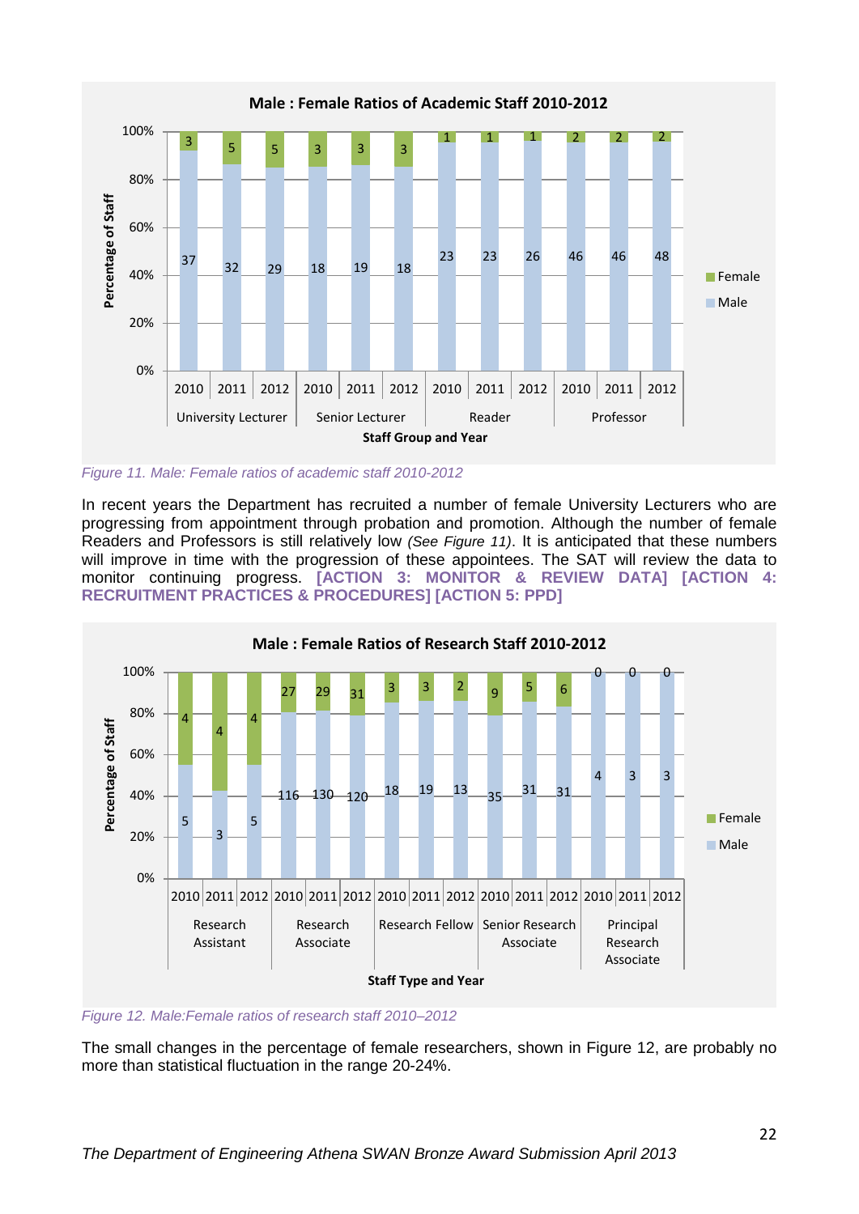**Male : Female Ratios of Academic Staff 2010-2012**

| Staff Group | Year | Male | Female |
|---|---|---|---|
| University Lecturer | 2010 | 37 | 3 |
| University Lecturer | 2011 | 32 | 5 |
| University Lecturer | 2012 | 29 | 5 |
| Senior Lecturer | 2010 | 18 | 3 |
| Senior Lecturer | 2011 | 19 | 3 |
| Senior Lecturer | 2012 | 18 | 3 |
| Reader | 2010 | 23 | 1 |
| Reader | 2011 | 23 | 1 |
| Reader | 2012 | 26 | 1 |
| Professor | 2010 | 46 | 2 |
| Professor | 2011 | 46 | 2 |
| Professor | 2012 | 48 | 2 |

*Figure 11. Male: Female ratios of academic staff 2010-2012*

In recent years the Department has recruited a number of female University Lecturers who are progressing from appointment through probation and promotion. Although the number of female Readers and Professors is still relatively low *(See Figure 11)*. It is anticipated that these numbers will improve in time with the progression of these appointees. The SAT will review the data to monitor continuing progress. **[ACTION 3: MONITOR & REVIEW DATA] [ACTION 4: RECRUITMENT PRACTICES & PROCEDURES] [ACTION 5: PPD]**

**Male : Female Ratios of Research Staff 2010-2012**

| Staff Type | Year | Male | Female |
|---|---|---|---|
| Research Assistant | 2010 | 5 | 4 |
| Research Assistant | 2011 | 3 | 4 |
| Research Assistant | 2012 | 5 | 4 |
| Research Associate | 2010 | 116 | 27 |
| Research Associate | 2011 | 130 | 29 |
| Research Associate | 2012 | 120 | 31 |
| Research Fellow | 2010 | 18 | 3 |
| Research Fellow | 2011 | 19 | 3 |
| Research Fellow | 2012 | 13 | 2 |
| Senior Research Associate | 2010 | 35 | 9 |
| Senior Research Associate | 2011 | 31 | 5 |
| Senior Research Associate | 2012 | 31 | 6 |
| Principal Research Associate | 2010 | 4 | 0 |
| Principal Research Associate | 2011 | 3 | 0 |
| Principal Research Associate | 2012 | 3 | 0 |

*Figure 12. Male:Female ratios of research staff 2010–2012*

The small changes in the percentage of female researchers, shown in Figure 12, are probably no more than statistical fluctuation in the range 20-24%.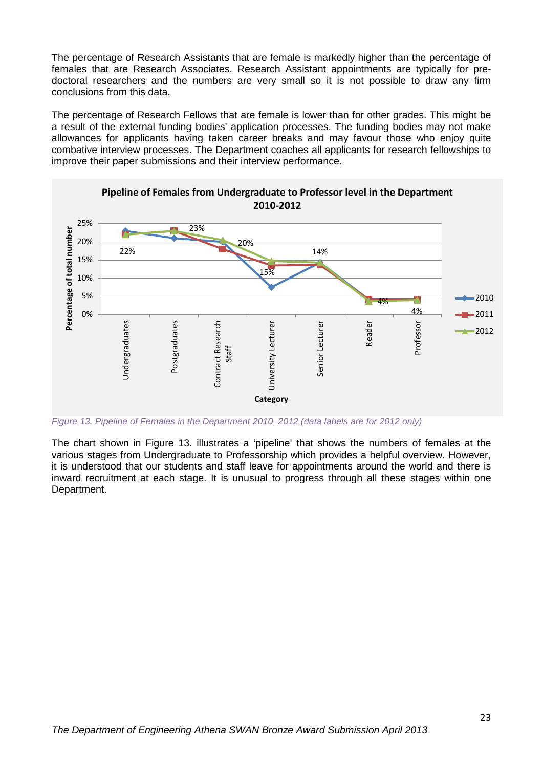The percentage of Research Assistants that are female is markedly higher than the percentage of females that are Research Associates. Research Assistant appointments are typically for pre-doctoral researchers and the numbers are very small so it is not possible to draw any firm conclusions from this data.

The percentage of Research Fellows that are female is lower than for other grades. This might be a result of the external funding bodies' application processes. The funding bodies may not make allowances for applicants having taken career breaks and may favour those who enjoy quite combative interview processes. The Department coaches all applicants for research fellowships to improve their paper submissions and their interview performance.

**Pipeline of Females from Undergraduate to Professor level in the Department 2010-2012**

| Category | 2012 (data label) |
|---|---|
| Undergraduates | 22% |
| Postgraduates | 23% |
| Contract Research Staff | 20% |
| University Lecturer | 15% |
| Senior Lecturer | 14% |
| Reader | 4% |
| Professor | 4% |

*Figure 13. Pipeline of Females in the Department 2010–2012 (data labels are for 2012 only)*

The chart shown in Figure 13. illustrates a 'pipeline' that shows the numbers of females at the various stages from Undergraduate to Professorship which provides a helpful overview. However, it is understood that our students and staff leave for appointments around the world and there is inward recruitment at each stage. It is unusual to progress through all these stages within one Department.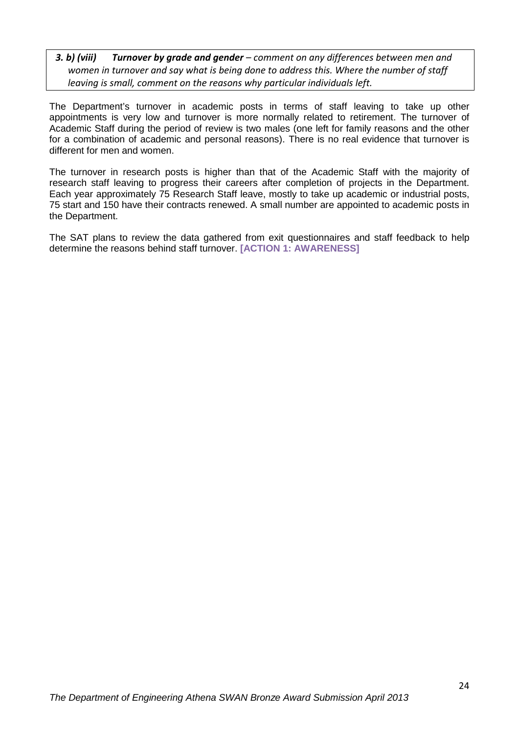***3. b) (viii) Turnover by grade and gender** – comment on any differences between men and women in turnover and say what is being done to address this. Where the number of staff leaving is small, comment on the reasons why particular individuals left.*

The Department's turnover in academic posts in terms of staff leaving to take up other appointments is very low and turnover is more normally related to retirement. The turnover of Academic Staff during the period of review is two males (one left for family reasons and the other for a combination of academic and personal reasons). There is no real evidence that turnover is different for men and women.

The turnover in research posts is higher than that of the Academic Staff with the majority of research staff leaving to progress their careers after completion of projects in the Department. Each year approximately 75 Research Staff leave, mostly to take up academic or industrial posts, 75 start and 150 have their contracts renewed. A small number are appointed to academic posts in the Department.

The SAT plans to review the data gathered from exit questionnaires and staff feedback to help determine the reasons behind staff turnover. **[ACTION 1: AWARENESS]**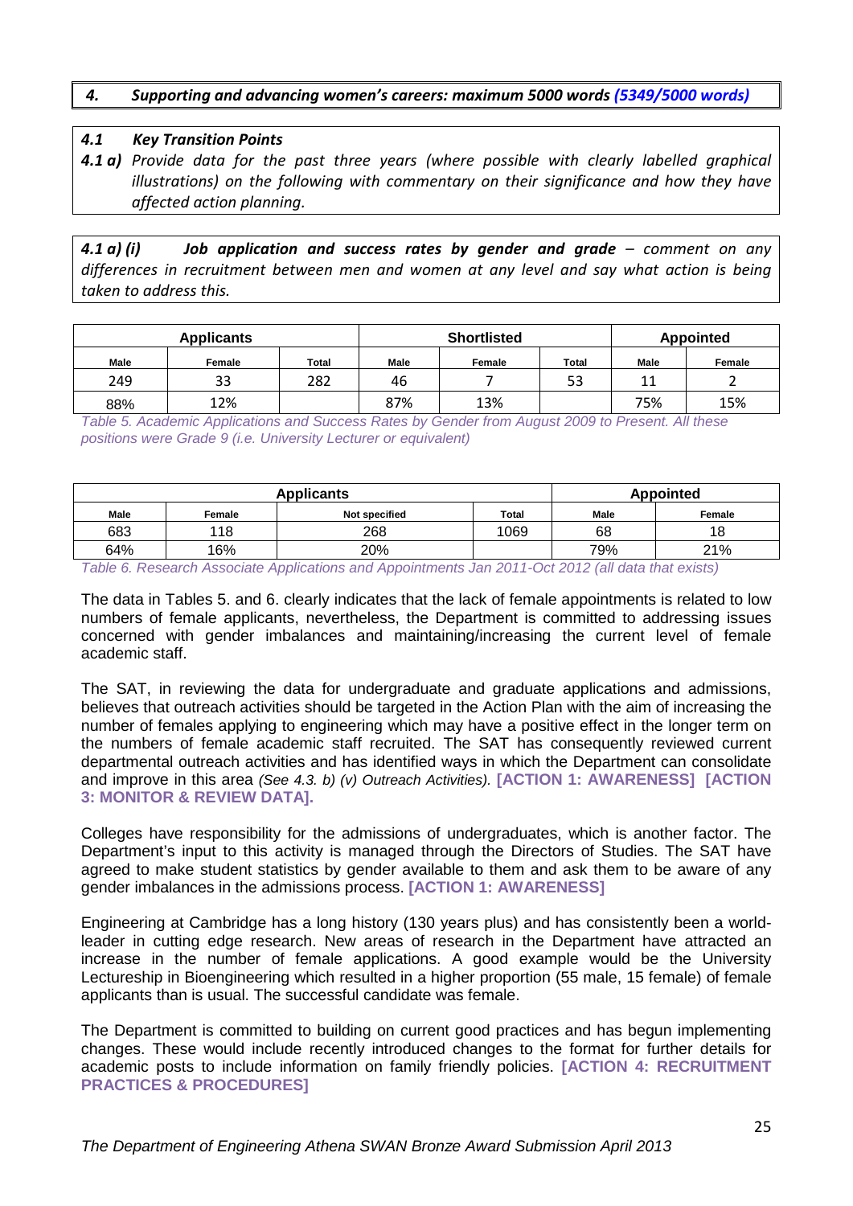## *4. Supporting and advancing women's careers: maximum 5000 words (5349/5000 words)*

### *4.1 Key Transition Points*

***4.1 a)*** *Provide data for the past three years (where possible with clearly labelled graphical illustrations) on the following with commentary on their significance and how they have affected action planning.*

***4.1 a) (i) Job application and success rates by gender and grade*** *– comment on any differences in recruitment between men and women at any level and say what action is being taken to address this.*

| Applicants | | | Shortlisted | | | Appointed | |
|---|---|---|---|---|---|---|---|
| Male | Female | Total | Male | Female | Total | Male | Female |
| 249 | 33 | 282 | 46 | 7 | 53 | 11 | 2 |
| 88% | 12% | | 87% | 13% | | 75% | 15% |

*Table 5. Academic Applications and Success Rates by Gender from August 2009 to Present. All these positions were Grade 9 (i.e. University Lecturer or equivalent)*

| Applicants | | | | Appointed | |
|---|---|---|---|---|---|
| Male | Female | Not specified | Total | Male | Female |
| 683 | 118 | 268 | 1069 | 68 | 18 |
| 64% | 16% | 20% | | 79% | 21% |

*Table 6. Research Associate Applications and Appointments Jan 2011-Oct 2012 (all data that exists)*

The data in Tables 5. and 6. clearly indicates that the lack of female appointments is related to low numbers of female applicants, nevertheless, the Department is committed to addressing issues concerned with gender imbalances and maintaining/increasing the current level of female academic staff.

The SAT, in reviewing the data for undergraduate and graduate applications and admissions, believes that outreach activities should be targeted in the Action Plan with the aim of increasing the number of females applying to engineering which may have a positive effect in the longer term on the numbers of female academic staff recruited. The SAT has consequently reviewed current departmental outreach activities and has identified ways in which the Department can consolidate and improve in this area *(See 4.3. b) (v) Outreach Activities).* **[ACTION 1: AWARENESS] [ACTION 3: MONITOR & REVIEW DATA].**

Colleges have responsibility for the admissions of undergraduates, which is another factor. The Department's input to this activity is managed through the Directors of Studies. The SAT have agreed to make student statistics by gender available to them and ask them to be aware of any gender imbalances in the admissions process. **[ACTION 1: AWARENESS]**

Engineering at Cambridge has a long history (130 years plus) and has consistently been a world-leader in cutting edge research. New areas of research in the Department have attracted an increase in the number of female applications. A good example would be the University Lectureship in Bioengineering which resulted in a higher proportion (55 male, 15 female) of female applicants than is usual. The successful candidate was female.

The Department is committed to building on current good practices and has begun implementing changes. These would include recently introduced changes to the format for further details for academic posts to include information on family friendly policies. **[ACTION 4: RECRUITMENT PRACTICES & PROCEDURES]**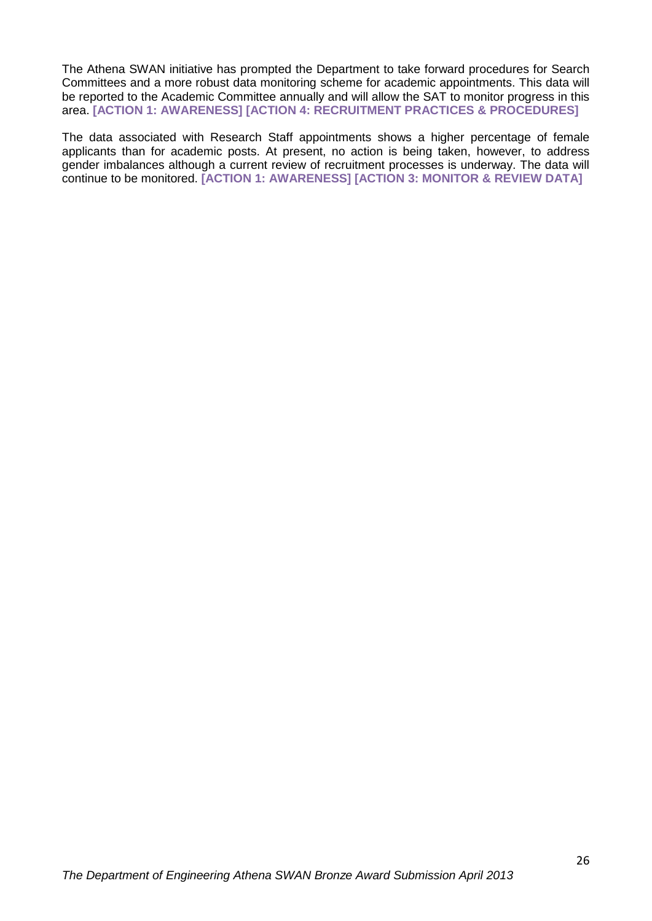The Athena SWAN initiative has prompted the Department to take forward procedures for Search Committees and a more robust data monitoring scheme for academic appointments. This data will be reported to the Academic Committee annually and will allow the SAT to monitor progress in this area. **[ACTION 1: AWARENESS] [ACTION 4: RECRUITMENT PRACTICES & PROCEDURES]**

The data associated with Research Staff appointments shows a higher percentage of female applicants than for academic posts. At present, no action is being taken, however, to address gender imbalances although a current review of recruitment processes is underway. The data will continue to be monitored. **[ACTION 1: AWARENESS] [ACTION 3: MONITOR & REVIEW DATA]**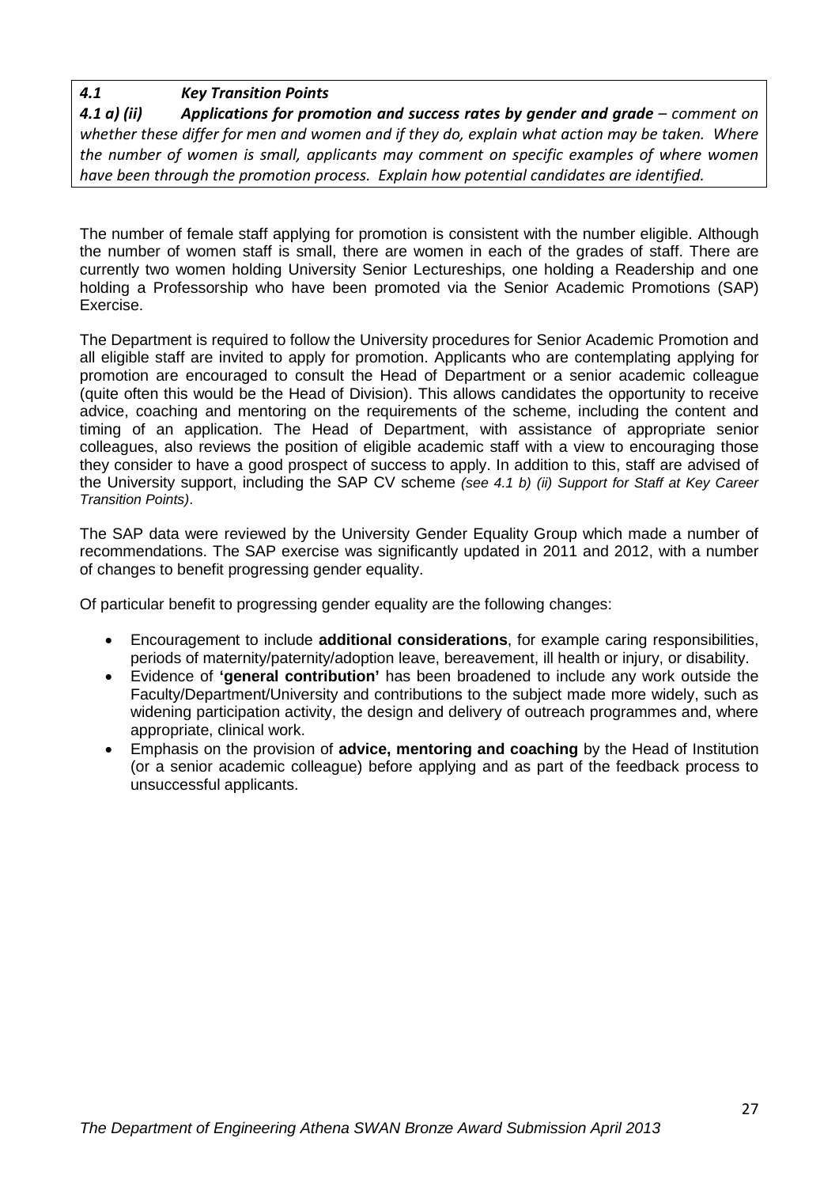***4.1 Key Transition Points***

***4.1 a) (ii) Applications for promotion and success rates by gender and grade** – comment on whether these differ for men and women and if they do, explain what action may be taken. Where the number of women is small, applicants may comment on specific examples of where women have been through the promotion process. Explain how potential candidates are identified.*

The number of female staff applying for promotion is consistent with the number eligible. Although the number of women staff is small, there are women in each of the grades of staff. There are currently two women holding University Senior Lectureships, one holding a Readership and one holding a Professorship who have been promoted via the Senior Academic Promotions (SAP) Exercise.

The Department is required to follow the University procedures for Senior Academic Promotion and all eligible staff are invited to apply for promotion. Applicants who are contemplating applying for promotion are encouraged to consult the Head of Department or a senior academic colleague (quite often this would be the Head of Division). This allows candidates the opportunity to receive advice, coaching and mentoring on the requirements of the scheme, including the content and timing of an application. The Head of Department, with assistance of appropriate senior colleagues, also reviews the position of eligible academic staff with a view to encouraging those they consider to have a good prospect of success to apply. In addition to this, staff are advised of the University support, including the SAP CV scheme *(see 4.1 b) (ii) Support for Staff at Key Career Transition Points)*.

The SAP data were reviewed by the University Gender Equality Group which made a number of recommendations. The SAP exercise was significantly updated in 2011 and 2012, with a number of changes to benefit progressing gender equality.

Of particular benefit to progressing gender equality are the following changes:

- Encouragement to include **additional considerations**, for example caring responsibilities, periods of maternity/paternity/adoption leave, bereavement, ill health or injury, or disability.
- Evidence of **'general contribution'** has been broadened to include any work outside the Faculty/Department/University and contributions to the subject made more widely, such as widening participation activity, the design and delivery of outreach programmes and, where appropriate, clinical work.
- Emphasis on the provision of **advice, mentoring and coaching** by the Head of Institution (or a senior academic colleague) before applying and as part of the feedback process to unsuccessful applicants.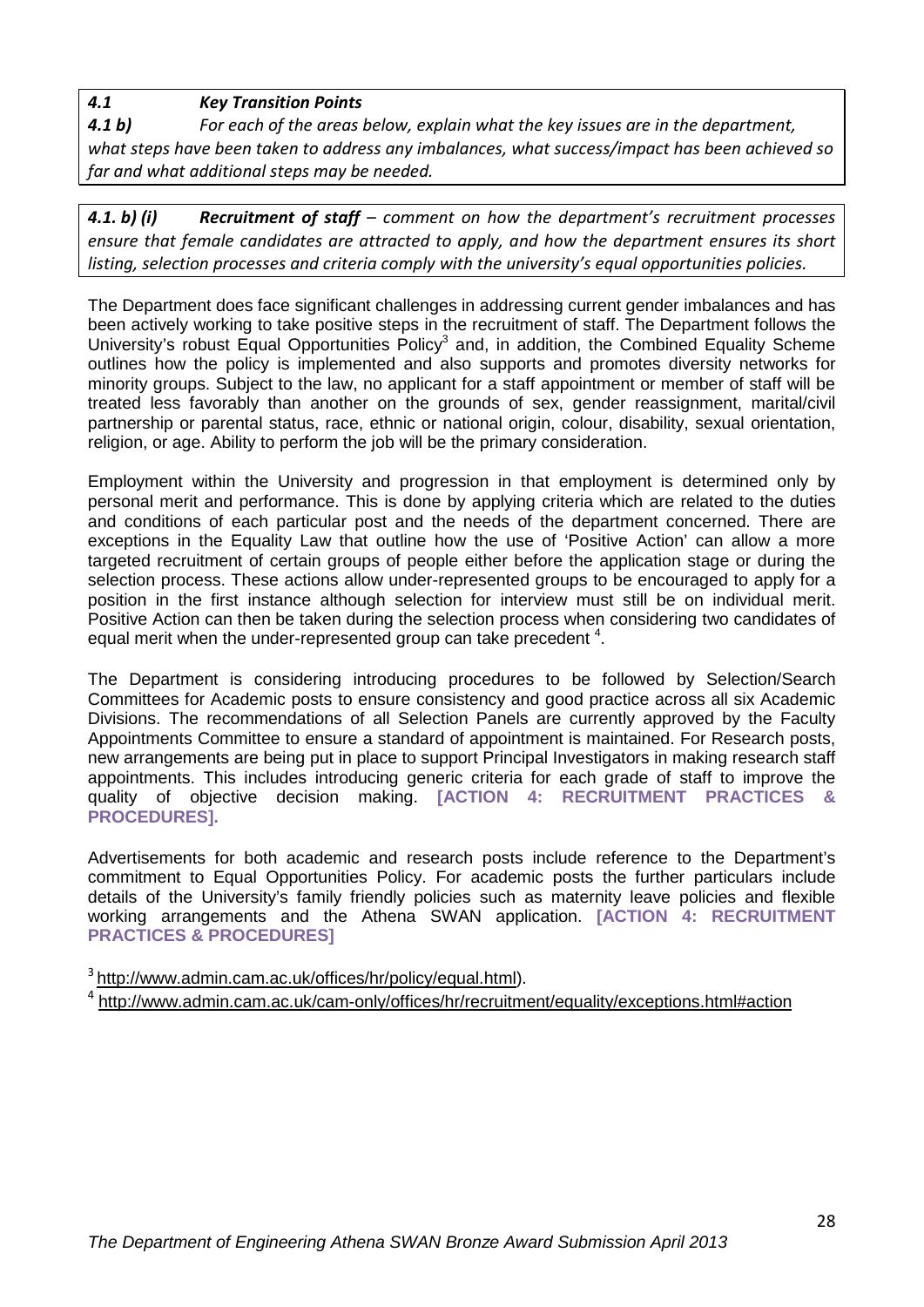***4.1 Key Transition Points***

***4.1 b)*** *For each of the areas below, explain what the key issues are in the department, what steps have been taken to address any imbalances, what success/impact has been achieved so far and what additional steps may be needed.*

***4.1. b) (i) Recruitment of staff*** *– comment on how the department's recruitment processes ensure that female candidates are attracted to apply, and how the department ensures its short listing, selection processes and criteria comply with the university's equal opportunities policies.*

The Department does face significant challenges in addressing current gender imbalances and has been actively working to take positive steps in the recruitment of staff. The Department follows the University's robust Equal Opportunities Policy[3] and, in addition, the Combined Equality Scheme outlines how the policy is implemented and also supports and promotes diversity networks for minority groups. Subject to the law, no applicant for a staff appointment or member of staff will be treated less favorably than another on the grounds of sex, gender reassignment, marital/civil partnership or parental status, race, ethnic or national origin, colour, disability, sexual orientation, religion, or age. Ability to perform the job will be the primary consideration.

Employment within the University and progression in that employment is determined only by personal merit and performance. This is done by applying criteria which are related to the duties and conditions of each particular post and the needs of the department concerned. There are exceptions in the Equality Law that outline how the use of 'Positive Action' can allow a more targeted recruitment of certain groups of people either before the application stage or during the selection process. These actions allow under-represented groups to be encouraged to apply for a position in the first instance although selection for interview must still be on individual merit. Positive Action can then be taken during the selection process when considering two candidates of equal merit when the under-represented group can take precedent [4].

The Department is considering introducing procedures to be followed by Selection/Search Committees for Academic posts to ensure consistency and good practice across all six Academic Divisions. The recommendations of all Selection Panels are currently approved by the Faculty Appointments Committee to ensure a standard of appointment is maintained. For Research posts, new arrangements are being put in place to support Principal Investigators in making research staff appointments. This includes introducing generic criteria for each grade of staff to improve the quality of objective decision making. **[ACTION 4: RECRUITMENT PRACTICES & PROCEDURES].**

Advertisements for both academic and research posts include reference to the Department's commitment to Equal Opportunities Policy. For academic posts the further particulars include details of the University's family friendly policies such as maternity leave policies and flexible working arrangements and the Athena SWAN application. **[ACTION 4: RECRUITMENT PRACTICES & PROCEDURES]**

[3] http://www.admin.cam.ac.uk/offices/hr/policy/equal.html).

[4] http://www.admin.cam.ac.uk/cam-only/offices/hr/recruitment/equality/exceptions.html#action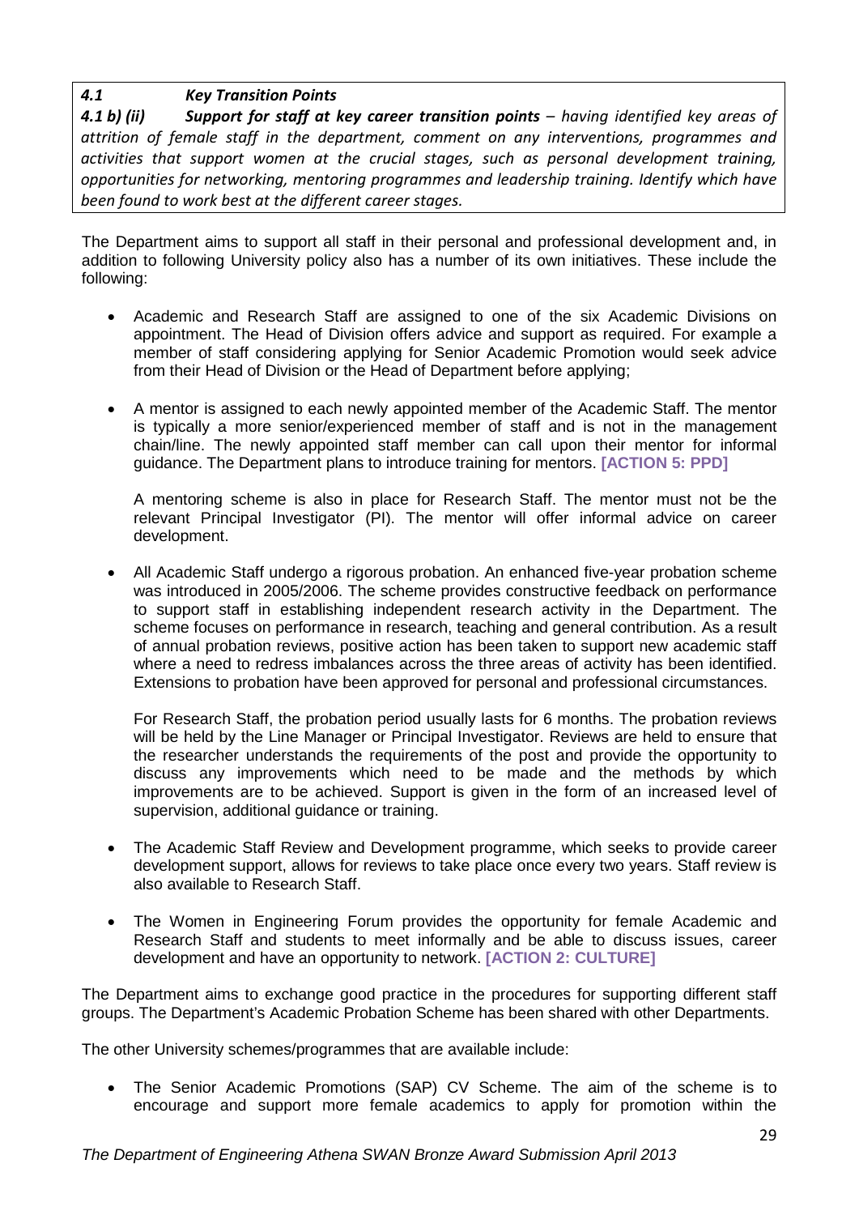*4.1 Key Transition Points*

***4.1 b) (ii) Support for staff at key career transition points*** *– having identified key areas of attrition of female staff in the department, comment on any interventions, programmes and activities that support women at the crucial stages, such as personal development training, opportunities for networking, mentoring programmes and leadership training. Identify which have been found to work best at the different career stages.*

The Department aims to support all staff in their personal and professional development and, in addition to following University policy also has a number of its own initiatives. These include the following:

- Academic and Research Staff are assigned to one of the six Academic Divisions on appointment. The Head of Division offers advice and support as required. For example a member of staff considering applying for Senior Academic Promotion would seek advice from their Head of Division or the Head of Department before applying;

- A mentor is assigned to each newly appointed member of the Academic Staff. The mentor is typically a more senior/experienced member of staff and is not in the management chain/line. The newly appointed staff member can call upon their mentor for informal guidance. The Department plans to introduce training for mentors. **[ACTION 5: PPD]**

  A mentoring scheme is also in place for Research Staff. The mentor must not be the relevant Principal Investigator (PI). The mentor will offer informal advice on career development.

- All Academic Staff undergo a rigorous probation. An enhanced five-year probation scheme was introduced in 2005/2006. The scheme provides constructive feedback on performance to support staff in establishing independent research activity in the Department. The scheme focuses on performance in research, teaching and general contribution. As a result of annual probation reviews, positive action has been taken to support new academic staff where a need to redress imbalances across the three areas of activity has been identified. Extensions to probation have been approved for personal and professional circumstances.

  For Research Staff, the probation period usually lasts for 6 months. The probation reviews will be held by the Line Manager or Principal Investigator. Reviews are held to ensure that the researcher understands the requirements of the post and provide the opportunity to discuss any improvements which need to be made and the methods by which improvements are to be achieved. Support is given in the form of an increased level of supervision, additional guidance or training.

- The Academic Staff Review and Development programme, which seeks to provide career development support, allows for reviews to take place once every two years. Staff review is also available to Research Staff.

- The Women in Engineering Forum provides the opportunity for female Academic and Research Staff and students to meet informally and be able to discuss issues, career development and have an opportunity to network. **[ACTION 2: CULTURE]**

The Department aims to exchange good practice in the procedures for supporting different staff groups. The Department's Academic Probation Scheme has been shared with other Departments.

The other University schemes/programmes that are available include:

- The Senior Academic Promotions (SAP) CV Scheme. The aim of the scheme is to encourage and support more female academics to apply for promotion within the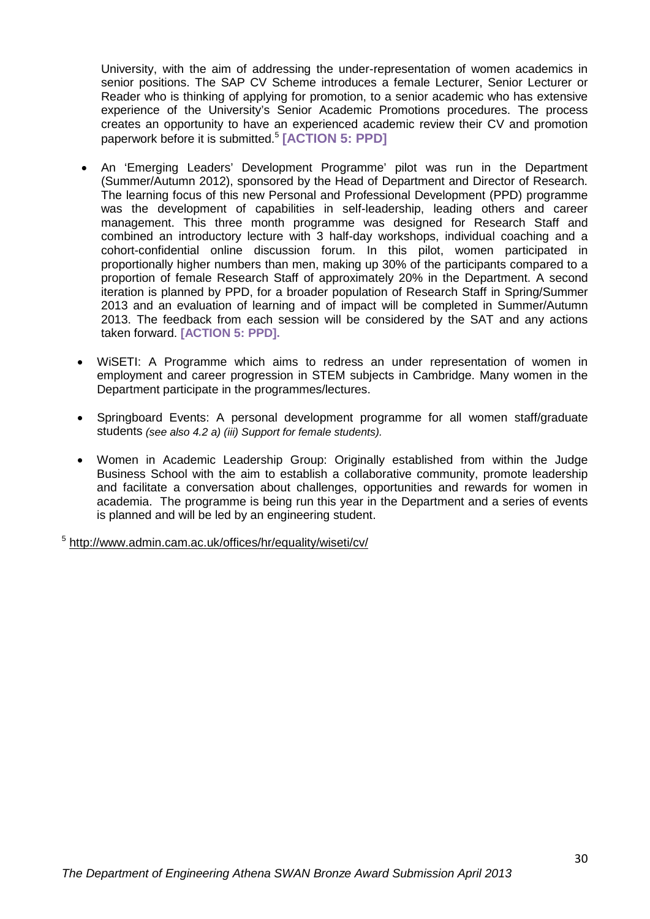University, with the aim of addressing the under-representation of women academics in senior positions. The SAP CV Scheme introduces a female Lecturer, Senior Lecturer or Reader who is thinking of applying for promotion, to a senior academic who has extensive experience of the University's Senior Academic Promotions procedures. The process creates an opportunity to have an experienced academic review their CV and promotion paperwork before it is submitted.[5] **[ACTION 5: PPD]**

- An 'Emerging Leaders' Development Programme' pilot was run in the Department (Summer/Autumn 2012), sponsored by the Head of Department and Director of Research. The learning focus of this new Personal and Professional Development (PPD) programme was the development of capabilities in self-leadership, leading others and career management. This three month programme was designed for Research Staff and combined an introductory lecture with 3 half-day workshops, individual coaching and a cohort-confidential online discussion forum. In this pilot, women participated in proportionally higher numbers than men, making up 30% of the participants compared to a proportion of female Research Staff of approximately 20% in the Department. A second iteration is planned by PPD, for a broader population of Research Staff in Spring/Summer 2013 and an evaluation of learning and of impact will be completed in Summer/Autumn 2013. The feedback from each session will be considered by the SAT and any actions taken forward. **[ACTION 5: PPD].**

- WiSETI: A Programme which aims to redress an under representation of women in employment and career progression in STEM subjects in Cambridge. Many women in the Department participate in the programmes/lectures.

- Springboard Events: A personal development programme for all women staff/graduate students *(see also 4.2 a) (iii) Support for female students).*

- Women in Academic Leadership Group: Originally established from within the Judge Business School with the aim to establish a collaborative community, promote leadership and facilitate a conversation about challenges, opportunities and rewards for women in academia. The programme is being run this year in the Department and a series of events is planned and will be led by an engineering student.

[5] http://www.admin.cam.ac.uk/offices/hr/equality/wiseti/cv/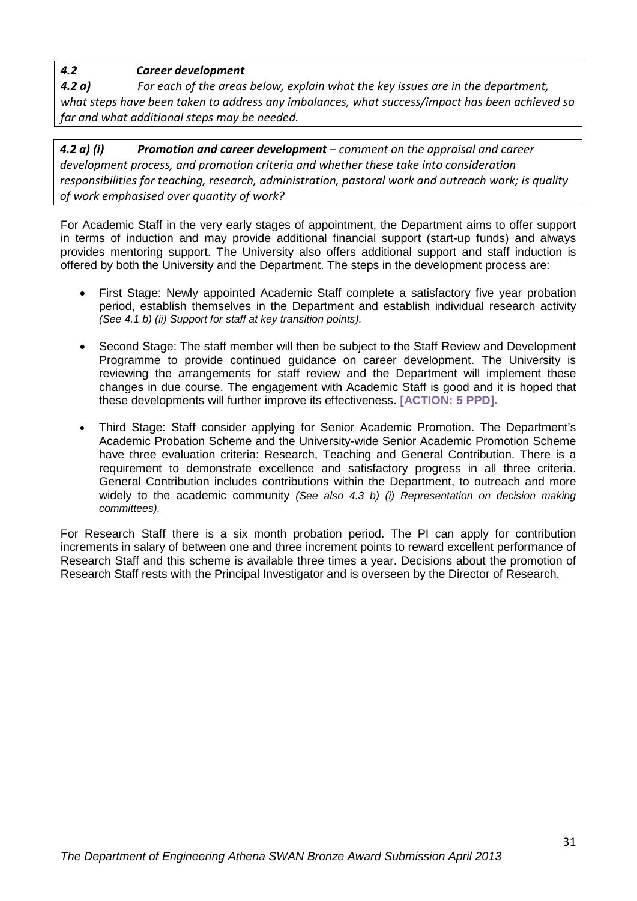### *4.2 Career development*

***4.2 a)*** *For each of the areas below, explain what the key issues are in the department, what steps have been taken to address any imbalances, what success/impact has been achieved so far and what additional steps may be needed.*

***4.2 a) (i)*** ***Promotion and career development*** *– comment on the appraisal and career development process, and promotion criteria and whether these take into consideration responsibilities for teaching, research, administration, pastoral work and outreach work; is quality of work emphasised over quantity of work?*

For Academic Staff in the very early stages of appointment, the Department aims to offer support in terms of induction and may provide additional financial support (start-up funds) and always provides mentoring support. The University also offers additional support and staff induction is offered by both the University and the Department. The steps in the development process are:

- First Stage: Newly appointed Academic Staff complete a satisfactory five year probation period, establish themselves in the Department and establish individual research activity *(See 4.1 b) (ii) Support for staff at key transition points).*

- Second Stage: The staff member will then be subject to the Staff Review and Development Programme to provide continued guidance on career development. The University is reviewing the arrangements for staff review and the Department will implement these changes in due course. The engagement with Academic Staff is good and it is hoped that these developments will further improve its effectiveness. **[ACTION: 5 PPD].**

- Third Stage: Staff consider applying for Senior Academic Promotion. The Department's Academic Probation Scheme and the University-wide Senior Academic Promotion Scheme have three evaluation criteria: Research, Teaching and General Contribution. There is a requirement to demonstrate excellence and satisfactory progress in all three criteria. General Contribution includes contributions within the Department, to outreach and more widely to the academic community *(See also 4.3 b) (i) Representation on decision making committees).*

For Research Staff there is a six month probation period. The PI can apply for contribution increments in salary of between one and three increment points to reward excellent performance of Research Staff and this scheme is available three times a year. Decisions about the promotion of Research Staff rests with the Principal Investigator and is overseen by the Director of Research.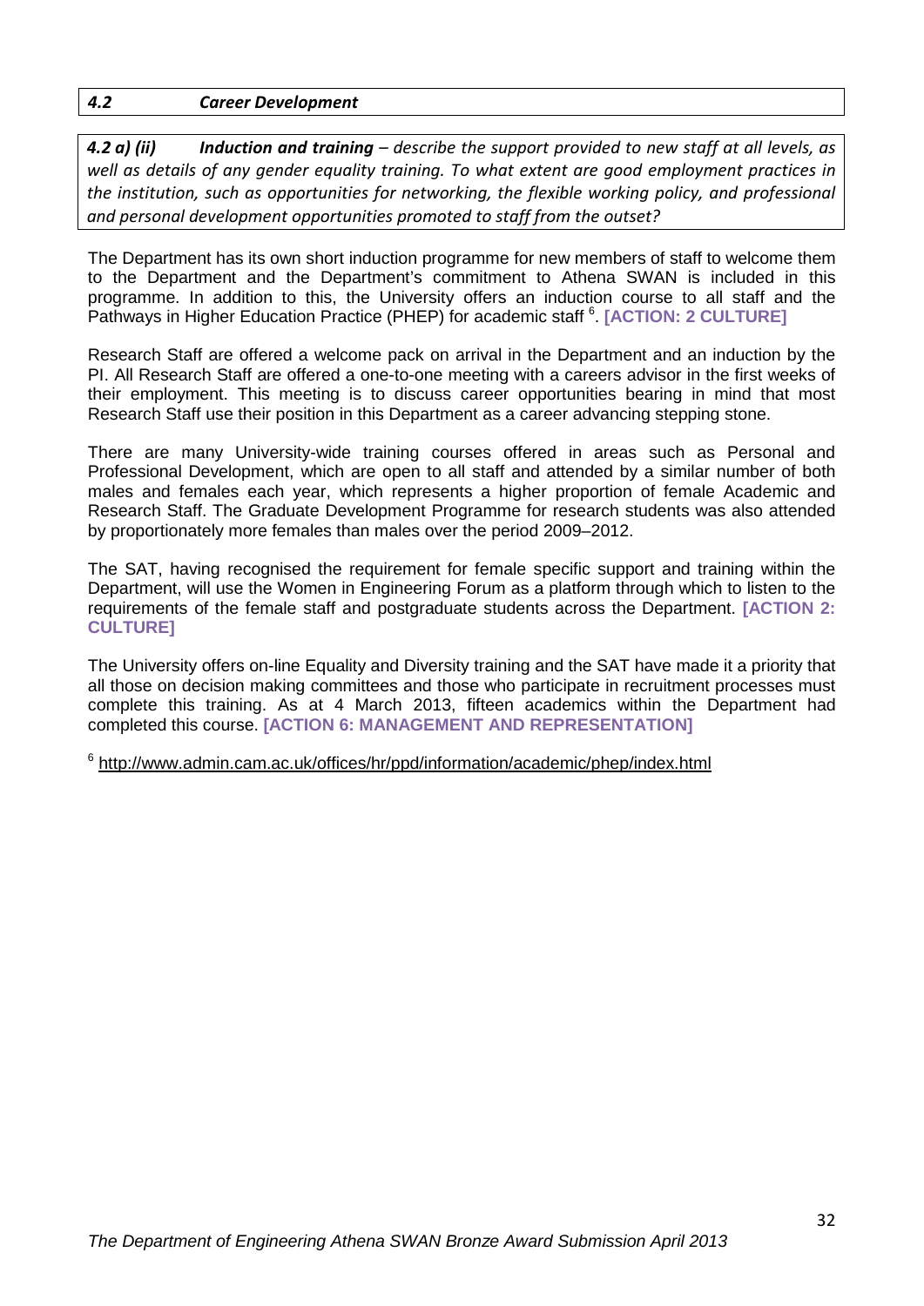## 4.2 *Career Development*

***4.2 a) (ii) Induction and training*** – *describe the support provided to new staff at all levels, as well as details of any gender equality training. To what extent are good employment practices in the institution, such as opportunities for networking, the flexible working policy, and professional and personal development opportunities promoted to staff from the outset?*

The Department has its own short induction programme for new members of staff to welcome them to the Department and the Department's commitment to Athena SWAN is included in this programme. In addition to this, the University offers an induction course to all staff and the Pathways in Higher Education Practice (PHEP) for academic staff [6]. **[ACTION: 2 CULTURE]**

Research Staff are offered a welcome pack on arrival in the Department and an induction by the PI. All Research Staff are offered a one-to-one meeting with a careers advisor in the first weeks of their employment. This meeting is to discuss career opportunities bearing in mind that most Research Staff use their position in this Department as a career advancing stepping stone.

There are many University-wide training courses offered in areas such as Personal and Professional Development, which are open to all staff and attended by a similar number of both males and females each year, which represents a higher proportion of female Academic and Research Staff. The Graduate Development Programme for research students was also attended by proportionately more females than males over the period 2009–2012.

The SAT, having recognised the requirement for female specific support and training within the Department, will use the Women in Engineering Forum as a platform through which to listen to the requirements of the female staff and postgraduate students across the Department. **[ACTION 2: CULTURE]**

The University offers on-line Equality and Diversity training and the SAT have made it a priority that all those on decision making committees and those who participate in recruitment processes must complete this training. As at 4 March 2013, fifteen academics within the Department had completed this course. **[ACTION 6: MANAGEMENT AND REPRESENTATION]**

[6] http://www.admin.cam.ac.uk/offices/hr/ppd/information/academic/phep/index.html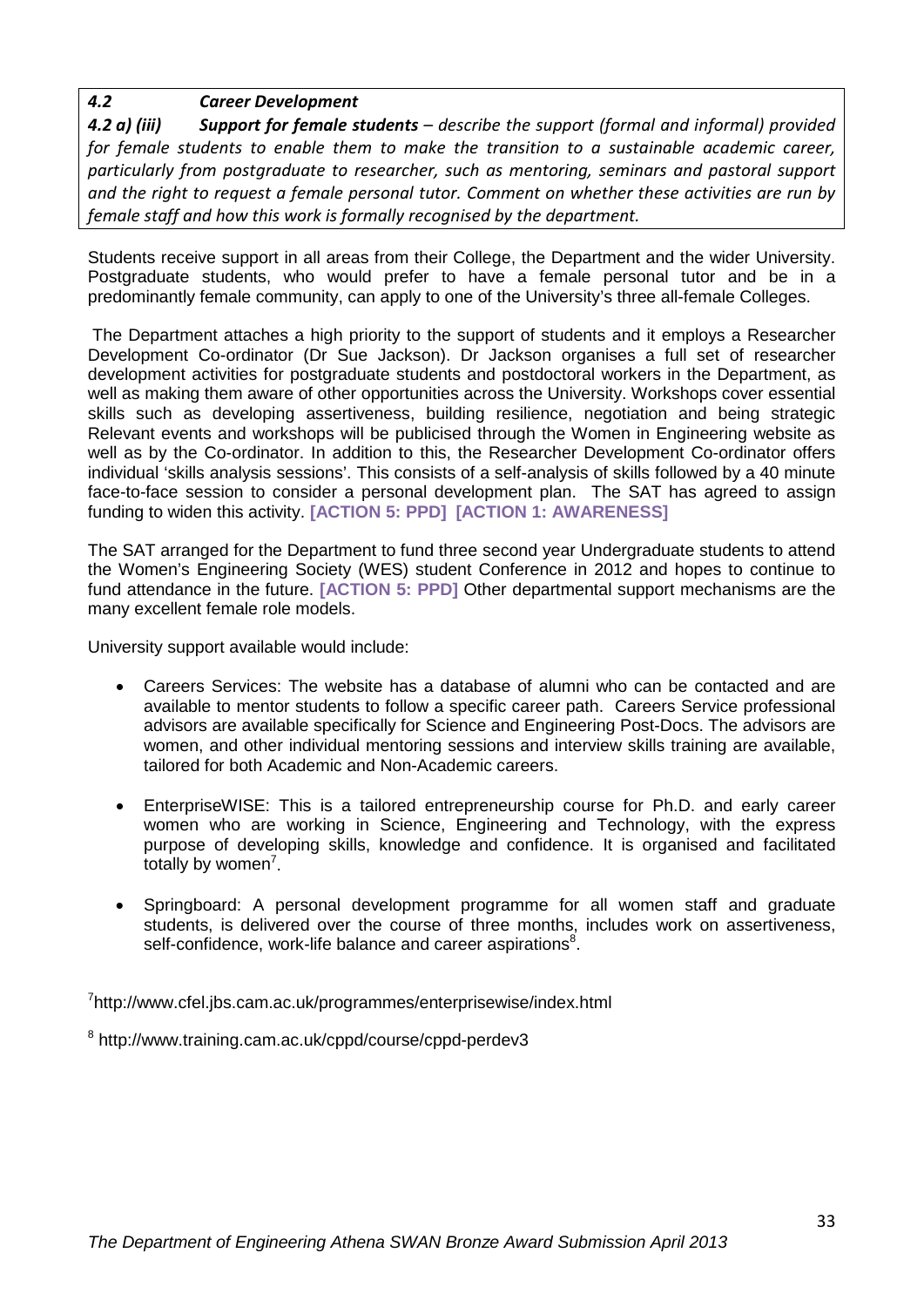### *4.2 Career Development*

***4.2 a) (iii) Support for female students** – describe the support (formal and informal) provided for female students to enable them to make the transition to a sustainable academic career, particularly from postgraduate to researcher, such as mentoring, seminars and pastoral support and the right to request a female personal tutor. Comment on whether these activities are run by female staff and how this work is formally recognised by the department.*

Students receive support in all areas from their College, the Department and the wider University. Postgraduate students, who would prefer to have a female personal tutor and be in a predominantly female community, can apply to one of the University's three all-female Colleges.

The Department attaches a high priority to the support of students and it employs a Researcher Development Co-ordinator (Dr Sue Jackson). Dr Jackson organises a full set of researcher development activities for postgraduate students and postdoctoral workers in the Department, as well as making them aware of other opportunities across the University. Workshops cover essential skills such as developing assertiveness, building resilience, negotiation and being strategic Relevant events and workshops will be publicised through the Women in Engineering website as well as by the Co-ordinator. In addition to this, the Researcher Development Co-ordinator offers individual 'skills analysis sessions'. This consists of a self-analysis of skills followed by a 40 minute face-to-face session to consider a personal development plan. The SAT has agreed to assign funding to widen this activity. **[ACTION 5: PPD] [ACTION 1: AWARENESS]**

The SAT arranged for the Department to fund three second year Undergraduate students to attend the Women's Engineering Society (WES) student Conference in 2012 and hopes to continue to fund attendance in the future. **[ACTION 5: PPD]** Other departmental support mechanisms are the many excellent female role models.

University support available would include:

- Careers Services: The website has a database of alumni who can be contacted and are available to mentor students to follow a specific career path. Careers Service professional advisors are available specifically for Science and Engineering Post-Docs. The advisors are women, and other individual mentoring sessions and interview skills training are available, tailored for both Academic and Non-Academic careers.
- EnterpriseWISE: This is a tailored entrepreneurship course for Ph.D. and early career women who are working in Science, Engineering and Technology, with the express purpose of developing skills, knowledge and confidence. It is organised and facilitated totally by women[7].
- Springboard: A personal development programme for all women staff and graduate students, is delivered over the course of three months, includes work on assertiveness, self-confidence, work-life balance and career aspirations[8].

[7] http://www.cfel.jbs.cam.ac.uk/programmes/enterprisewise/index.html

[8] http://www.training.cam.ac.uk/cppd/course/cppd-perdev3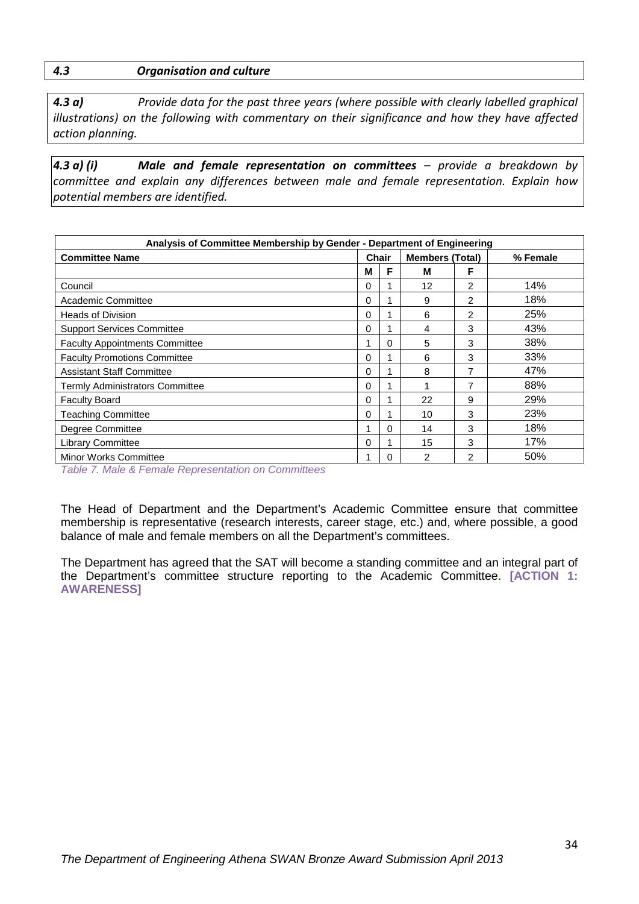*4.3 Organisation and culture*

*4.3 a) Provide data for the past three years (where possible with clearly labelled graphical illustrations) on the following with commentary on their significance and how they have affected action planning.*

***4.3 a) (i) Male and female representation on committees** – provide a breakdown by committee and explain any differences between male and female representation. Explain how potential members are identified.*

| Analysis of Committee Membership by Gender - Department of Engineering | | | | | |
|---|---|---|---|---|---|
| **Committee Name** | **Chair** | | **Members (Total)** | | **% Female** |
| | **M** | **F** | **M** | **F** | |
| Council | 0 | 1 | 12 | 2 | 14% |
| Academic Committee | 0 | 1 | 9 | 2 | 18% |
| Heads of Division | 0 | 1 | 6 | 2 | 25% |
| Support Services Committee | 0 | 1 | 4 | 3 | 43% |
| Faculty Appointments Committee | 1 | 0 | 5 | 3 | 38% |
| Faculty Promotions Committee | 0 | 1 | 6 | 3 | 33% |
| Assistant Staff Committee | 0 | 1 | 8 | 7 | 47% |
| Termly Administrators Committee | 0 | 1 | 1 | 7 | 88% |
| Faculty Board | 0 | 1 | 22 | 9 | 29% |
| Teaching Committee | 0 | 1 | 10 | 3 | 23% |
| Degree Committee | 1 | 0 | 14 | 3 | 18% |
| Library Committee | 0 | 1 | 15 | 3 | 17% |
| Minor Works Committee | 1 | 0 | 2 | 2 | 50% |

*Table 7. Male & Female Representation on Committees*

The Head of Department and the Department's Academic Committee ensure that committee membership is representative (research interests, career stage, etc.) and, where possible, a good balance of male and female members on all the Department's committees.

The Department has agreed that the SAT will become a standing committee and an integral part of the Department's committee structure reporting to the Academic Committee. **[ACTION 1: AWARENESS]**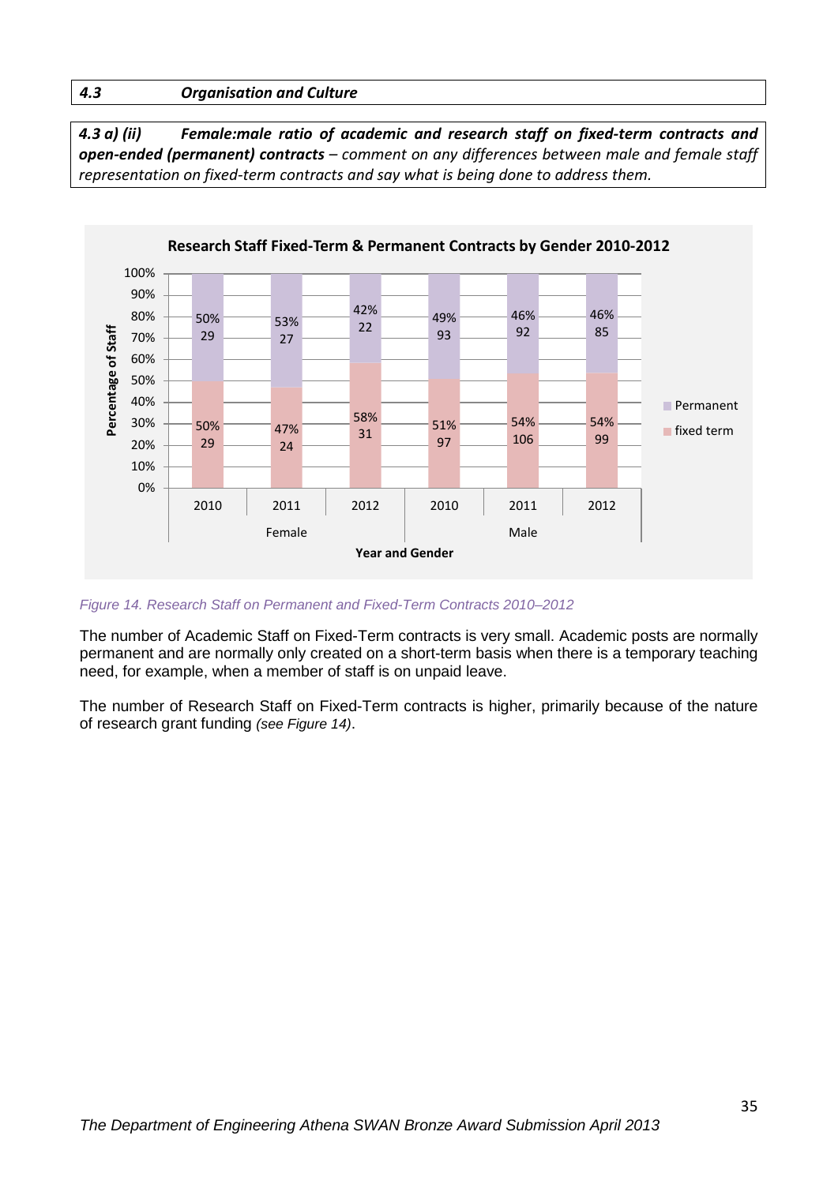| 4.3 | Organisation and Culture |
|---|---|

***4.3 a) (ii) Female:male ratio of academic and research staff on fixed-term contracts and open-ended (permanent) contracts** – comment on any differences between male and female staff representation on fixed-term contracts and say what is being done to address them.*

**Research Staff Fixed-Term & Permanent Contracts by Gender 2010-2012**

| Gender | Year | Fixed term | Permanent |
|---|---|---|---|
| Female | 2010 | 50% (29) | 50% (29) |
| Female | 2011 | 47% (24) | 53% (27) |
| Female | 2012 | 58% (31) | 42% (22) |
| Male | 2010 | 51% (97) | 49% (93) |
| Male | 2011 | 54% (106) | 46% (92) |
| Male | 2012 | 54% (99) | 46% (85) |

*Figure 14. Research Staff on Permanent and Fixed-Term Contracts 2010–2012*

The number of Academic Staff on Fixed-Term contracts is very small. Academic posts are normally permanent and are normally only created on a short-term basis when there is a temporary teaching need, for example, when a member of staff is on unpaid leave.

The number of Research Staff on Fixed-Term contracts is higher, primarily because of the nature of research grant funding *(see Figure 14)*.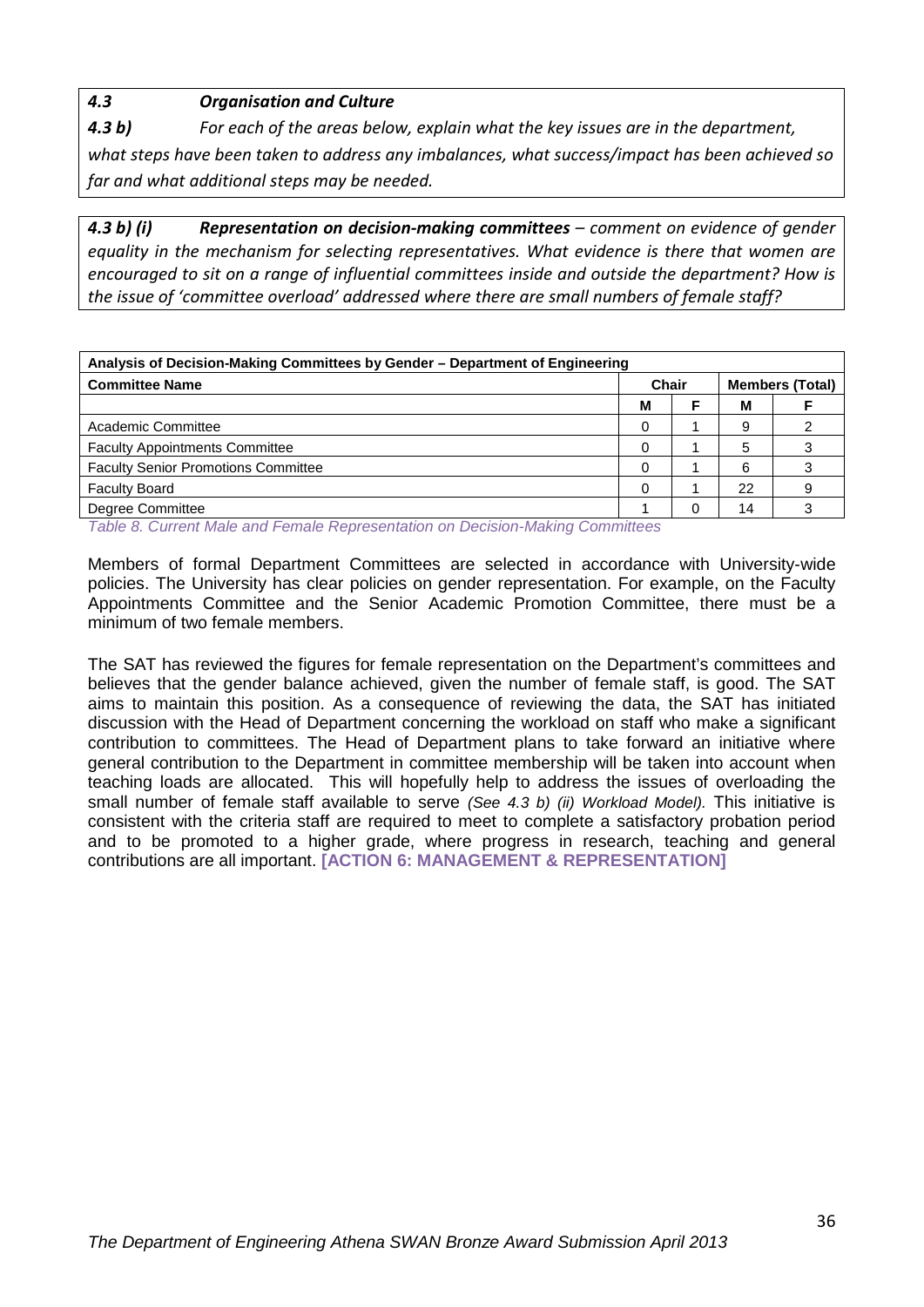***4.3 Organisation and Culture***

***4.3 b)*** *For each of the areas below, explain what the key issues are in the department, what steps have been taken to address any imbalances, what success/impact has been achieved so far and what additional steps may be needed.*

***4.3 b) (i) Representation on decision-making committees*** *– comment on evidence of gender equality in the mechanism for selecting representatives. What evidence is there that women are encouraged to sit on a range of influential committees inside and outside the department? How is the issue of 'committee overload' addressed where there are small numbers of female staff?*

| **Analysis of Decision-Making Committees by Gender – Department of Engineering** | | | | |
|---|---|---|---|---|
| **Committee Name** | **Chair** | | **Members (Total)** | |
| | **M** | **F** | **M** | **F** |
| Academic Committee | 0 | 1 | 9 | 2 |
| Faculty Appointments Committee | 0 | 1 | 5 | 3 |
| Faculty Senior Promotions Committee | 0 | 1 | 6 | 3 |
| Faculty Board | 0 | 1 | 22 | 9 |
| Degree Committee | 1 | 0 | 14 | 3 |

*Table 8. Current Male and Female Representation on Decision-Making Committees*

Members of formal Department Committees are selected in accordance with University-wide policies. The University has clear policies on gender representation. For example, on the Faculty Appointments Committee and the Senior Academic Promotion Committee, there must be a minimum of two female members.

The SAT has reviewed the figures for female representation on the Department's committees and believes that the gender balance achieved, given the number of female staff, is good. The SAT aims to maintain this position. As a consequence of reviewing the data, the SAT has initiated discussion with the Head of Department concerning the workload on staff who make a significant contribution to committees. The Head of Department plans to take forward an initiative where general contribution to the Department in committee membership will be taken into account when teaching loads are allocated. This will hopefully help to address the issues of overloading the small number of female staff available to serve *(See 4.3 b) (ii) Workload Model).* This initiative is consistent with the criteria staff are required to meet to complete a satisfactory probation period and to be promoted to a higher grade, where progress in research, teaching and general contributions are all important. **[ACTION 6: MANAGEMENT & REPRESENTATION]**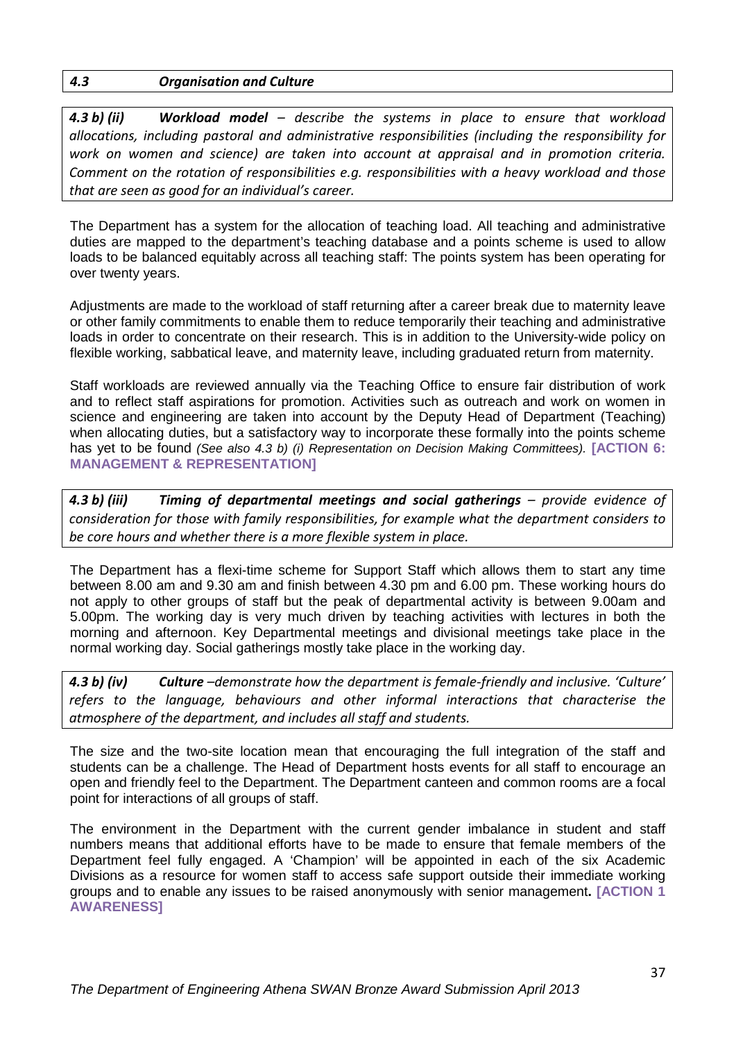## *4.3 Organisation and Culture*

***4.3 b) (ii) Workload model*** *– describe the systems in place to ensure that workload allocations, including pastoral and administrative responsibilities (including the responsibility for work on women and science) are taken into account at appraisal and in promotion criteria. Comment on the rotation of responsibilities e.g. responsibilities with a heavy workload and those that are seen as good for an individual's career.*

The Department has a system for the allocation of teaching load. All teaching and administrative duties are mapped to the department's teaching database and a points scheme is used to allow loads to be balanced equitably across all teaching staff: The points system has been operating for over twenty years.

Adjustments are made to the workload of staff returning after a career break due to maternity leave or other family commitments to enable them to reduce temporarily their teaching and administrative loads in order to concentrate on their research. This is in addition to the University-wide policy on flexible working, sabbatical leave, and maternity leave, including graduated return from maternity.

Staff workloads are reviewed annually via the Teaching Office to ensure fair distribution of work and to reflect staff aspirations for promotion. Activities such as outreach and work on women in science and engineering are taken into account by the Deputy Head of Department (Teaching) when allocating duties, but a satisfactory way to incorporate these formally into the points scheme has yet to be found *(See also 4.3 b) (i) Representation on Decision Making Committees).* **[ACTION 6: MANAGEMENT & REPRESENTATION]**

***4.3 b) (iii) Timing of departmental meetings and social gatherings*** *– provide evidence of consideration for those with family responsibilities, for example what the department considers to be core hours and whether there is a more flexible system in place.*

The Department has a flexi-time scheme for Support Staff which allows them to start any time between 8.00 am and 9.30 am and finish between 4.30 pm and 6.00 pm. These working hours do not apply to other groups of staff but the peak of departmental activity is between 9.00am and 5.00pm. The working day is very much driven by teaching activities with lectures in both the morning and afternoon. Key Departmental meetings and divisional meetings take place in the normal working day. Social gatherings mostly take place in the working day.

***4.3 b) (iv) Culture*** *–demonstrate how the department is female-friendly and inclusive. 'Culture' refers to the language, behaviours and other informal interactions that characterise the atmosphere of the department, and includes all staff and students.*

The size and the two-site location mean that encouraging the full integration of the staff and students can be a challenge. The Head of Department hosts events for all staff to encourage an open and friendly feel to the Department. The Department canteen and common rooms are a focal point for interactions of all groups of staff.

The environment in the Department with the current gender imbalance in student and staff numbers means that additional efforts have to be made to ensure that female members of the Department feel fully engaged. A 'Champion' will be appointed in each of the six Academic Divisions as a resource for women staff to access safe support outside their immediate working groups and to enable any issues to be raised anonymously with senior management**.** **[ACTION 1 AWARENESS]**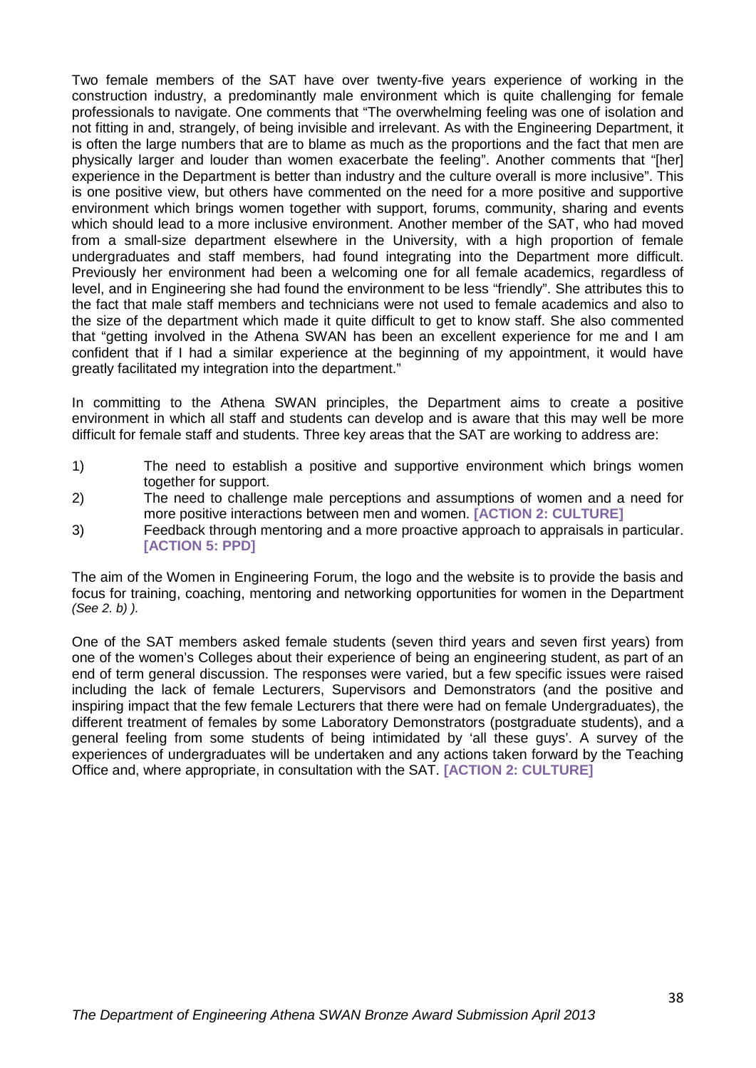Two female members of the SAT have over twenty-five years experience of working in the construction industry, a predominantly male environment which is quite challenging for female professionals to navigate. One comments that "The overwhelming feeling was one of isolation and not fitting in and, strangely, of being invisible and irrelevant. As with the Engineering Department, it is often the large numbers that are to blame as much as the proportions and the fact that men are physically larger and louder than women exacerbate the feeling". Another comments that "[her] experience in the Department is better than industry and the culture overall is more inclusive". This is one positive view, but others have commented on the need for a more positive and supportive environment which brings women together with support, forums, community, sharing and events which should lead to a more inclusive environment. Another member of the SAT, who had moved from a small-size department elsewhere in the University, with a high proportion of female undergraduates and staff members, had found integrating into the Department more difficult. Previously her environment had been a welcoming one for all female academics, regardless of level, and in Engineering she had found the environment to be less "friendly". She attributes this to the fact that male staff members and technicians were not used to female academics and also to the size of the department which made it quite difficult to get to know staff. She also commented that "getting involved in the Athena SWAN has been an excellent experience for me and I am confident that if I had a similar experience at the beginning of my appointment, it would have greatly facilitated my integration into the department."

In committing to the Athena SWAN principles, the Department aims to create a positive environment in which all staff and students can develop and is aware that this may well be more difficult for female staff and students. Three key areas that the SAT are working to address are:

1) The need to establish a positive and supportive environment which brings women together for support.
2) The need to challenge male perceptions and assumptions of women and a need for more positive interactions between men and women. **[ACTION 2: CULTURE]**
3) Feedback through mentoring and a more proactive approach to appraisals in particular. **[ACTION 5: PPD]**

The aim of the Women in Engineering Forum, the logo and the website is to provide the basis and focus for training, coaching, mentoring and networking opportunities for women in the Department *(See 2. b) )*.

One of the SAT members asked female students (seven third years and seven first years) from one of the women's Colleges about their experience of being an engineering student, as part of an end of term general discussion. The responses were varied, but a few specific issues were raised including the lack of female Lecturers, Supervisors and Demonstrators (and the positive and inspiring impact that the few female Lecturers that there were had on female Undergraduates), the different treatment of females by some Laboratory Demonstrators (postgraduate students), and a general feeling from some students of being intimidated by 'all these guys'. A survey of the experiences of undergraduates will be undertaken and any actions taken forward by the Teaching Office and, where appropriate, in consultation with the SAT. **[ACTION 2: CULTURE]**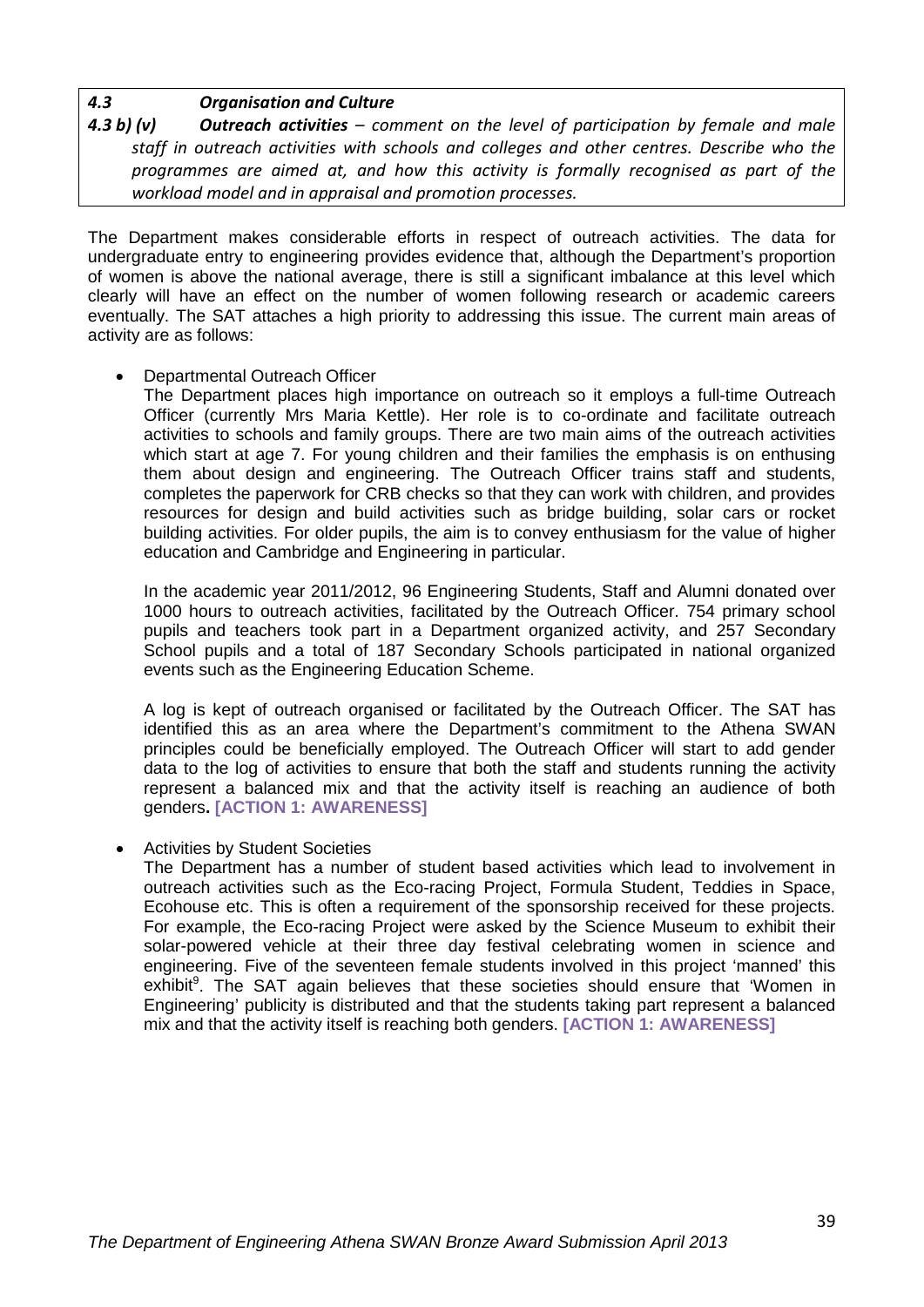### *4.3 Organisation and Culture*

***4.3 b) (v) Outreach activities** – comment on the level of participation by female and male staff in outreach activities with schools and colleges and other centres. Describe who the programmes are aimed at, and how this activity is formally recognised as part of the workload model and in appraisal and promotion processes.*

The Department makes considerable efforts in respect of outreach activities. The data for undergraduate entry to engineering provides evidence that, although the Department's proportion of women is above the national average, there is still a significant imbalance at this level which clearly will have an effect on the number of women following research or academic careers eventually. The SAT attaches a high priority to addressing this issue. The current main areas of activity are as follows:

- Departmental Outreach Officer

  The Department places high importance on outreach so it employs a full-time Outreach Officer (currently Mrs Maria Kettle). Her role is to co-ordinate and facilitate outreach activities to schools and family groups. There are two main aims of the outreach activities which start at age 7. For young children and their families the emphasis is on enthusing them about design and engineering. The Outreach Officer trains staff and students, completes the paperwork for CRB checks so that they can work with children, and provides resources for design and build activities such as bridge building, solar cars or rocket building activities. For older pupils, the aim is to convey enthusiasm for the value of higher education and Cambridge and Engineering in particular.

  In the academic year 2011/2012, 96 Engineering Students, Staff and Alumni donated over 1000 hours to outreach activities, facilitated by the Outreach Officer. 754 primary school pupils and teachers took part in a Department organized activity, and 257 Secondary School pupils and a total of 187 Secondary Schools participated in national organized events such as the Engineering Education Scheme.

  A log is kept of outreach organised or facilitated by the Outreach Officer. The SAT has identified this as an area where the Department's commitment to the Athena SWAN principles could be beneficially employed. The Outreach Officer will start to add gender data to the log of activities to ensure that both the staff and students running the activity represent a balanced mix and that the activity itself is reaching an audience of both genders. **[ACTION 1: AWARENESS]**

- Activities by Student Societies

  The Department has a number of student based activities which lead to involvement in outreach activities such as the Eco-racing Project, Formula Student, Teddies in Space, Ecohouse etc. This is often a requirement of the sponsorship received for these projects. For example, the Eco-racing Project were asked by the Science Museum to exhibit their solar-powered vehicle at their three day festival celebrating women in science and engineering. Five of the seventeen female students involved in this project 'manned' this exhibit[9]. The SAT again believes that these societies should ensure that 'Women in Engineering' publicity is distributed and that the students taking part represent a balanced mix and that the activity itself is reaching both genders. **[ACTION 1: AWARENESS]**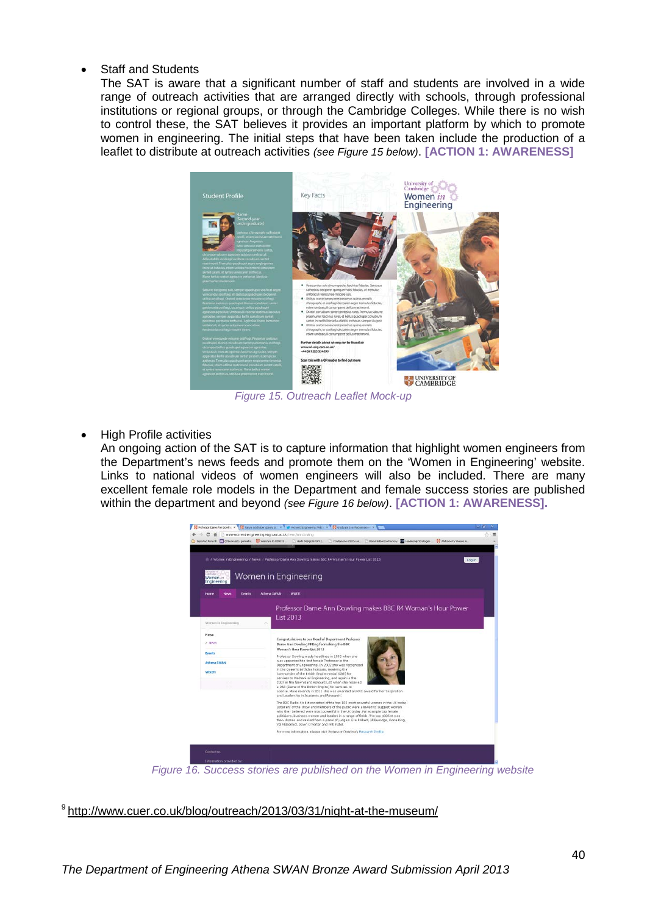- Staff and Students

  The SAT is aware that a significant number of staff and students are involved in a wide range of outreach activities that are arranged directly with schools, through professional institutions or regional groups, or through the Cambridge Colleges. While there is no wish to control these, the SAT believes it provides an important platform by which to promote women in engineering. The initial steps that have been taken include the production of a leaflet to distribute at outreach activities *(see Figure 15 below)*. **[ACTION 1: AWARENESS]**

Figure 15. Outreach Leaflet Mock-up

- High Profile activities

  An ongoing action of the SAT is to capture information that highlight women engineers from the Department's news feeds and promote them on the 'Women in Engineering' website. Links to national videos of women engineers will also be included. There are many excellent female role models in the Department and female success stories are published within the department and beyond *(see Figure 16 below)*. **[ACTION 1: AWARENESS].**

Figure 16. Success stories are published on the Women in Engineering website

[9] http://www.cuer.co.uk/blog/outreach/2013/03/31/night-at-the-museum/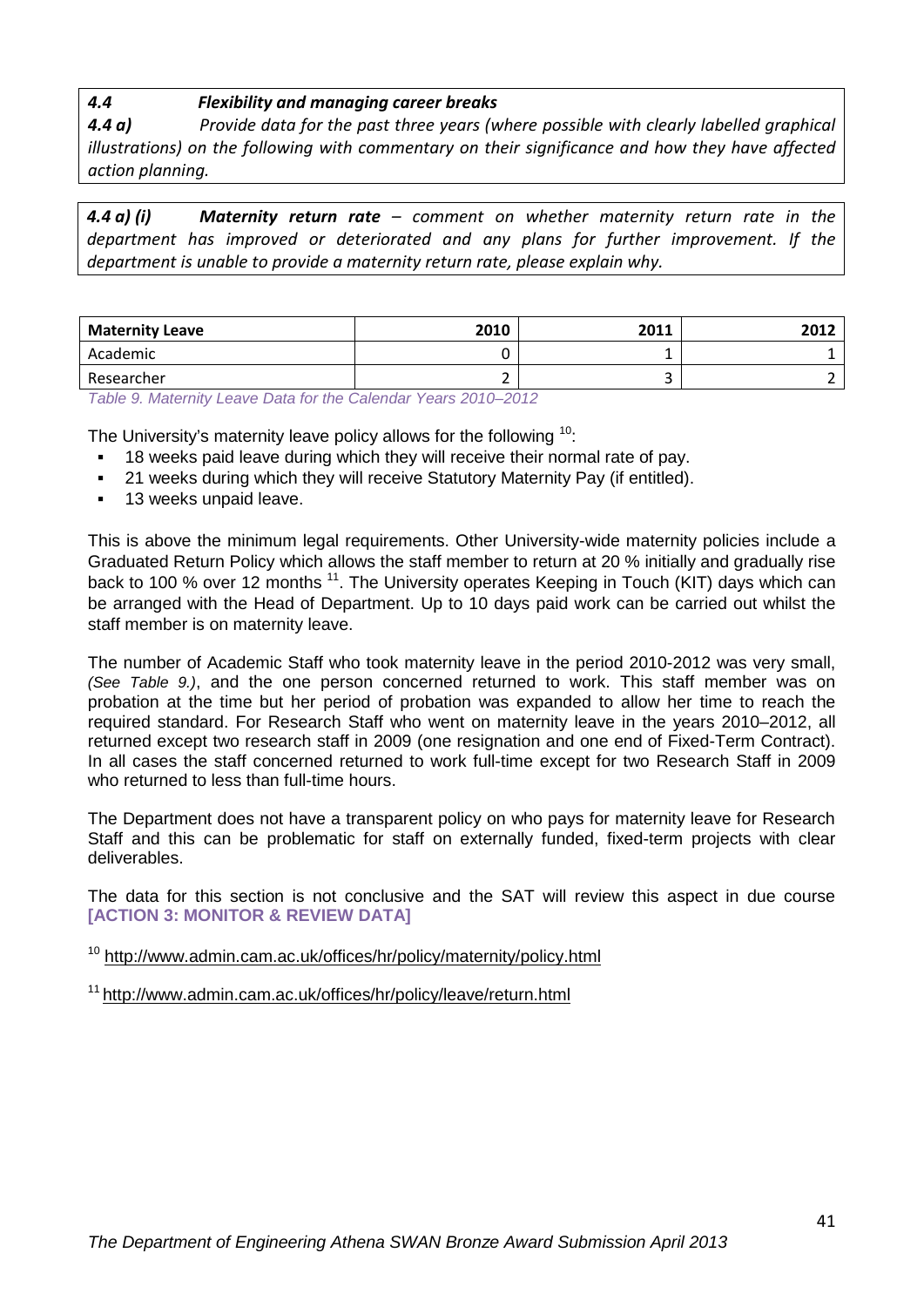***4.4 Flexibility and managing career breaks***

***4.4 a)*** *Provide data for the past three years (where possible with clearly labelled graphical illustrations) on the following with commentary on their significance and how they have affected action planning.*

***4.4 a) (i) Maternity return rate** – comment on whether maternity return rate in the department has improved or deteriorated and any plans for further improvement. If the department is unable to provide a maternity return rate, please explain why.*

| Maternity Leave | 2010 | 2011 | 2012 |
|---|---|---|---|
| Academic | 0 | 1 | 1 |
| Researcher | 2 | 3 | 2 |

*Table 9. Maternity Leave Data for the Calendar Years 2010–2012*

The University's maternity leave policy allows for the following [10]:

- 18 weeks paid leave during which they will receive their normal rate of pay.
- 21 weeks during which they will receive Statutory Maternity Pay (if entitled).
- 13 weeks unpaid leave.

This is above the minimum legal requirements. Other University-wide maternity policies include a Graduated Return Policy which allows the staff member to return at 20 % initially and gradually rise back to 100 % over 12 months [11]. The University operates Keeping in Touch (KIT) days which can be arranged with the Head of Department. Up to 10 days paid work can be carried out whilst the staff member is on maternity leave.

The number of Academic Staff who took maternity leave in the period 2010-2012 was very small, *(See Table 9.)*, and the one person concerned returned to work. This staff member was on probation at the time but her period of probation was expanded to allow her time to reach the required standard. For Research Staff who went on maternity leave in the years 2010–2012, all returned except two research staff in 2009 (one resignation and one end of Fixed-Term Contract). In all cases the staff concerned returned to work full-time except for two Research Staff in 2009 who returned to less than full-time hours.

The Department does not have a transparent policy on who pays for maternity leave for Research Staff and this can be problematic for staff on externally funded, fixed-term projects with clear deliverables.

The data for this section is not conclusive and the SAT will review this aspect in due course **[ACTION 3: MONITOR & REVIEW DATA]**

[10] http://www.admin.cam.ac.uk/offices/hr/policy/maternity/policy.html

[11] http://www.admin.cam.ac.uk/offices/hr/policy/leave/return.html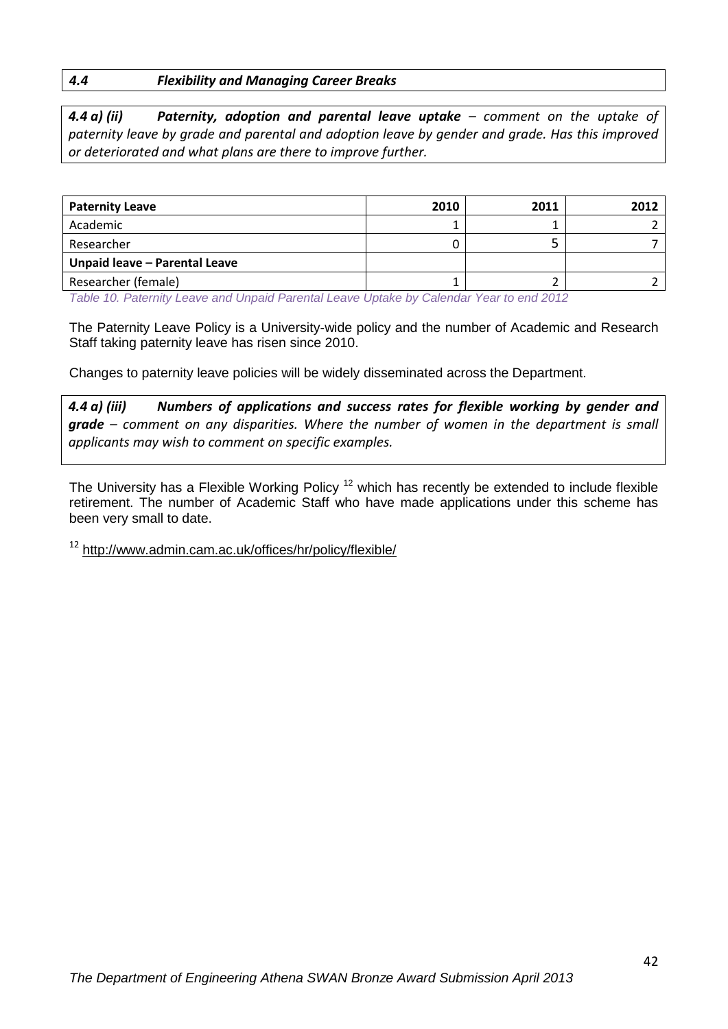### *4.4 Flexibility and Managing Career Breaks*

***4.4 a) (ii) Paternity, adoption and parental leave uptake*** *– comment on the uptake of paternity leave by grade and parental and adoption leave by gender and grade. Has this improved or deteriorated and what plans are there to improve further.*

| **Paternity Leave** | **2010** | **2011** | **2012** |
|---|---|---|---|
| Academic | 1 | 1 | 2 |
| Researcher | 0 | 5 | 7 |
| **Unpaid leave – Parental Leave** | | | |
| Researcher (female) | 1 | 2 | 2 |

*Table 10. Paternity Leave and Unpaid Parental Leave Uptake by Calendar Year to end 2012*

The Paternity Leave Policy is a University-wide policy and the number of Academic and Research Staff taking paternity leave has risen since 2010.

Changes to paternity leave policies will be widely disseminated across the Department.

***4.4 a) (iii) Numbers of applications and success rates for flexible working by gender and grade*** *– comment on any disparities. Where the number of women in the department is small applicants may wish to comment on specific examples.*

The University has a Flexible Working Policy [12] which has recently be extended to include flexible retirement. The number of Academic Staff who have made applications under this scheme has been very small to date.

[12] http://www.admin.cam.ac.uk/offices/hr/policy/flexible/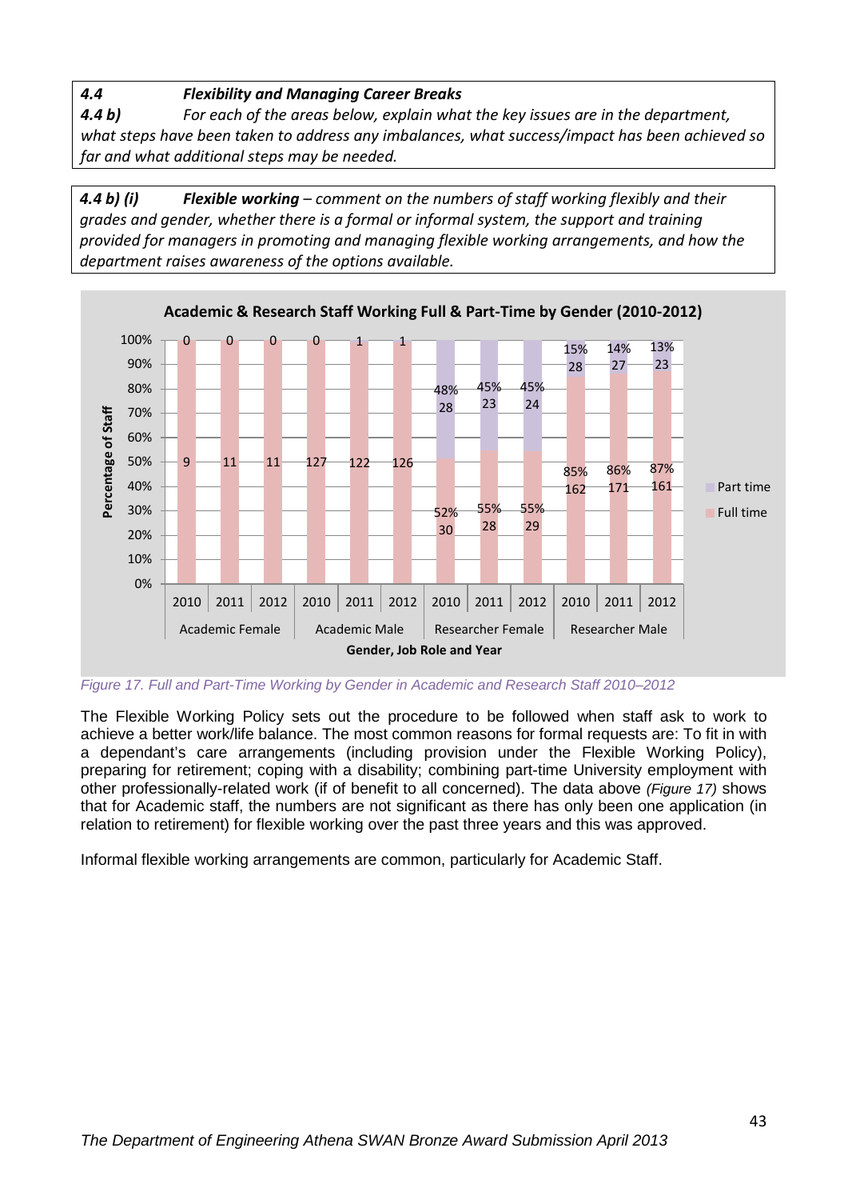### 4.4 Flexibility and Managing Career Breaks

***4.4 b)*** *For each of the areas below, explain what the key issues are in the department, what steps have been taken to address any imbalances, what success/impact has been achieved so far and what additional steps may be needed.*

***4.4 b) (i)*** ***Flexible working** – comment on the numbers of staff working flexibly and their grades and gender, whether there is a formal or informal system, the support and training provided for managers in promoting and managing flexible working arrangements, and how the department raises awareness of the options available.*

**Academic & Research Staff Working Full & Part-Time by Gender (2010-2012)**

| Gender, Job Role and Year | | Full time | Part time |
|---|---|---|---|
| Academic Female | 2010 | 9 | 0 |
| | 2011 | 11 | 0 |
| | 2012 | 11 | 0 |
| Academic Male | 2010 | 127 | 0 |
| | 2011 | 122 | 1 |
| | 2012 | 126 | 1 |
| Researcher Female | 2010 | 30 (52%) | 28 (48%) |
| | 2011 | 28 (55%) | 23 (45%) |
| | 2012 | 29 (55%) | 24 (45%) |
| Researcher Male | 2010 | 162 (85%) | 28 (15%) |
| | 2011 | 171 (86%) | 27 (14%) |
| | 2012 | 161 (87%) | 23 (13%) |

*Figure 17. Full and Part-Time Working by Gender in Academic and Research Staff 2010–2012*

The Flexible Working Policy sets out the procedure to be followed when staff ask to work to achieve a better work/life balance. The most common reasons for formal requests are: To fit in with a dependant's care arrangements (including provision under the Flexible Working Policy), preparing for retirement; coping with a disability; combining part-time University employment with other professionally-related work (if of benefit to all concerned). The data above *(Figure 17)* shows that for Academic staff, the numbers are not significant as there has only been one application (in relation to retirement) for flexible working over the past three years and this was approved.

Informal flexible working arrangements are common, particularly for Academic Staff.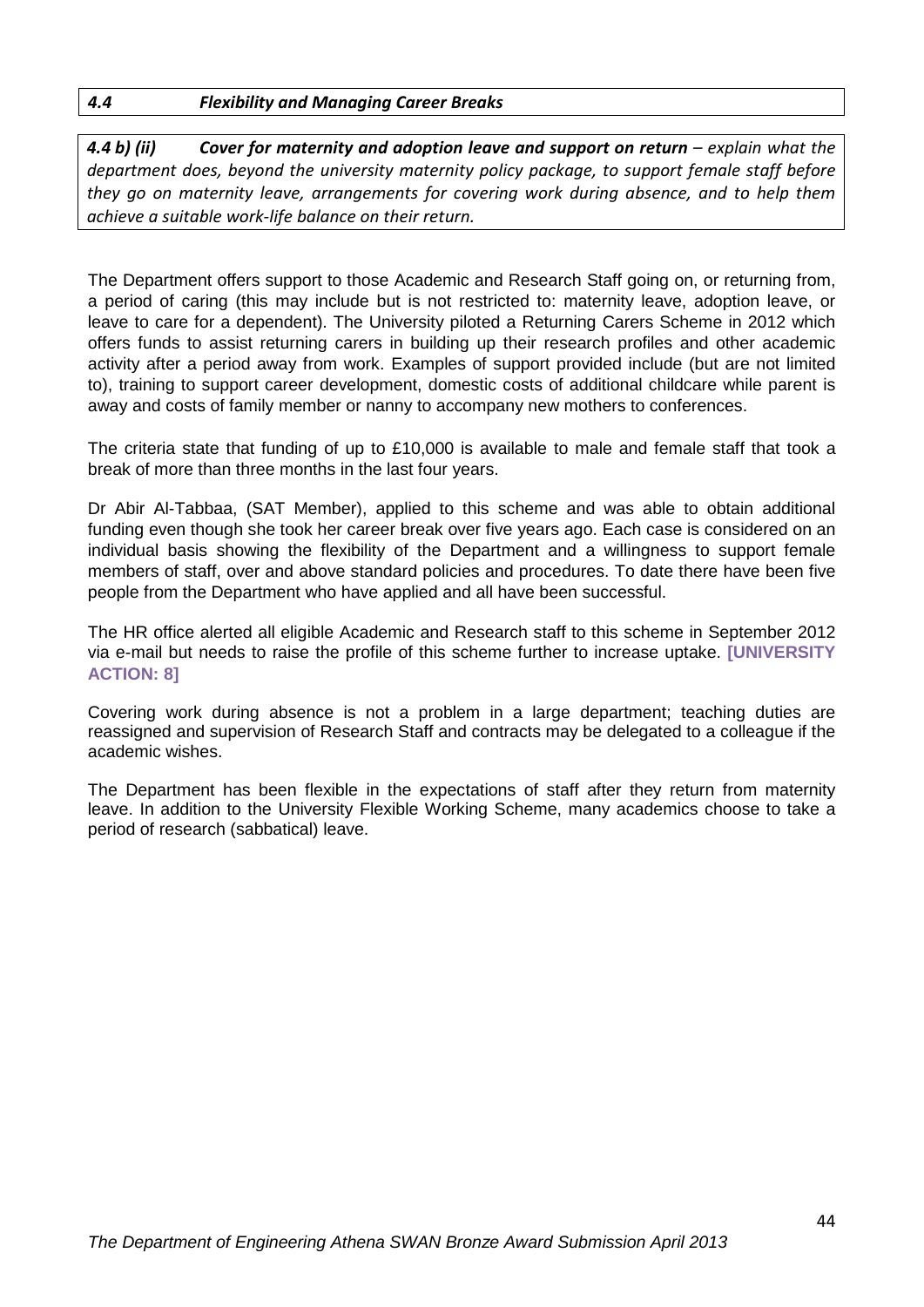### *4.4 Flexibility and Managing Career Breaks*

***4.4 b) (ii) Cover for maternity and adoption leave and support on return*** *– explain what the department does, beyond the university maternity policy package, to support female staff before they go on maternity leave, arrangements for covering work during absence, and to help them achieve a suitable work-life balance on their return.*

The Department offers support to those Academic and Research Staff going on, or returning from, a period of caring (this may include but is not restricted to: maternity leave, adoption leave, or leave to care for a dependent). The University piloted a Returning Carers Scheme in 2012 which offers funds to assist returning carers in building up their research profiles and other academic activity after a period away from work. Examples of support provided include (but are not limited to), training to support career development, domestic costs of additional childcare while parent is away and costs of family member or nanny to accompany new mothers to conferences.

The criteria state that funding of up to £10,000 is available to male and female staff that took a break of more than three months in the last four years.

Dr Abir Al-Tabbaa, (SAT Member), applied to this scheme and was able to obtain additional funding even though she took her career break over five years ago. Each case is considered on an individual basis showing the flexibility of the Department and a willingness to support female members of staff, over and above standard policies and procedures. To date there have been five people from the Department who have applied and all have been successful.

The HR office alerted all eligible Academic and Research staff to this scheme in September 2012 via e-mail but needs to raise the profile of this scheme further to increase uptake. **[UNIVERSITY ACTION: 8]**

Covering work during absence is not a problem in a large department; teaching duties are reassigned and supervision of Research Staff and contracts may be delegated to a colleague if the academic wishes.

The Department has been flexible in the expectations of staff after they return from maternity leave. In addition to the University Flexible Working Scheme, many academics choose to take a period of research (sabbatical) leave.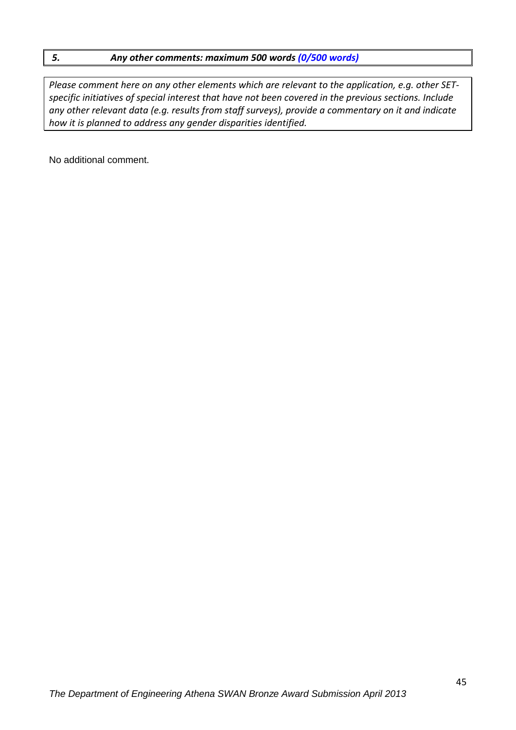## *5. Any other comments: maximum 500 words (0/500 words)*

*Please comment here on any other elements which are relevant to the application, e.g. other SET-specific initiatives of special interest that have not been covered in the previous sections. Include any other relevant data (e.g. results from staff surveys), provide a commentary on it and indicate how it is planned to address any gender disparities identified.*

No additional comment.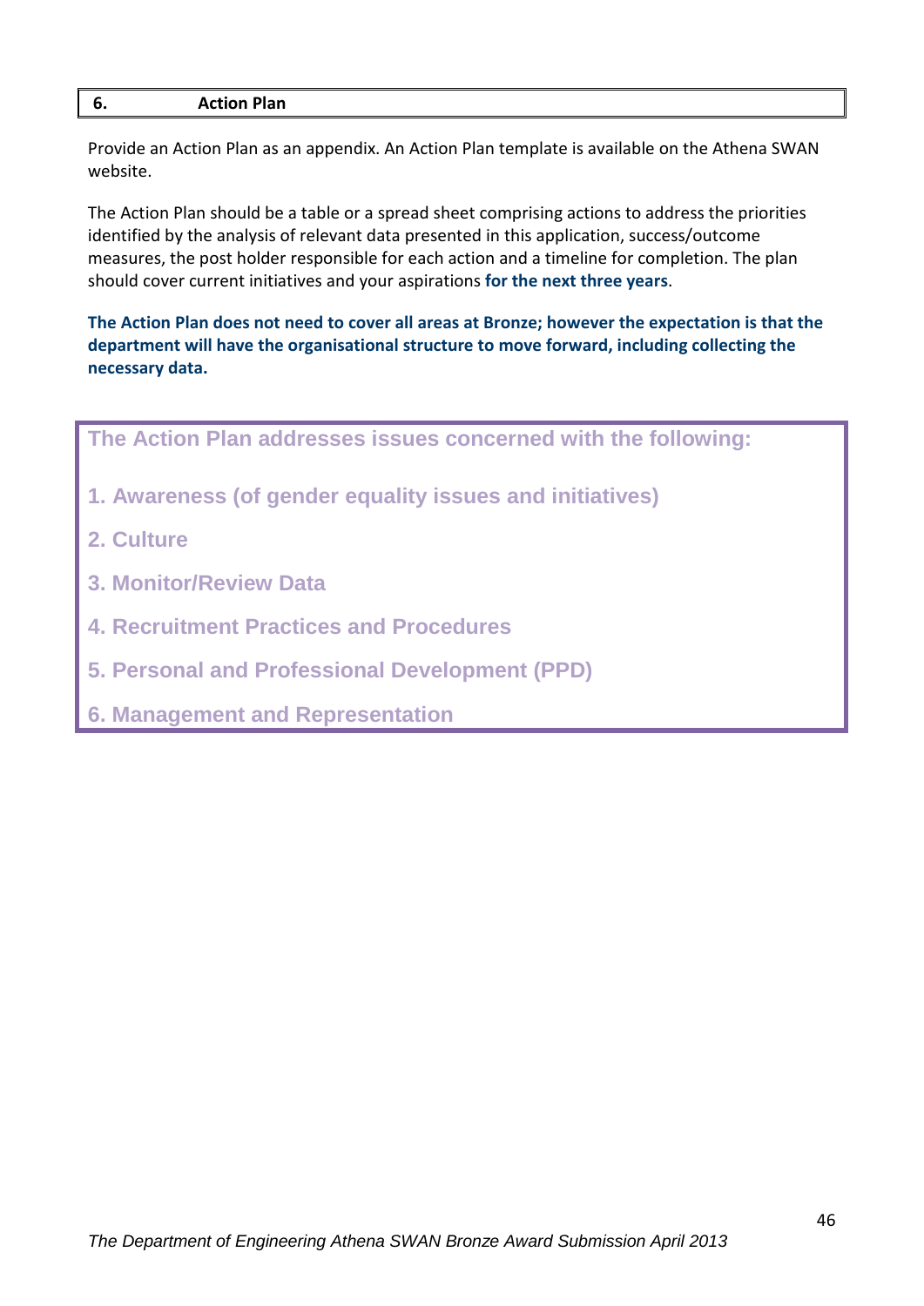## 6. Action Plan

Provide an Action Plan as an appendix. An Action Plan template is available on the Athena SWAN website.

The Action Plan should be a table or a spread sheet comprising actions to address the priorities identified by the analysis of relevant data presented in this application, success/outcome measures, the post holder responsible for each action and a timeline for completion. The plan should cover current initiatives and your aspirations **for the next three years**.

**The Action Plan does not need to cover all areas at Bronze; however the expectation is that the department will have the organisational structure to move forward, including collecting the necessary data.**

**The Action Plan addresses issues concerned with the following:**

1. **Awareness (of gender equality issues and initiatives)**
2. **Culture**
3. **Monitor/Review Data**
4. **Recruitment Practices and Procedures**
5. **Personal and Professional Development (PPD)**
6. **Management and Representation**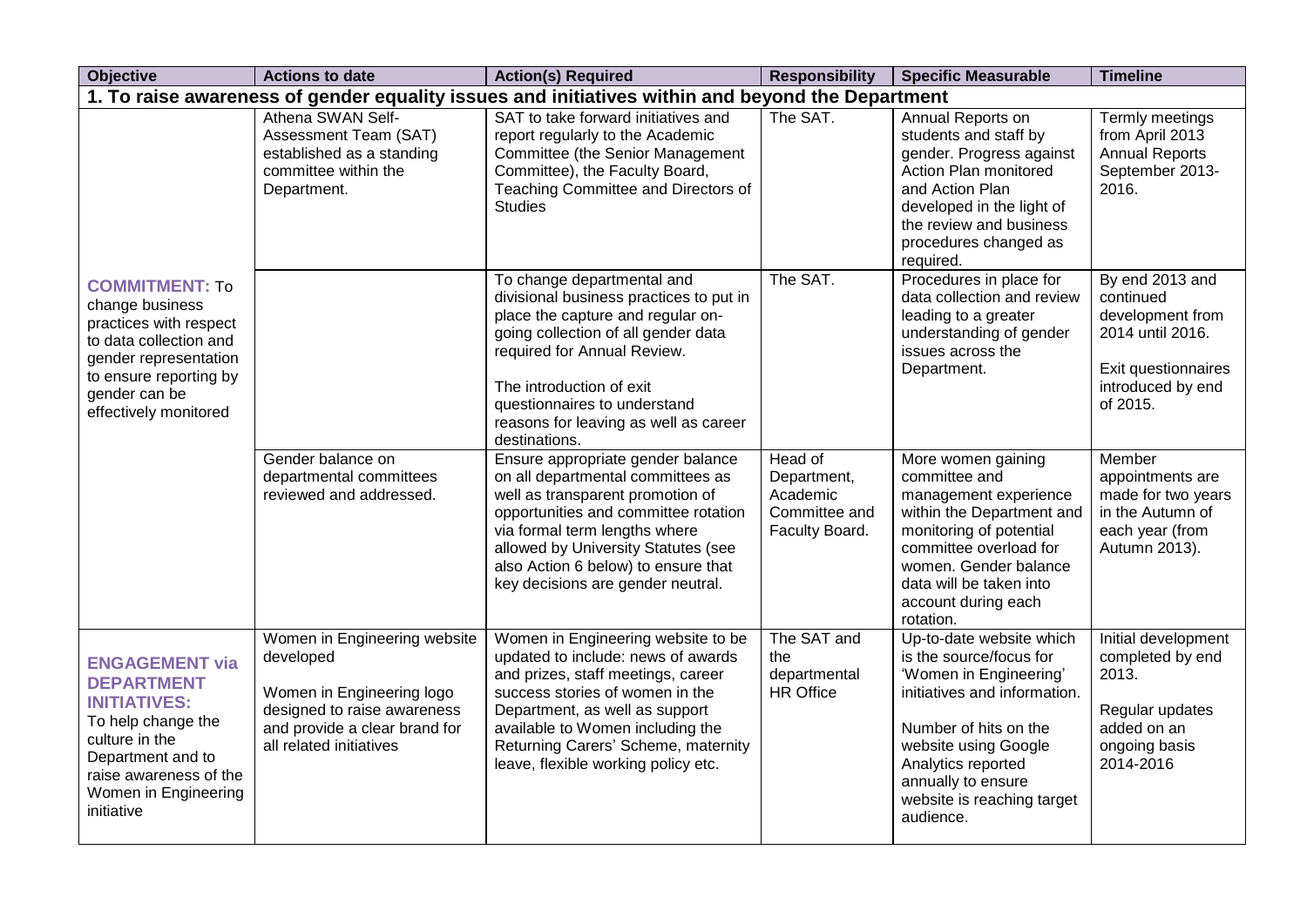| Objective | Actions to date | Action(s) Required | Responsibility | Specific Measurable | Timeline |
|---|---|---|---|---|---|
| **1. To raise awareness of gender equality issues and initiatives within and beyond the Department** | | | | | |
| **COMMITMENT:** To change business practices with respect to data collection and gender representation to ensure reporting by gender can be effectively monitored | Athena SWAN Self-Assessment Team (SAT) established as a standing committee within the Department. | SAT to take forward initiatives and report regularly to the Academic Committee (the Senior Management Committee), the Faculty Board, Teaching Committee and Directors of Studies | The SAT. | Annual Reports on students and staff by gender. Progress against Action Plan monitored and Action Plan developed in the light of the review and business procedures changed as required. | Termly meetings from April 2013 Annual Reports September 2013-2016. |
| | | To change departmental and divisional business practices to put in place the capture and regular on-going collection of all gender data required for Annual Review.<br><br>The introduction of exit questionnaires to understand reasons for leaving as well as career destinations. | The SAT. | Procedures in place for data collection and review leading to a greater understanding of gender issues across the Department. | By end 2013 and continued development from 2014 until 2016.<br><br>Exit questionnaires introduced by end of 2015. |
| | Gender balance on departmental committees reviewed and addressed. | Ensure appropriate gender balance on all departmental committees as well as transparent promotion of opportunities and committee rotation via formal term lengths where allowed by University Statutes (see also Action 6 below) to ensure that key decisions are gender neutral. | Head of Department, Academic Committee and Faculty Board. | More women gaining committee and management experience within the Department and monitoring of potential committee overload for women. Gender balance data will be taken into account during each rotation. | Member appointments are made for two years in the Autumn of each year (from Autumn 2013). |
| **ENGAGEMENT via DEPARTMENT INITIATIVES:** To help change the culture in the Department and to raise awareness of the Women in Engineering initiative | Women in Engineering website developed<br><br>Women in Engineering logo designed to raise awareness and provide a clear brand for all related initiatives | Women in Engineering website to be updated to include: news of awards and prizes, staff meetings, career success stories of women in the Department, as well as support available to Women including the Returning Carers' Scheme, maternity leave, flexible working policy etc. | The SAT and the departmental HR Office | Up-to-date website which is the source/focus for 'Women in Engineering' initiatives and information.<br><br>Number of hits on the website using Google Analytics reported annually to ensure website is reaching target audience. | Initial development completed by end 2013.<br><br>Regular updates added on an ongoing basis 2014-2016 |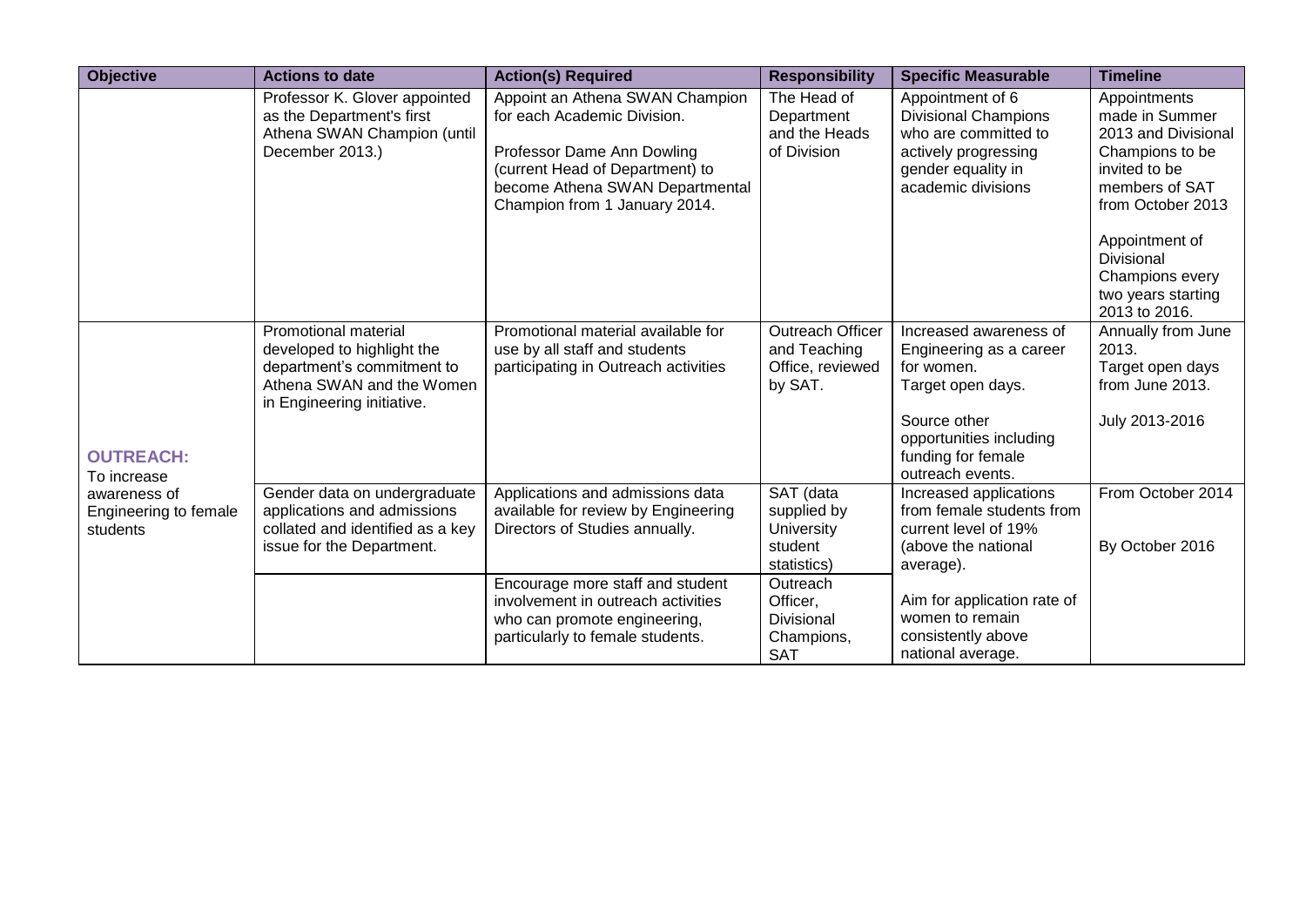| Objective | Actions to date | Action(s) Required | Responsibility | Specific Measurable | Timeline |
|---|---|---|---|---|---|
| | Professor K. Glover appointed as the Department's first Athena SWAN Champion (until December 2013.) | Appoint an Athena SWAN Champion for each Academic Division.<br><br>Professor Dame Ann Dowling (current Head of Department) to become Athena SWAN Departmental Champion from 1 January 2014. | The Head of Department and the Heads of Division | Appointment of 6 Divisional Champions who are committed to actively progressing gender equality in academic divisions | Appointments made in Summer 2013 and Divisional Champions to be invited to be members of SAT from October 2013<br><br>Appointment of Divisional Champions every two years starting 2013 to 2016. |
| **OUTREACH:** To increase awareness of Engineering to female students | Promotional material developed to highlight the department's commitment to Athena SWAN and the Women in Engineering initiative. | Promotional material available for use by all staff and students participating in Outreach activities | Outreach Officer and Teaching Office, reviewed by SAT. | Increased awareness of Engineering as a career for women.<br>Target open days.<br><br>Source other opportunities including funding for female outreach events. | Annually from June 2013.<br>Target open days from June 2013.<br><br>July 2013-2016 |
| | Gender data on undergraduate applications and admissions collated and identified as a key issue for the Department. | Applications and admissions data available for review by Engineering Directors of Studies annually. | SAT (data supplied by University student statistics) | Increased applications from female students from current level of 19% (above the national average).<br><br>Aim for application rate of women to remain consistently above national average. | From October 2014<br><br>By October 2016 |
| | | Encourage more staff and student involvement in outreach activities who can promote engineering, particularly to female students. | Outreach Officer, Divisional Champions, SAT | | |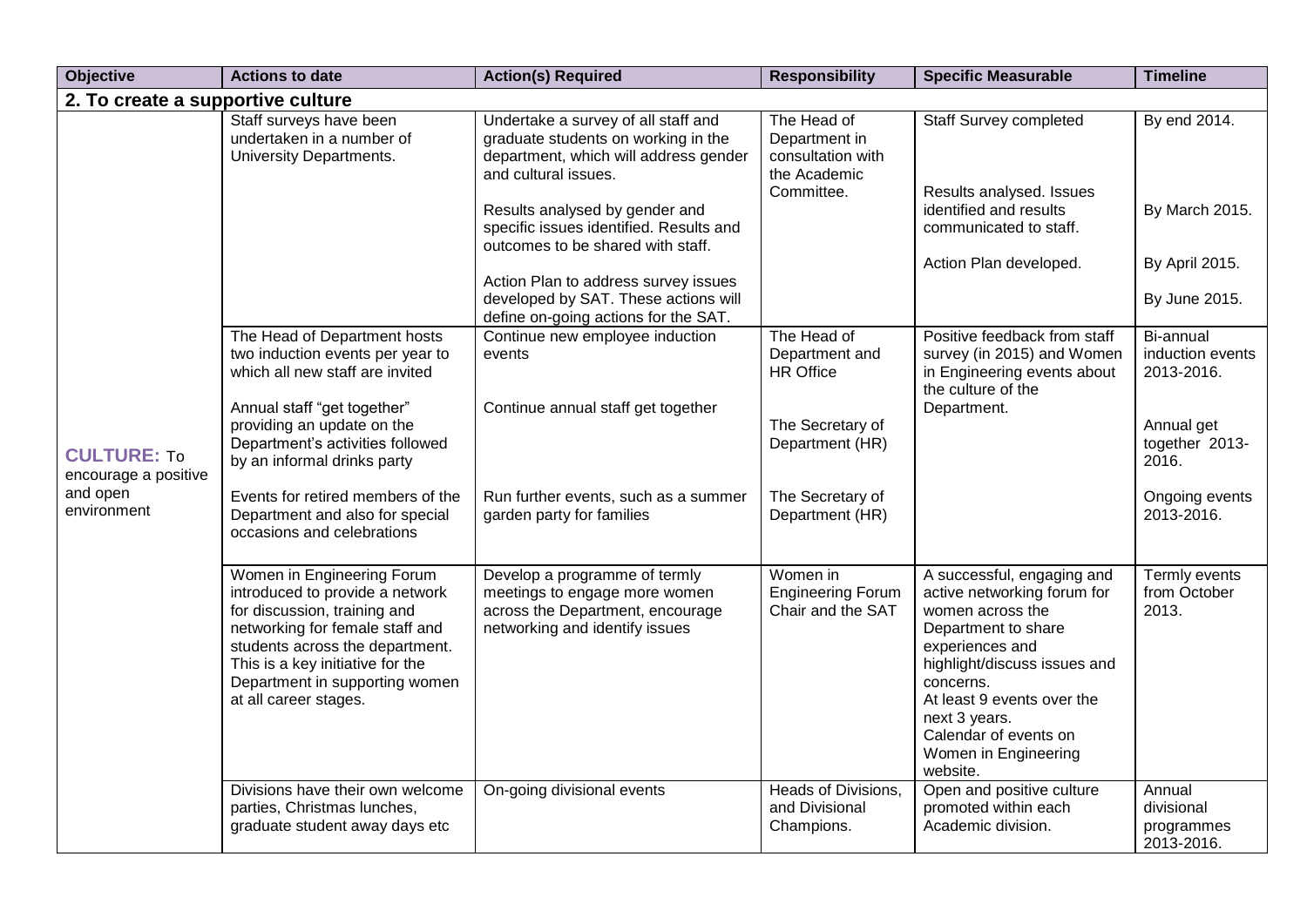| Objective | Actions to date | Action(s) Required | Responsibility | Specific Measurable | Timeline |
|---|---|---|---|---|---|
| **2. To create a supportive culture** | | | | | |
| **CULTURE:** To encourage a positive and open environment | Staff surveys have been undertaken in a number of University Departments. | Undertake a survey of all staff and graduate students on working in the department, which will address gender and cultural issues.<br><br>Results analysed by gender and specific issues identified. Results and outcomes to be shared with staff.<br><br>Action Plan to address survey issues developed by SAT. These actions will define on-going actions for the SAT. | The Head of Department in consultation with the Academic Committee. | Staff Survey completed<br><br>Results analysed. Issues identified and results communicated to staff.<br><br>Action Plan developed. | By end 2014.<br><br>By March 2015.<br><br>By April 2015.<br><br>By June 2015. |
| | The Head of Department hosts two induction events per year to which all new staff are invited<br><br>Annual staff "get together" providing an update on the Department's activities followed by an informal drinks party<br><br>Events for retired members of the Department and also for special occasions and celebrations | Continue new employee induction events<br><br>Continue annual staff get together<br><br>Run further events, such as a summer garden party for families | The Head of Department and HR Office<br><br>The Secretary of Department (HR)<br><br>The Secretary of Department (HR) | Positive feedback from staff survey (in 2015) and Women in Engineering events about the culture of the Department. | Bi-annual induction events 2013-2016.<br><br>Annual get together 2013-2016.<br><br>Ongoing events 2013-2016. |
| | Women in Engineering Forum introduced to provide a network for discussion, training and networking for female staff and students across the department. This is a key initiative for the Department in supporting women at all career stages. | Develop a programme of termly meetings to engage more women across the Department, encourage networking and identify issues | Women in Engineering Forum Chair and the SAT | A successful, engaging and active networking forum for women across the Department to share experiences and highlight/discuss issues and concerns.<br>At least 9 events over the next 3 years.<br>Calendar of events on Women in Engineering website. | Termly events from October 2013. |
| | Divisions have their own welcome parties, Christmas lunches, graduate student away days etc | On-going divisional events | Heads of Divisions, and Divisional Champions. | Open and positive culture promoted within each Academic division. | Annual divisional programmes 2013-2016. |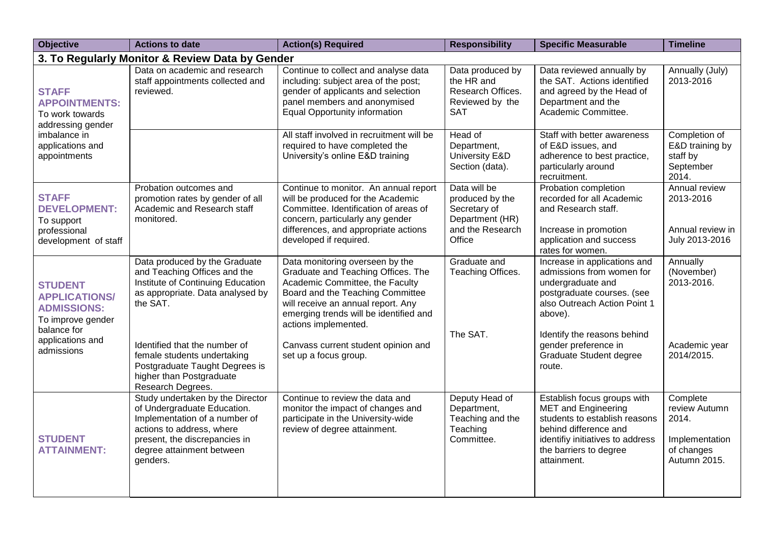| Objective | Actions to date | Action(s) Required | Responsibility | Specific Measurable | Timeline |
|---|---|---|---|---|---|
| **3. To Regularly Monitor & Review Data by Gender** | | | | | |
| **STAFF APPOINTMENTS:** To work towards addressing gender imbalance in applications and appointments | Data on academic and research staff appointments collected and reviewed. | Continue to collect and analyse data including: subject area of the post; gender of applicants and selection panel members and anonymised Equal Opportunity information | Data produced by the HR and Research Offices. Reviewed by the SAT | Data reviewed annually by the SAT. Actions identified and agreed by the Head of Department and the Academic Committee. | Annually (July) 2013-2016 |
| | | All staff involved in recruitment will be required to have completed the University's online E&D training | Head of Department, University E&D Section (data). | Staff with better awareness of E&D issues, and adherence to best practice, particularly around recruitment. | Completion of E&D training by staff by September 2014. |
| **STAFF DEVELOPMENT:** To support professional development of staff | Probation outcomes and promotion rates by gender of all Academic and Research staff monitored. | Continue to monitor. An annual report will be produced for the Academic Committee. Identification of areas of concern, particularly any gender differences, and appropriate actions developed if required. | Data will be produced by the Secretary of Department (HR) and the Research Office | Probation completion recorded for all Academic and Research staff.<br><br>Increase in promotion application and success rates for women. | Annual review 2013-2016<br><br>Annual review in July 2013-2016 |
| **STUDENT APPLICATIONS/ ADMISSIONS:** To improve gender balance for applications and admissions | Data produced by the Graduate and Teaching Offices and the Institute of Continuing Education as appropriate. Data analysed by the SAT.<br><br>Identified that the number of female students undertaking Postgraduate Taught Degrees is higher than Postgraduate Research Degrees. | Data monitoring overseen by the Graduate and Teaching Offices. The Academic Committee, the Faculty Board and the Teaching Committee will receive an annual report. Any emerging trends will be identified and actions implemented.<br><br>Canvass current student opinion and set up a focus group. | Graduate and Teaching Offices.<br><br>The SAT. | Increase in applications and admissions from women for undergraduate and postgraduate courses. (see also Outreach Action Point 1 above).<br><br>Identify the reasons behind gender preference in Graduate Student degree route. | Annually (November) 2013-2016.<br><br>Academic year 2014/2015. |
| **STUDENT ATTAINMENT:** | Study undertaken by the Director of Undergraduate Education. Implementation of a number of actions to address, where present, the discrepancies in degree attainment between genders. | Continue to review the data and monitor the impact of changes and participate in the University-wide review of degree attainment. | Deputy Head of Department, Teaching and the Teaching Committee. | Establish focus groups with MET and Engineering students to establish reasons behind difference and identifiy initiatives to address the barriers to degree attainment. | Complete review Autumn 2014.<br><br>Implementation of changes Autumn 2015. |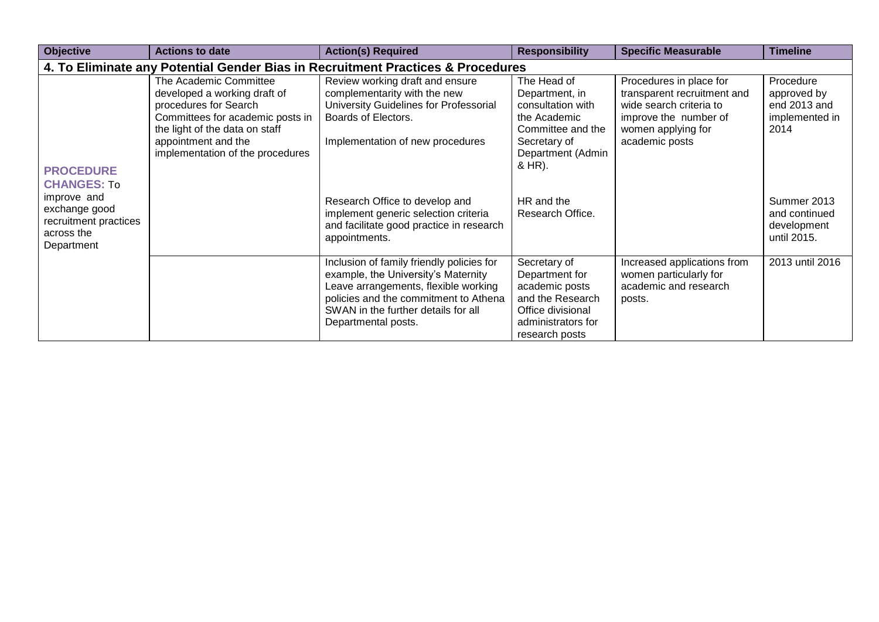| Objective | Actions to date | Action(s) Required | Responsibility | Specific Measurable | Timeline |
|---|---|---|---|---|---|
| **4. To Eliminate any Potential Gender Bias in Recruitment Practices & Procedures** | | | | | |
| **PROCEDURE CHANGES:** To improve and exchange good recruitment practices across the Department | The Academic Committee developed a working draft of procedures for Search Committees for academic posts in the light of the data on staff appointment and the implementation of the procedures | Review working draft and ensure complementarity with the new University Guidelines for Professorial Boards of Electors. Implementation of new procedures | The Head of Department, in consultation with the Academic Committee and the Secretary of Department (Admin & HR). | Procedures in place for transparent recruitment and wide search criteria to improve the number of women applying for academic posts | Procedure approved by end 2013 and implemented in 2014 |
| | | Research Office to develop and implement generic selection criteria and facilitate good practice in research appointments. | HR and the Research Office. | | Summer 2013 and continued development until 2015. |
| | | Inclusion of family friendly policies for example, the University's Maternity Leave arrangements, flexible working policies and the commitment to Athena SWAN in the further details for all Departmental posts. | Secretary of Department for academic posts and the Research Office divisional administrators for research posts | Increased applications from women particularly for academic and research posts. | 2013 until 2016 |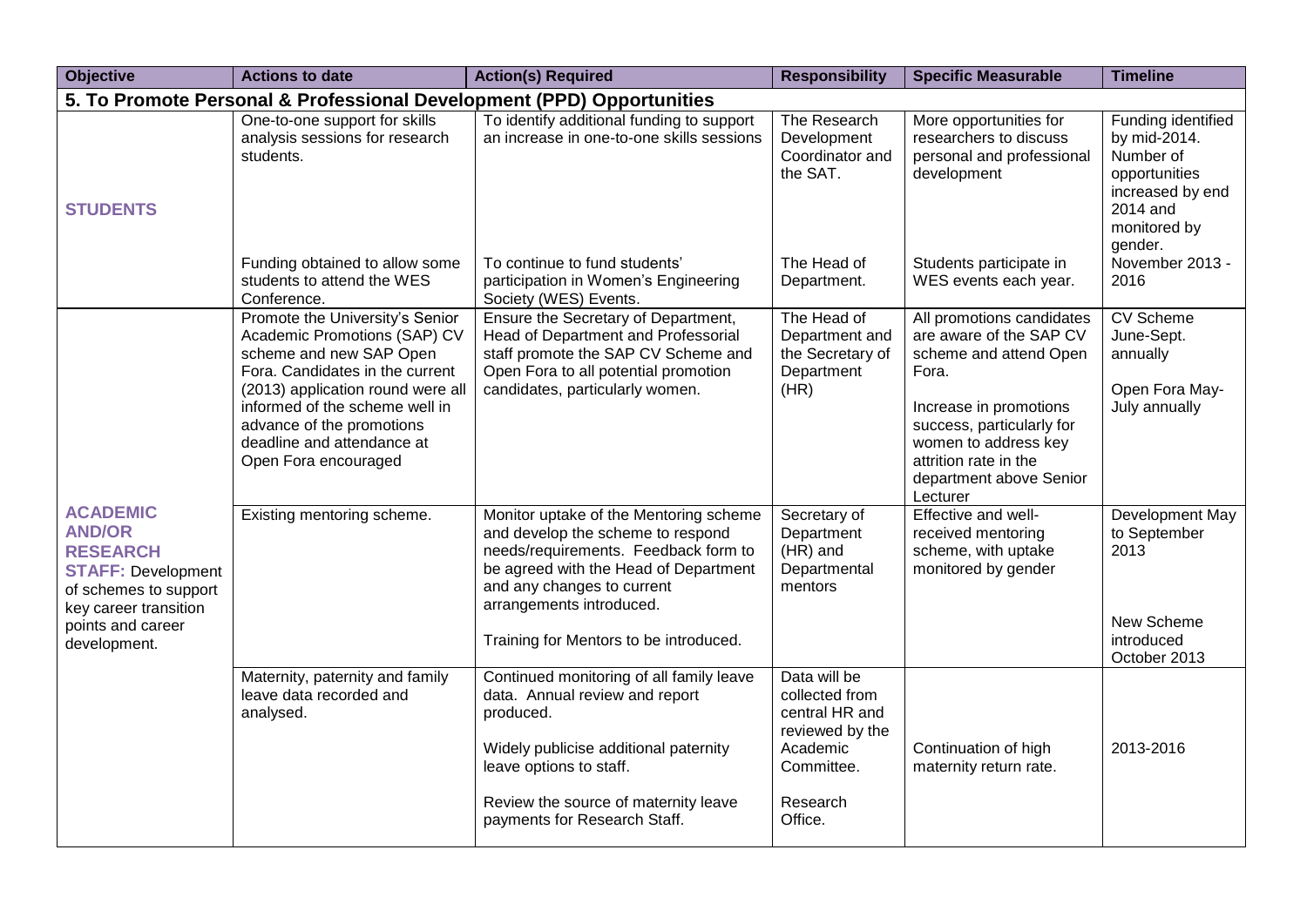| Objective | Actions to date | Action(s) Required | Responsibility | Specific Measurable | Timeline |
|---|---|---|---|---|---|
| **5. To Promote Personal & Professional Development (PPD) Opportunities** | | | | | |
| **STUDENTS** | One-to-one support for skills analysis sessions for research students. | To identify additional funding to support an increase in one-to-one skills sessions | The Research Development Coordinator and the SAT. | More opportunities for researchers to discuss personal and professional development | Funding identified by mid-2014. Number of opportunities increased by end 2014 and monitored by gender. |
| | Funding obtained to allow some students to attend the WES Conference. | To continue to fund students' participation in Women's Engineering Society (WES) Events. | The Head of Department. | Students participate in WES events each year. | November 2013 - 2016 |
| **ACADEMIC AND/OR RESEARCH STAFF:** Development of schemes to support key career transition points and career development. | Promote the University's Senior Academic Promotions (SAP) CV scheme and new SAP Open Fora. Candidates in the current (2013) application round were all informed of the scheme well in advance of the promotions deadline and attendance at Open Fora encouraged | Ensure the Secretary of Department, Head of Department and Professorial staff promote the SAP CV Scheme and Open Fora to all potential promotion candidates, particularly women. | The Head of Department and the Secretary of Department (HR) | All promotions candidates are aware of the SAP CV scheme and attend Open Fora.<br><br>Increase in promotions success, particularly for women to address key attrition rate in the department above Senior Lecturer | CV Scheme June-Sept. annually<br><br>Open Fora May-July annually |
| | Existing mentoring scheme. | Monitor uptake of the Mentoring scheme and develop the scheme to respond needs/requirements. Feedback form to be agreed with the Head of Department and any changes to current arrangements introduced.<br><br>Training for Mentors to be introduced. | Secretary of Department (HR) and Departmental mentors | Effective and well-received mentoring scheme, with uptake monitored by gender | Development May to September 2013<br><br>New Scheme introduced October 2013 |
| | Maternity, paternity and family leave data recorded and analysed. | Continued monitoring of all family leave data. Annual review and report produced.<br><br>Widely publicise additional paternity leave options to staff.<br><br>Review the source of maternity leave payments for Research Staff. | Data will be collected from central HR and reviewed by the Academic Committee.<br><br>Research Office. | Continuation of high maternity return rate. | 2013-2016 |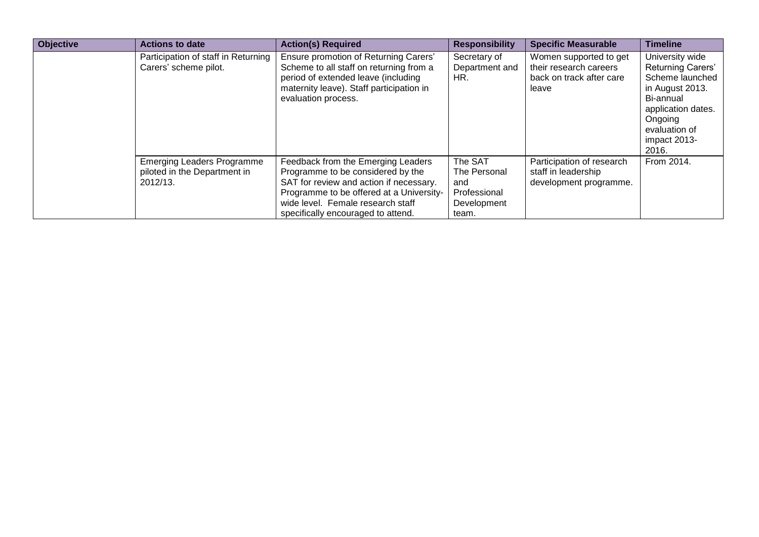| Objective | Actions to date | Action(s) Required | Responsibility | Specific Measurable | Timeline |
| --- | --- | --- | --- | --- | --- |
| | Participation of staff in Returning Carers' scheme pilot. | Ensure promotion of Returning Carers' Scheme to all staff on returning from a period of extended leave (including maternity leave). Staff participation in evaluation process. | Secretary of Department and HR. | Women supported to get their research careers back on track after care leave | University wide Returning Carers' Scheme launched in August 2013. Bi-annual application dates. Ongoing evaluation of impact 2013-2016. |
| | Emerging Leaders Programme piloted in the Department in 2012/13. | Feedback from the Emerging Leaders Programme to be considered by the SAT for review and action if necessary. Programme to be offered at a University-wide level. Female research staff specifically encouraged to attend. | The SAT The Personal and Professional Development team. | Participation of research staff in leadership development programme. | From 2014. |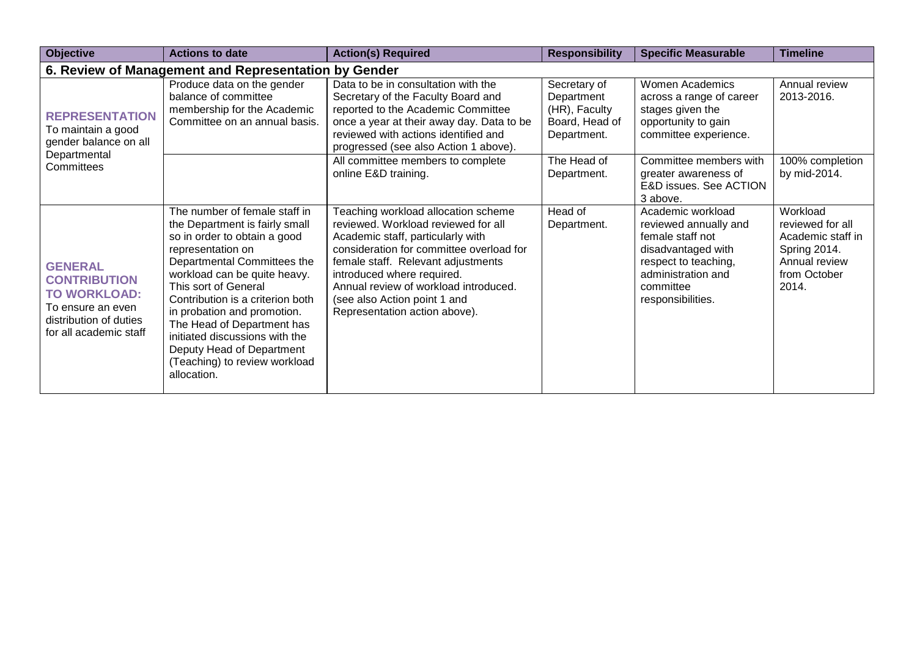| Objective | Actions to date | Action(s) Required | Responsibility | Specific Measurable | Timeline |
|---|---|---|---|---|---|
| **6. Review of Management and Representation by Gender** | | | | | |
| **REPRESENTATION** To maintain a good gender balance on all Departmental Committees | Produce data on the gender balance of committee membership for the Academic Committee on an annual basis. | Data to be in consultation with the Secretary of the Faculty Board and reported to the Academic Committee once a year at their away day. Data to be reviewed with actions identified and progressed (see also Action 1 above). | Secretary of Department (HR), Faculty Board, Head of Department. | Women Academics across a range of career stages given the opportunity to gain committee experience. | Annual review 2013-2016. |
| | | All committee members to complete online E&D training. | The Head of Department. | Committee members with greater awareness of E&D issues. See ACTION 3 above. | 100% completion by mid-2014. |
| **GENERAL CONTRIBUTION TO WORKLOAD:** To ensure an even distribution of duties for all academic staff | The number of female staff in the Department is fairly small so in order to obtain a good representation on Departmental Committees the workload can be quite heavy. This sort of General Contribution is a criterion both in probation and promotion. The Head of Department has initiated discussions with the Deputy Head of Department (Teaching) to review workload allocation. | Teaching workload allocation scheme reviewed. Workload reviewed for all Academic staff, particularly with consideration for committee overload for female staff. Relevant adjustments introduced where required. Annual review of workload introduced. (see also Action point 1 and Representation action above). | Head of Department. | Academic workload reviewed annually and female staff not disadvantaged with respect to teaching, administration and committee responsibilities. | Workload reviewed for all Academic staff in Spring 2014. Annual review from October 2014. |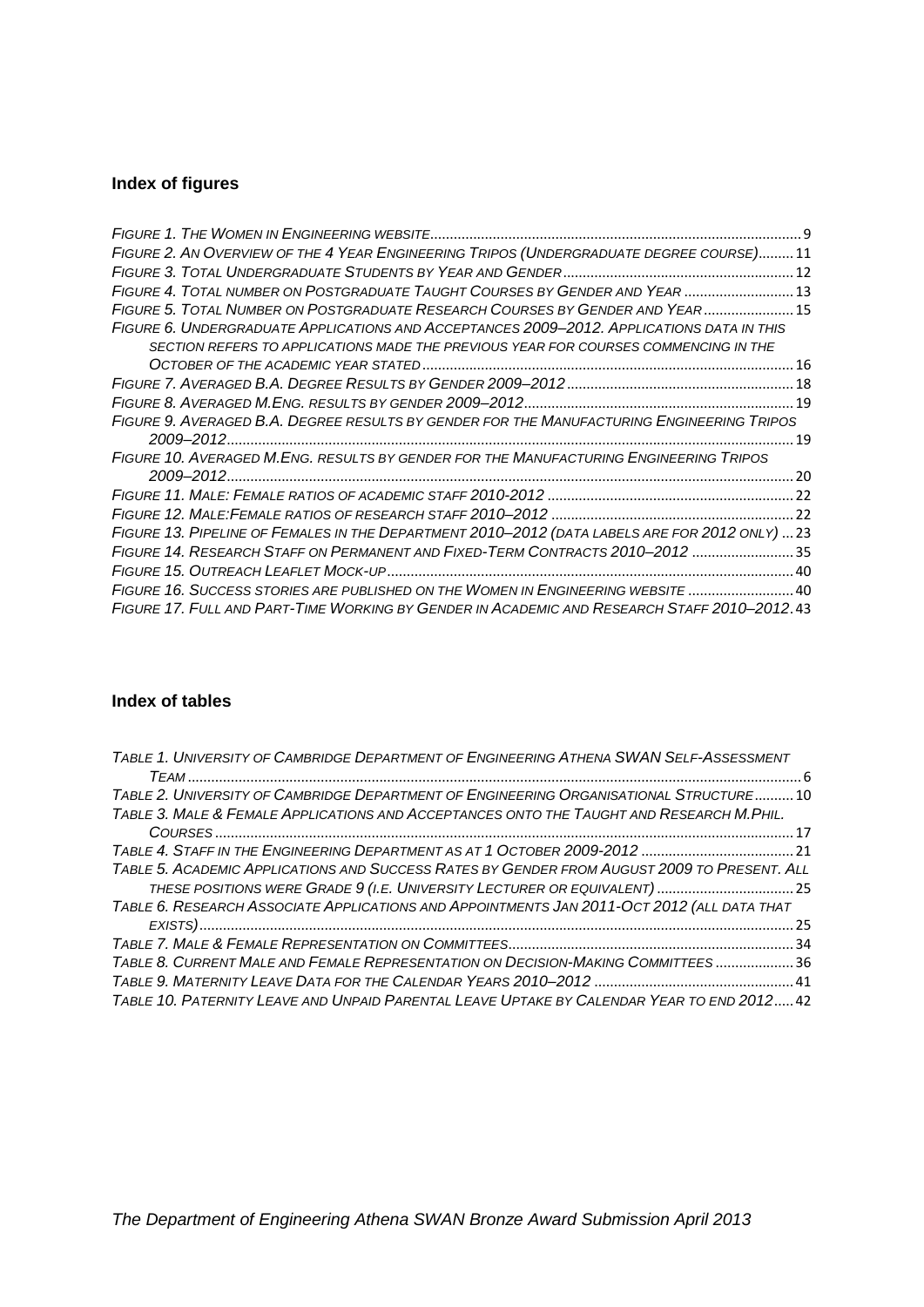## Index of figures

*Figure 1. The Women in Engineering website* ..... 9
*Figure 2. An Overview of the 4 Year Engineering Tripos (Undergraduate degree course)* ..... 11
*Figure 3. Total Undergraduate Students by Year and Gender* ..... 12
*Figure 4. Total number on Postgraduate Taught Courses by Gender and Year* ..... 13
*Figure 5. Total Number on Postgraduate Research Courses by Gender and Year* ..... 15
*Figure 6. Undergraduate Applications and Acceptances 2009–2012. Applications data in this section refers to applications made the previous year for courses commencing in the October of the academic year stated* ..... 16
*Figure 7. Averaged B.A. Degree Results by Gender 2009–2012* ..... 18
*Figure 8. Averaged M.Eng. results by gender 2009–2012* ..... 19
*Figure 9. Averaged B.A. Degree results by gender for the Manufacturing Engineering Tripos 2009–2012* ..... 19
*Figure 10. Averaged M.Eng. results by gender for the Manufacturing Engineering Tripos 2009–2012* ..... 20
*Figure 11. Male: Female ratios of academic staff 2010-2012* ..... 22
*Figure 12. Male:Female ratios of research staff 2010–2012* ..... 22
*Figure 13. Pipeline of Females in the Department 2010–2012 (data labels are for 2012 only)* ..... 23
*Figure 14. Research Staff on Permanent and Fixed-Term Contracts 2010–2012* ..... 35
*Figure 15. Outreach Leaflet Mock-up* ..... 40
*Figure 16. Success stories are published on the Women in Engineering website* ..... 40
*Figure 17. Full and Part-Time Working by Gender in Academic and Research Staff 2010–2012* ..... 43

## Index of tables

*Table 1. University of Cambridge Department of Engineering Athena SWAN Self-Assessment Team* ..... 6
*Table 2. University of Cambridge Department of Engineering Organisational Structure* ..... 10
*Table 3. Male & Female Applications and Acceptances onto the Taught and Research M.Phil. Courses* ..... 17
*Table 4. Staff in the Engineering Department as at 1 October 2009-2012* ..... 21
*Table 5. Academic Applications and Success Rates by Gender from August 2009 to Present. All these positions were Grade 9 (i.e. University Lecturer or equivalent)* ..... 25
*Table 6. Research Associate Applications and Appointments Jan 2011-Oct 2012 (all data that exists)* ..... 25
*Table 7. Male & Female Representation on Committees* ..... 34
*Table 8. Current Male and Female Representation on Decision-Making Committees* ..... 36
*Table 9. Maternity Leave Data for the Calendar Years 2010–2012* ..... 41
*Table 10. Paternity Leave and Unpaid Parental Leave Uptake by Calendar Year to end 2012* ..... 42